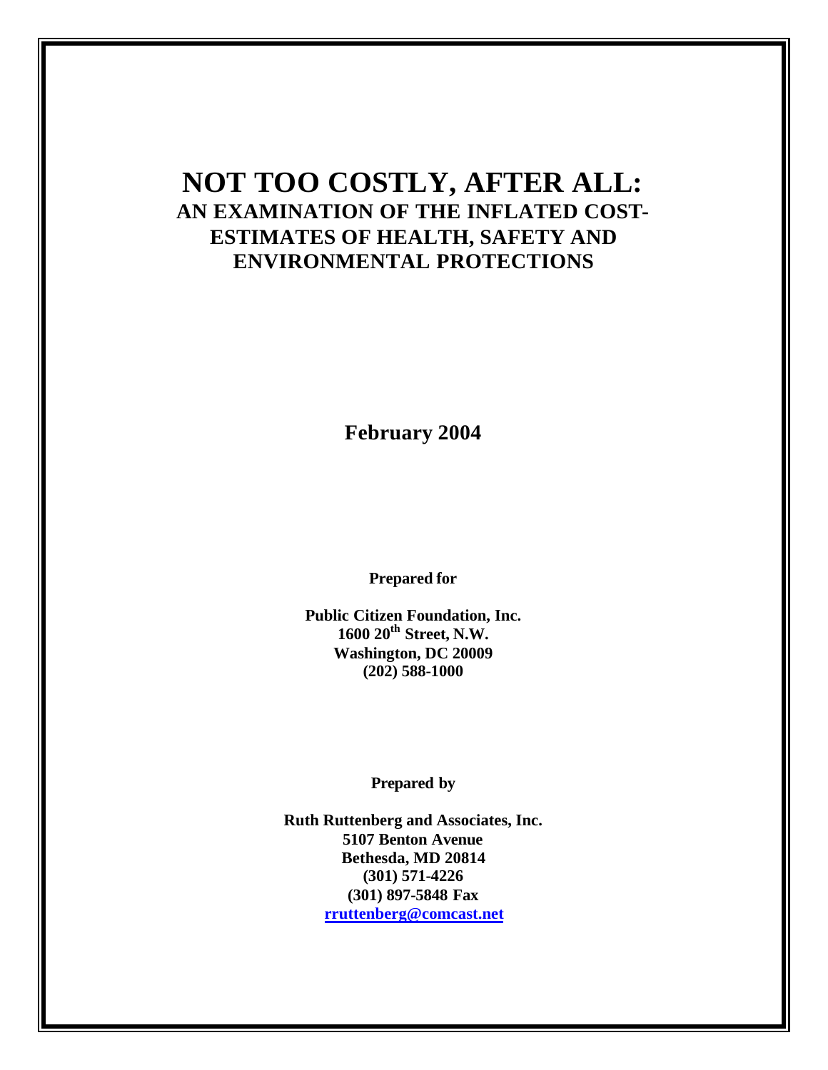# NOT TOO COSTLY, AFTER ALL:

## AN EXAMINATION OF THE INFLATED COST-ESTIMATES OF HEALTH, SAFETY AND ENVIRONMENTAL PROTECTIONS

**February 2004**

**Prepared for**

**Public Citizen Foundation, Inc.**
**1600 20th Street, N.W.**
**Washington, DC 20009**
**(202) 588-1000**

**Prepared by**

**Ruth Ruttenberg and Associates, Inc.**
**5107 Benton Avenue**
**Bethesda, MD 20814**
**(301) 571-4226**
**(301) 897-5848 Fax**
**rruttenberg@comcast.net**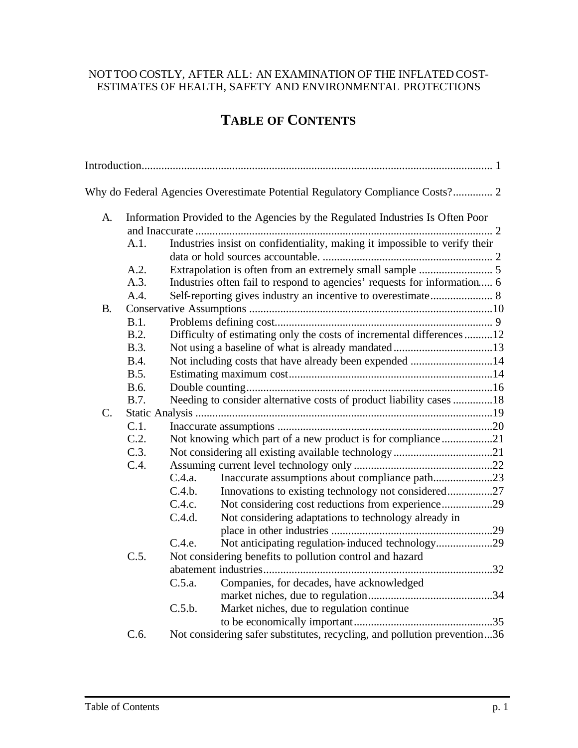NOT TOO COSTLY, AFTER ALL: AN EXAMINATION OF THE INFLATED COST-ESTIMATES OF HEALTH, SAFETY AND ENVIRONMENTAL PROTECTIONS

# TABLE OF CONTENTS

Introduction........................................................................................................................ 1

Why do Federal Agencies Overestimate Potential Regulatory Compliance Costs?.............. 2

- A. Information Provided to the Agencies by the Regulated Industries Is Often Poor and Inaccurate ........................................................................................................ 2
  - A.1. Industries insist on confidentiality, making it impossible to verify their data or hold sources accountable. ............................................................ 2
  - A.2. Extrapolation is often from an extremely small sample .......................... 5
  - A.3. Industries often fail to respond to agencies' requests for information..... 6
  - A.4. Self-reporting gives industry an incentive to overestimate...................... 8
- B. Conservative Assumptions .....................................................................................10
  - B.1. Problems defining cost............................................................................ 9
  - B.2. Difficulty of estimating only the costs of incremental differences..........12
  - B.3. Not using a baseline of what is already mandated...................................13
  - B.4. Not including costs that have already been expended .............................14
  - B.5. Estimating maximum cost........................................................................14
  - B.6. Double counting.......................................................................................16
  - B.7. Needing to consider alternative costs of product liability cases ..............18
- C. Static Analysis ........................................................................................................19
  - C.1. Inaccurate assumptions ............................................................................20
  - C.2. Not knowing which part of a new product is for compliance..................21
  - C.3. Not considering all existing available technology...................................21
  - C.4. Assuming current level technology only .................................................22
    - C.4.a. Inaccurate assumptions about compliance path.....................23
    - C.4.b. Innovations to existing technology not considered................27
    - C.4.c. Not considering cost reductions from experience..................29
    - C.4.d. Not considering adaptations to technology already in place in other industries .........................................................29
    - C.4.e. Not anticipating regulation-induced technology....................29
  - C.5. Not considering benefits to pollution control and hazard abatement industries.................................................................................32
    - C.5.a. Companies, for decades, have acknowledged market niches, due to regulation............................................34
    - C.5.b. Market niches, due to regulation continue to be economically important.................................................35
  - C.6. Not considering safer substitutes, recycling, and pollution prevention...36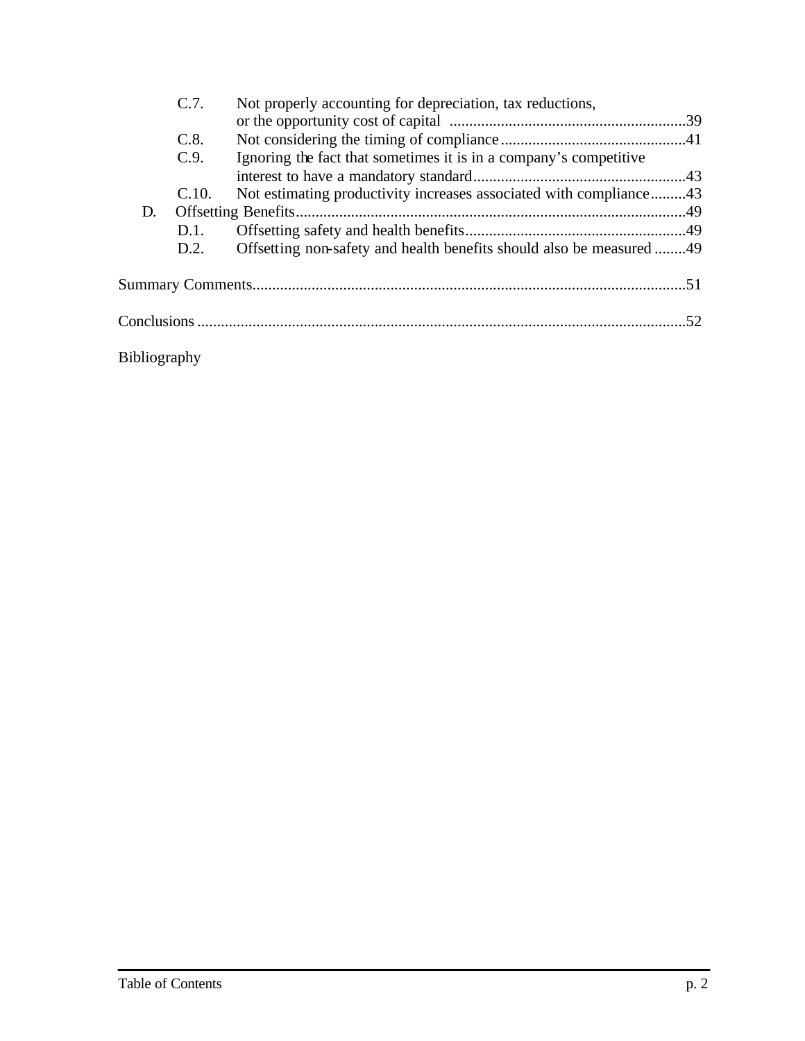- C.7. Not properly accounting for depreciation, tax reductions, or the opportunity cost of capital ........................................................... 39
- C.8. Not considering the timing of compliance ............................................... 41
- C.9. Ignoring the fact that sometimes it is in a company's competitive interest to have a mandatory standard...................................................... 43
- C.10. Not estimating productivity increases associated with compliance......... 43

D. Offsetting Benefits................................................................................................... 49

- D.1. Offsetting safety and health benefits........................................................ 49
- D.2. Offsetting non-safety and health benefits should also be measured ........ 49

Summary Comments.............................................................................................................. 51

Conclusions ........................................................................................................................... 52

Bibliography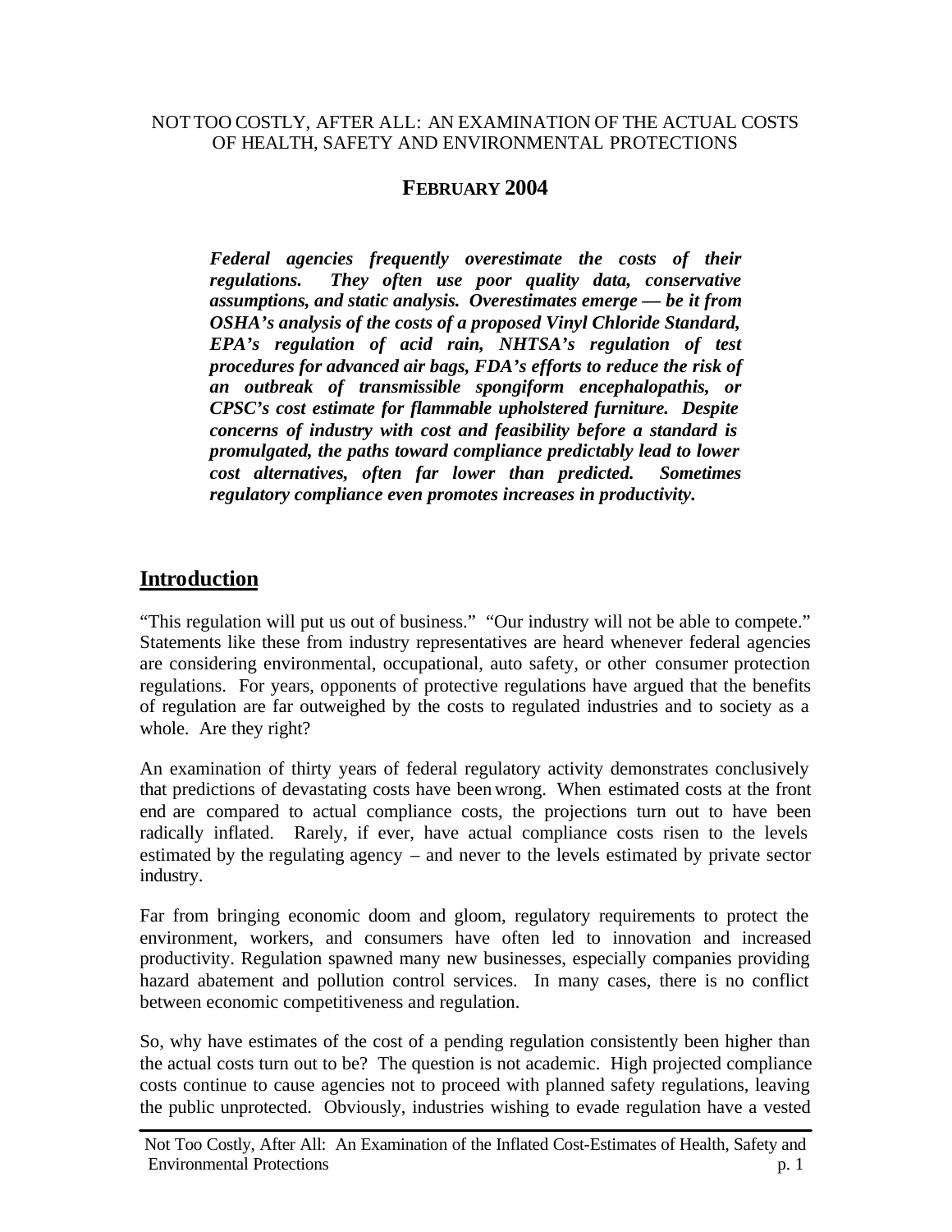NOT TOO COSTLY, AFTER ALL: AN EXAMINATION OF THE ACTUAL COSTS OF HEALTH, SAFETY AND ENVIRONMENTAL PROTECTIONS

**FEBRUARY 2004**

***Federal agencies frequently overestimate the costs of their regulations. They often use poor quality data, conservative assumptions, and static analysis. Overestimates emerge — be it from OSHA's analysis of the costs of a proposed Vinyl Chloride Standard, EPA's regulation of acid rain, NHTSA's regulation of test procedures for advanced air bags, FDA's efforts to reduce the risk of an outbreak of transmissible spongiform encephalopathis, or CPSC's cost estimate for flammable upholstered furniture. Despite concerns of industry with cost and feasibility before a standard is promulgated, the paths toward compliance predictably lead to lower cost alternatives, often far lower than predicted. Sometimes regulatory compliance even promotes increases in productivity.***

## Introduction

"This regulation will put us out of business." "Our industry will not be able to compete." Statements like these from industry representatives are heard whenever federal agencies are considering environmental, occupational, auto safety, or other consumer protection regulations. For years, opponents of protective regulations have argued that the benefits of regulation are far outweighed by the costs to regulated industries and to society as a whole. Are they right?

An examination of thirty years of federal regulatory activity demonstrates conclusively that predictions of devastating costs have been wrong. When estimated costs at the front end are compared to actual compliance costs, the projections turn out to have been radically inflated. Rarely, if ever, have actual compliance costs risen to the levels estimated by the regulating agency – and never to the levels estimated by private sector industry.

Far from bringing economic doom and gloom, regulatory requirements to protect the environment, workers, and consumers have often led to innovation and increased productivity. Regulation spawned many new businesses, especially companies providing hazard abatement and pollution control services. In many cases, there is no conflict between economic competitiveness and regulation.

So, why have estimates of the cost of a pending regulation consistently been higher than the actual costs turn out to be? The question is not academic. High projected compliance costs continue to cause agencies not to proceed with planned safety regulations, leaving the public unprotected. Obviously, industries wishing to evade regulation have a vested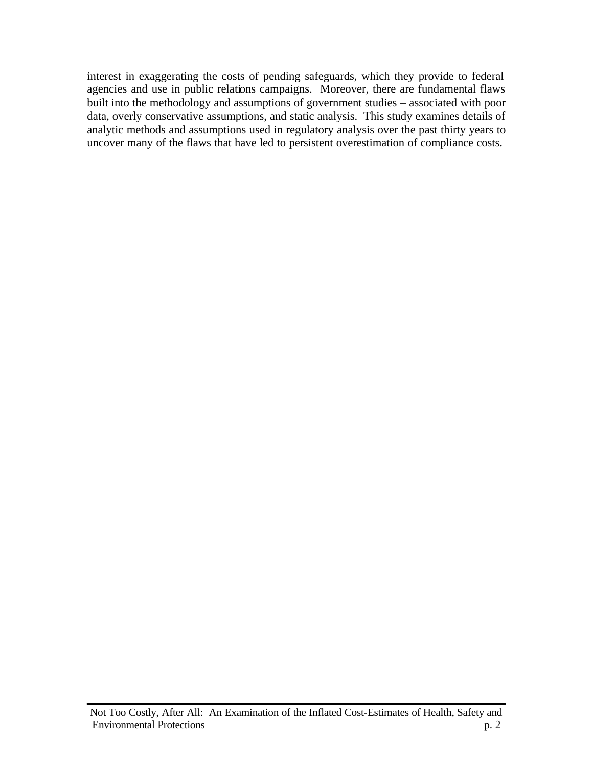interest in exaggerating the costs of pending safeguards, which they provide to federal agencies and use in public relations campaigns. Moreover, there are fundamental flaws built into the methodology and assumptions of government studies – associated with poor data, overly conservative assumptions, and static analysis. This study examines details of analytic methods and assumptions used in regulatory analysis over the past thirty years to uncover many of the flaws that have led to persistent overestimation of compliance costs.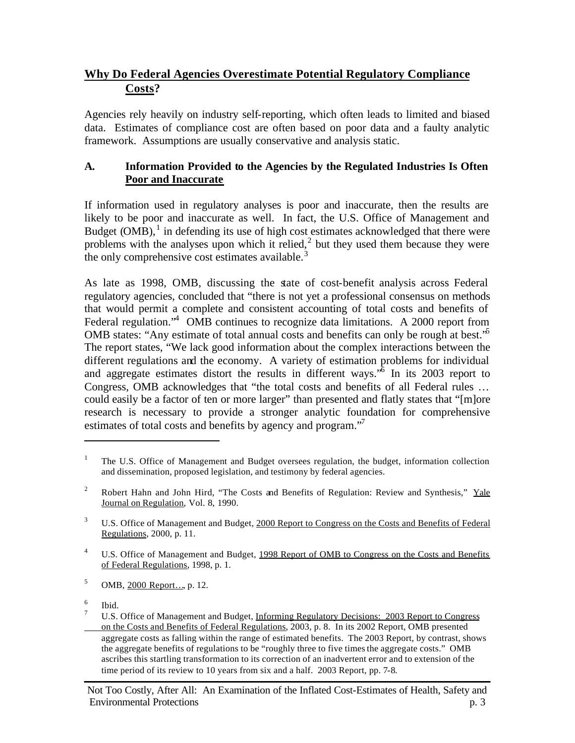## **Why Do Federal Agencies Overestimate Potential Regulatory Compliance Costs?**

Agencies rely heavily on industry self-reporting, which often leads to limited and biased data. Estimates of compliance cost are often based on poor data and a faulty analytic framework. Assumptions are usually conservative and analysis static.

### **A. Information Provided to the Agencies by the Regulated Industries Is Often Poor and Inaccurate**

If information used in regulatory analyses is poor and inaccurate, then the results are likely to be poor and inaccurate as well. In fact, the U.S. Office of Management and Budget (OMB),[1] in defending its use of high cost estimates acknowledged that there were problems with the analyses upon which it relied,[2] but they used them because they were the only comprehensive cost estimates available.[3]

As late as 1998, OMB, discussing the state of cost-benefit analysis across Federal regulatory agencies, concluded that "there is not yet a professional consensus on methods that would permit a complete and consistent accounting of total costs and benefits of Federal regulation."[4] OMB continues to recognize data limitations. A 2000 report from OMB states: "Any estimate of total annual costs and benefits can only be rough at best."[5] The report states, "We lack good information about the complex interactions between the different regulations and the economy. A variety of estimation problems for individual and aggregate estimates distort the results in different ways."[6] In its 2003 report to Congress, OMB acknowledges that "the total costs and benefits of all Federal rules … could easily be a factor of ten or more larger" than presented and flatly states that "[m]ore research is necessary to provide a stronger analytic foundation for comprehensive estimates of total costs and benefits by agency and program."[7]

---

[1] The U.S. Office of Management and Budget oversees regulation, the budget, information collection and dissemination, proposed legislation, and testimony by federal agencies.

[2] Robert Hahn and John Hird, "The Costs and Benefits of Regulation: Review and Synthesis," Yale Journal on Regulation, Vol. 8, 1990.

[3] U.S. Office of Management and Budget, 2000 Report to Congress on the Costs and Benefits of Federal Regulations, 2000, p. 11.

[4] U.S. Office of Management and Budget, 1998 Report of OMB to Congress on the Costs and Benefits of Federal Regulations, 1998, p. 1.

[5] OMB, 2000 Report…, p. 12.

[6] Ibid.

[7] U.S. Office of Management and Budget, Informing Regulatory Decisions: 2003 Report to Congress on the Costs and Benefits of Federal Regulations, 2003, p. 8. In its 2002 Report, OMB presented aggregate costs as falling within the range of estimated benefits. The 2003 Report, by contrast, shows the aggregate benefits of regulations to be "roughly three to five times the aggregate costs." OMB ascribes this startling transformation to its correction of an inadvertent error and to extension of the time period of its review to 10 years from six and a half. 2003 Report, pp. 7-8.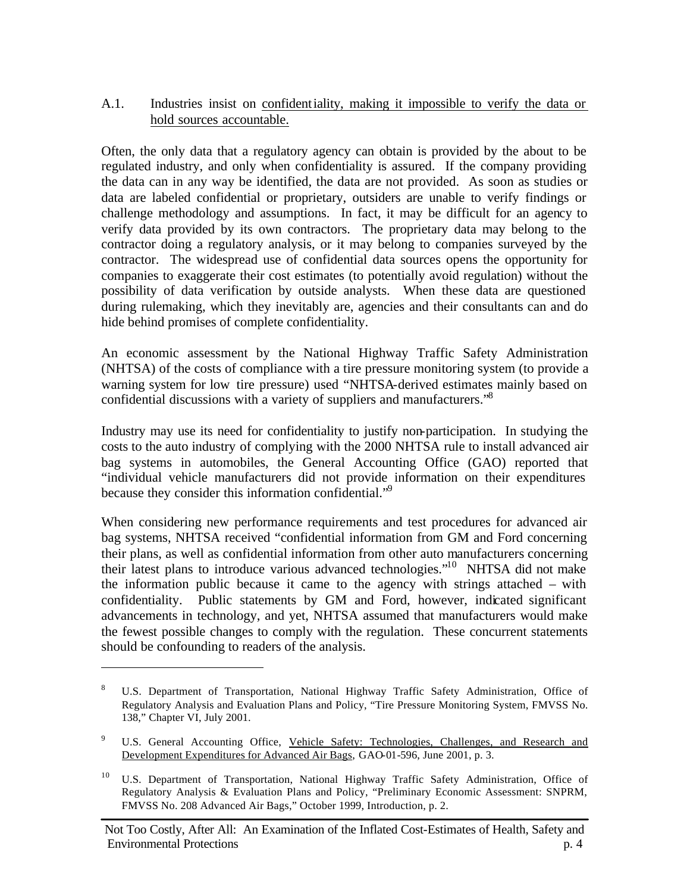A.1. Industries insist on confidentiality, making it impossible to verify the data or hold sources accountable.

Often, the only data that a regulatory agency can obtain is provided by the about to be regulated industry, and only when confidentiality is assured. If the company providing the data can in any way be identified, the data are not provided. As soon as studies or data are labeled confidential or proprietary, outsiders are unable to verify findings or challenge methodology and assumptions. In fact, it may be difficult for an agency to verify data provided by its own contractors. The proprietary data may belong to the contractor doing a regulatory analysis, or it may belong to companies surveyed by the contractor. The widespread use of confidential data sources opens the opportunity for companies to exaggerate their cost estimates (to potentially avoid regulation) without the possibility of data verification by outside analysts. When these data are questioned during rulemaking, which they inevitably are, agencies and their consultants can and do hide behind promises of complete confidentiality.

An economic assessment by the National Highway Traffic Safety Administration (NHTSA) of the costs of compliance with a tire pressure monitoring system (to provide a warning system for low tire pressure) used "NHTSA-derived estimates mainly based on confidential discussions with a variety of suppliers and manufacturers."[8]

Industry may use its need for confidentiality to justify non-participation. In studying the costs to the auto industry of complying with the 2000 NHTSA rule to install advanced air bag systems in automobiles, the General Accounting Office (GAO) reported that "individual vehicle manufacturers did not provide information on their expenditures because they consider this information confidential."[9]

When considering new performance requirements and test procedures for advanced air bag systems, NHTSA received "confidential information from GM and Ford concerning their plans, as well as confidential information from other auto manufacturers concerning their latest plans to introduce various advanced technologies."[10] NHTSA did not make the information public because it came to the agency with strings attached – with confidentiality. Public statements by GM and Ford, however, indicated significant advancements in technology, and yet, NHTSA assumed that manufacturers would make the fewest possible changes to comply with the regulation. These concurrent statements should be confounding to readers of the analysis.

---

[8] U.S. Department of Transportation, National Highway Traffic Safety Administration, Office of Regulatory Analysis and Evaluation Plans and Policy, "Tire Pressure Monitoring System, FMVSS No. 138," Chapter VI, July 2001.

[9] U.S. General Accounting Office, Vehicle Safety: Technologies, Challenges, and Research and Development Expenditures for Advanced Air Bags, GAO-01-596, June 2001, p. 3.

[10] U.S. Department of Transportation, National Highway Traffic Safety Administration, Office of Regulatory Analysis & Evaluation Plans and Policy, "Preliminary Economic Assessment: SNPRM, FMVSS No. 208 Advanced Air Bags," October 1999, Introduction, p. 2.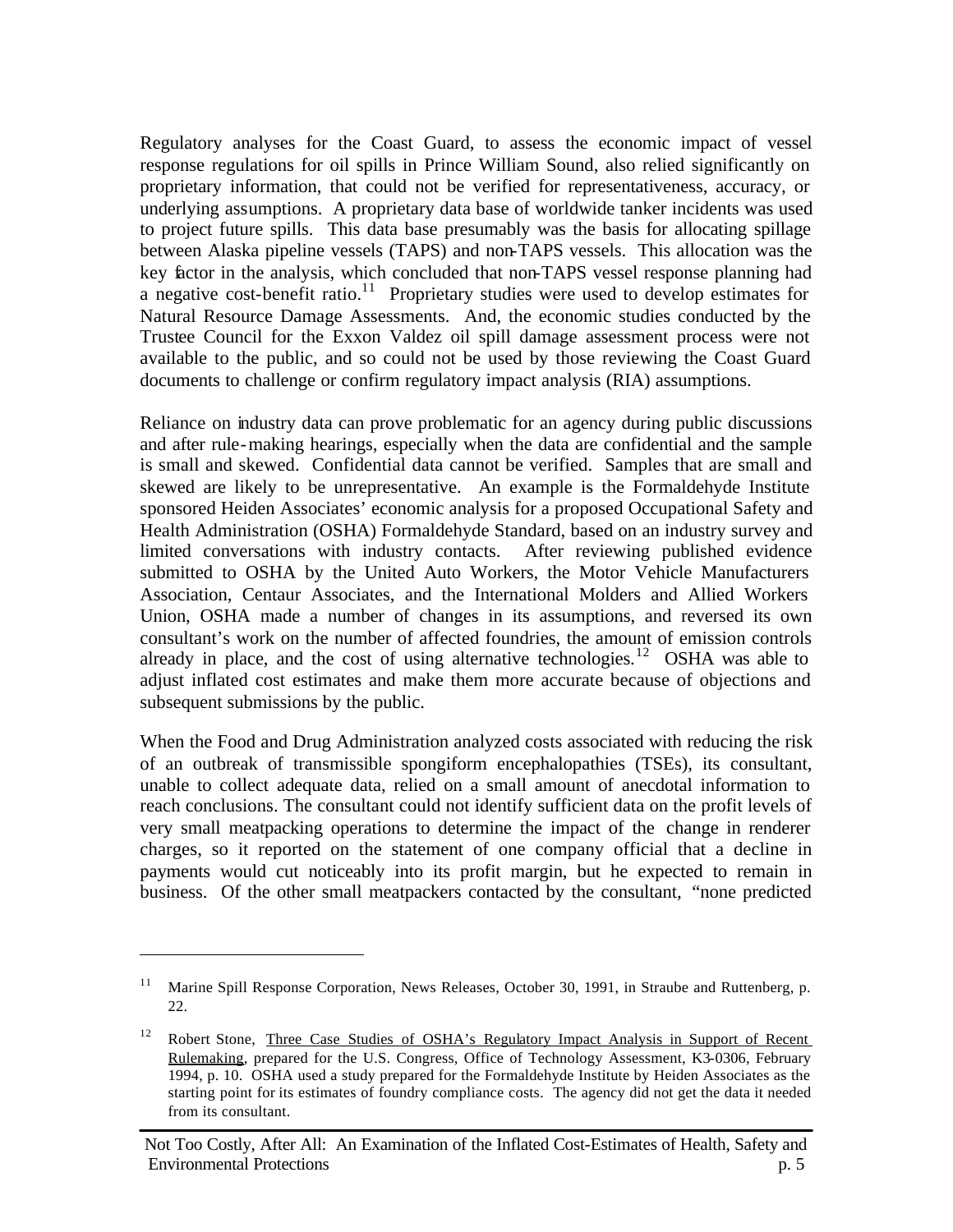Regulatory analyses for the Coast Guard, to assess the economic impact of vessel response regulations for oil spills in Prince William Sound, also relied significantly on proprietary information, that could not be verified for representativeness, accuracy, or underlying assumptions. A proprietary data base of worldwide tanker incidents was used to project future spills. This data base presumably was the basis for allocating spillage between Alaska pipeline vessels (TAPS) and non-TAPS vessels. This allocation was the key factor in the analysis, which concluded that non-TAPS vessel response planning had a negative cost-benefit ratio.[11] Proprietary studies were used to develop estimates for Natural Resource Damage Assessments. And, the economic studies conducted by the Trustee Council for the Exxon Valdez oil spill damage assessment process were not available to the public, and so could not be used by those reviewing the Coast Guard documents to challenge or confirm regulatory impact analysis (RIA) assumptions.

Reliance on industry data can prove problematic for an agency during public discussions and after rule-making hearings, especially when the data are confidential and the sample is small and skewed. Confidential data cannot be verified. Samples that are small and skewed are likely to be unrepresentative. An example is the Formaldehyde Institute sponsored Heiden Associates' economic analysis for a proposed Occupational Safety and Health Administration (OSHA) Formaldehyde Standard, based on an industry survey and limited conversations with industry contacts. After reviewing published evidence submitted to OSHA by the United Auto Workers, the Motor Vehicle Manufacturers Association, Centaur Associates, and the International Molders and Allied Workers Union, OSHA made a number of changes in its assumptions, and reversed its own consultant's work on the number of affected foundries, the amount of emission controls already in place, and the cost of using alternative technologies.[12] OSHA was able to adjust inflated cost estimates and make them more accurate because of objections and subsequent submissions by the public.

When the Food and Drug Administration analyzed costs associated with reducing the risk of an outbreak of transmissible spongiform encephalopathies (TSEs), its consultant, unable to collect adequate data, relied on a small amount of anecdotal information to reach conclusions. The consultant could not identify sufficient data on the profit levels of very small meatpacking operations to determine the impact of the change in renderer charges, so it reported on the statement of one company official that a decline in payments would cut noticeably into its profit margin, but he expected to remain in business. Of the other small meatpackers contacted by the consultant, "none predicted

---

[11] Marine Spill Response Corporation, News Releases, October 30, 1991, in Straube and Ruttenberg, p. 22.

[12] Robert Stone, Three Case Studies of OSHA's Regulatory Impact Analysis in Support of Recent Rulemaking, prepared for the U.S. Congress, Office of Technology Assessment, K3-0306, February 1994, p. 10. OSHA used a study prepared for the Formaldehyde Institute by Heiden Associates as the starting point for its estimates of foundry compliance costs. The agency did not get the data it needed from its consultant.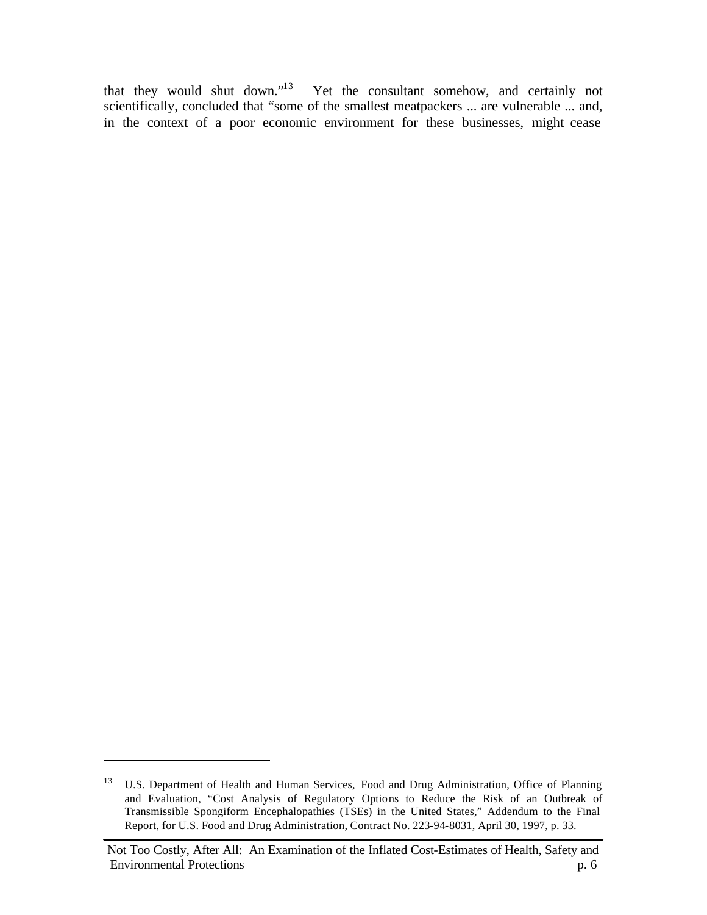that they would shut down."[13] Yet the consultant somehow, and certainly not scientifically, concluded that "some of the smallest meatpackers ... are vulnerable ... and, in the context of a poor economic environment for these businesses, might cease

---

[13] U.S. Department of Health and Human Services, Food and Drug Administration, Office of Planning and Evaluation, "Cost Analysis of Regulatory Options to Reduce the Risk of an Outbreak of Transmissible Spongiform Encephalopathies (TSEs) in the United States," Addendum to the Final Report, for U.S. Food and Drug Administration, Contract No. 223-94-8031, April 30, 1997, p. 33.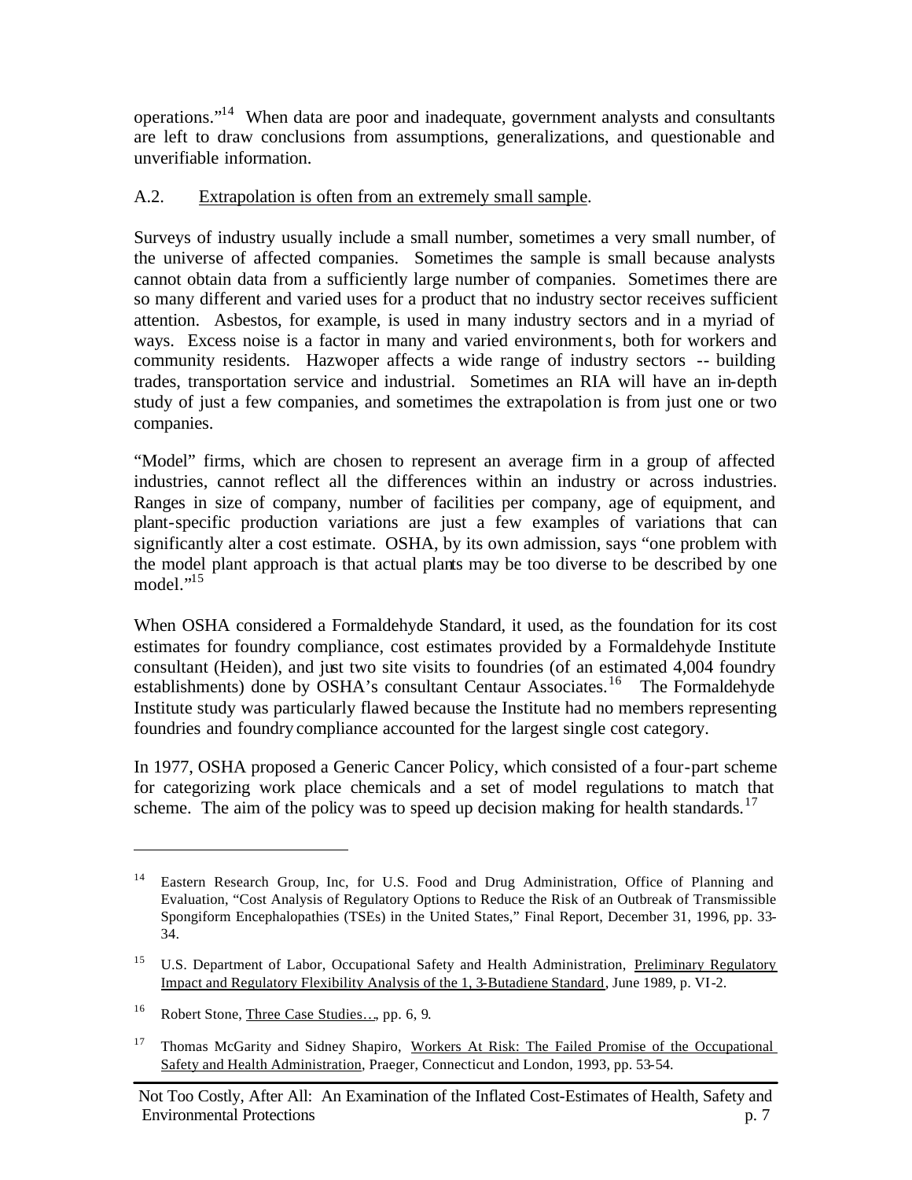operations."[14] When data are poor and inadequate, government analysts and consultants are left to draw conclusions from assumptions, generalizations, and questionable and unverifiable information.

A.2. Extrapolation is often from an extremely small sample.

Surveys of industry usually include a small number, sometimes a very small number, of the universe of affected companies. Sometimes the sample is small because analysts cannot obtain data from a sufficiently large number of companies. Sometimes there are so many different and varied uses for a product that no industry sector receives sufficient attention. Asbestos, for example, is used in many industry sectors and in a myriad of ways. Excess noise is a factor in many and varied environments, both for workers and community residents. Hazwoper affects a wide range of industry sectors -- building trades, transportation service and industrial. Sometimes an RIA will have an in-depth study of just a few companies, and sometimes the extrapolation is from just one or two companies.

"Model" firms, which are chosen to represent an average firm in a group of affected industries, cannot reflect all the differences within an industry or across industries. Ranges in size of company, number of facilities per company, age of equipment, and plant-specific production variations are just a few examples of variations that can significantly alter a cost estimate. OSHA, by its own admission, says "one problem with the model plant approach is that actual plants may be too diverse to be described by one model."[15]

When OSHA considered a Formaldehyde Standard, it used, as the foundation for its cost estimates for foundry compliance, cost estimates provided by a Formaldehyde Institute consultant (Heiden), and just two site visits to foundries (of an estimated 4,004 foundry establishments) done by OSHA's consultant Centaur Associates.[16] The Formaldehyde Institute study was particularly flawed because the Institute had no members representing foundries and foundry compliance accounted for the largest single cost category.

In 1977, OSHA proposed a Generic Cancer Policy, which consisted of a four-part scheme for categorizing work place chemicals and a set of model regulations to match that scheme. The aim of the policy was to speed up decision making for health standards.[17]

---

[14] Eastern Research Group, Inc, for U.S. Food and Drug Administration, Office of Planning and Evaluation, "Cost Analysis of Regulatory Options to Reduce the Risk of an Outbreak of Transmissible Spongiform Encephalopathies (TSEs) in the United States," Final Report, December 31, 1996, pp. 33-34.

[15] U.S. Department of Labor, Occupational Safety and Health Administration, Preliminary Regulatory Impact and Regulatory Flexibility Analysis of the 1, 3-Butadiene Standard, June 1989, p. VI-2.

[16] Robert Stone, Three Case Studies…, pp. 6, 9.

[17] Thomas McGarity and Sidney Shapiro, Workers At Risk: The Failed Promise of the Occupational Safety and Health Administration, Praeger, Connecticut and London, 1993, pp. 53-54.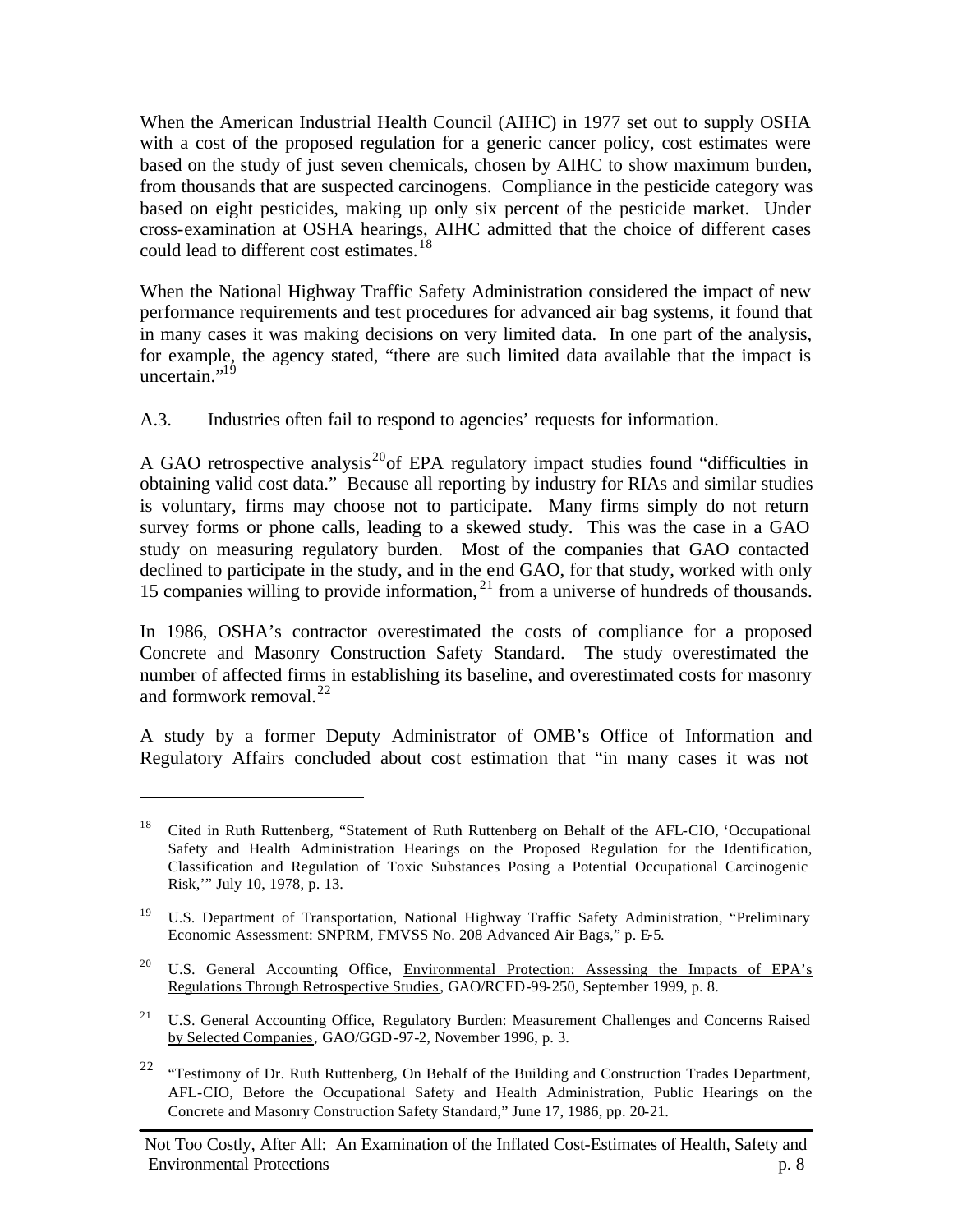When the American Industrial Health Council (AIHC) in 1977 set out to supply OSHA with a cost of the proposed regulation for a generic cancer policy, cost estimates were based on the study of just seven chemicals, chosen by AIHC to show maximum burden, from thousands that are suspected carcinogens. Compliance in the pesticide category was based on eight pesticides, making up only six percent of the pesticide market. Under cross-examination at OSHA hearings, AIHC admitted that the choice of different cases could lead to different cost estimates.[18]

When the National Highway Traffic Safety Administration considered the impact of new performance requirements and test procedures for advanced air bag systems, it found that in many cases it was making decisions on very limited data. In one part of the analysis, for example, the agency stated, "there are such limited data available that the impact is uncertain."[19]

A.3. Industries often fail to respond to agencies' requests for information.

A GAO retrospective analysis[20] of EPA regulatory impact studies found "difficulties in obtaining valid cost data." Because all reporting by industry for RIAs and similar studies is voluntary, firms may choose not to participate. Many firms simply do not return survey forms or phone calls, leading to a skewed study. This was the case in a GAO study on measuring regulatory burden. Most of the companies that GAO contacted declined to participate in the study, and in the end GAO, for that study, worked with only 15 companies willing to provide information,[21] from a universe of hundreds of thousands.

In 1986, OSHA's contractor overestimated the costs of compliance for a proposed Concrete and Masonry Construction Safety Standard. The study overestimated the number of affected firms in establishing its baseline, and overestimated costs for masonry and formwork removal.[22]

A study by a former Deputy Administrator of OMB's Office of Information and Regulatory Affairs concluded about cost estimation that "in many cases it was not

---

[18] Cited in Ruth Ruttenberg, "Statement of Ruth Ruttenberg on Behalf of the AFL-CIO, 'Occupational Safety and Health Administration Hearings on the Proposed Regulation for the Identification, Classification and Regulation of Toxic Substances Posing a Potential Occupational Carcinogenic Risk,'" July 10, 1978, p. 13.

[19] U.S. Department of Transportation, National Highway Traffic Safety Administration, "Preliminary Economic Assessment: SNPRM, FMVSS No. 208 Advanced Air Bags," p. E-5.

[20] U.S. General Accounting Office, Environmental Protection: Assessing the Impacts of EPA's Regulations Through Retrospective Studies, GAO/RCED-99-250, September 1999, p. 8.

[21] U.S. General Accounting Office, Regulatory Burden: Measurement Challenges and Concerns Raised by Selected Companies, GAO/GGD-97-2, November 1996, p. 3.

[22] "Testimony of Dr. Ruth Ruttenberg, On Behalf of the Building and Construction Trades Department, AFL-CIO, Before the Occupational Safety and Health Administration, Public Hearings on the Concrete and Masonry Construction Safety Standard," June 17, 1986, pp. 20-21.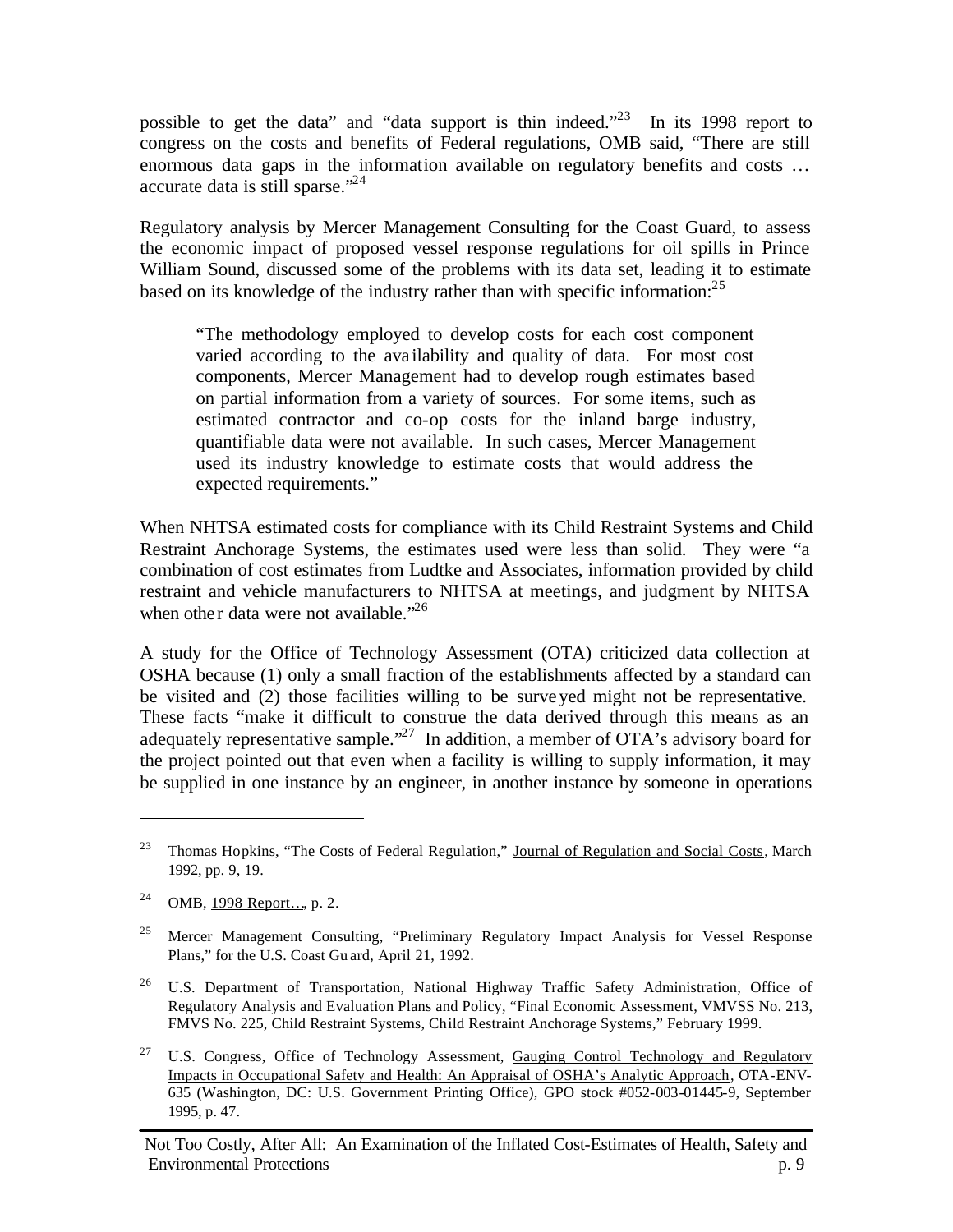possible to get the data" and "data support is thin indeed."[23] In its 1998 report to congress on the costs and benefits of Federal regulations, OMB said, "There are still enormous data gaps in the information available on regulatory benefits and costs … accurate data is still sparse."[24]

Regulatory analysis by Mercer Management Consulting for the Coast Guard, to assess the economic impact of proposed vessel response regulations for oil spills in Prince William Sound, discussed some of the problems with its data set, leading it to estimate based on its knowledge of the industry rather than with specific information:[25]

> "The methodology employed to develop costs for each cost component varied according to the availability and quality of data. For most cost components, Mercer Management had to develop rough estimates based on partial information from a variety of sources. For some items, such as estimated contractor and co-op costs for the inland barge industry, quantifiable data were not available. In such cases, Mercer Management used its industry knowledge to estimate costs that would address the expected requirements."

When NHTSA estimated costs for compliance with its Child Restraint Systems and Child Restraint Anchorage Systems, the estimates used were less than solid. They were "a combination of cost estimates from Ludtke and Associates, information provided by child restraint and vehicle manufacturers to NHTSA at meetings, and judgment by NHTSA when other data were not available."[26]

A study for the Office of Technology Assessment (OTA) criticized data collection at OSHA because (1) only a small fraction of the establishments affected by a standard can be visited and (2) those facilities willing to be surveyed might not be representative. These facts "make it difficult to construe the data derived through this means as an adequately representative sample."[27] In addition, a member of OTA's advisory board for the project pointed out that even when a facility is willing to supply information, it may be supplied in one instance by an engineer, in another instance by someone in operations

---

[23] Thomas Hopkins, "The Costs of Federal Regulation," Journal of Regulation and Social Costs, March 1992, pp. 9, 19.

[24] OMB, 1998 Report…, p. 2.

[25] Mercer Management Consulting, "Preliminary Regulatory Impact Analysis for Vessel Response Plans," for the U.S. Coast Guard, April 21, 1992.

[26] U.S. Department of Transportation, National Highway Traffic Safety Administration, Office of Regulatory Analysis and Evaluation Plans and Policy, "Final Economic Assessment, VMVSS No. 213, FMVS No. 225, Child Restraint Systems, Child Restraint Anchorage Systems," February 1999.

[27] U.S. Congress, Office of Technology Assessment, Gauging Control Technology and Regulatory Impacts in Occupational Safety and Health: An Appraisal of OSHA's Analytic Approach, OTA-ENV-635 (Washington, DC: U.S. Government Printing Office), GPO stock #052-003-01445-9, September 1995, p. 47.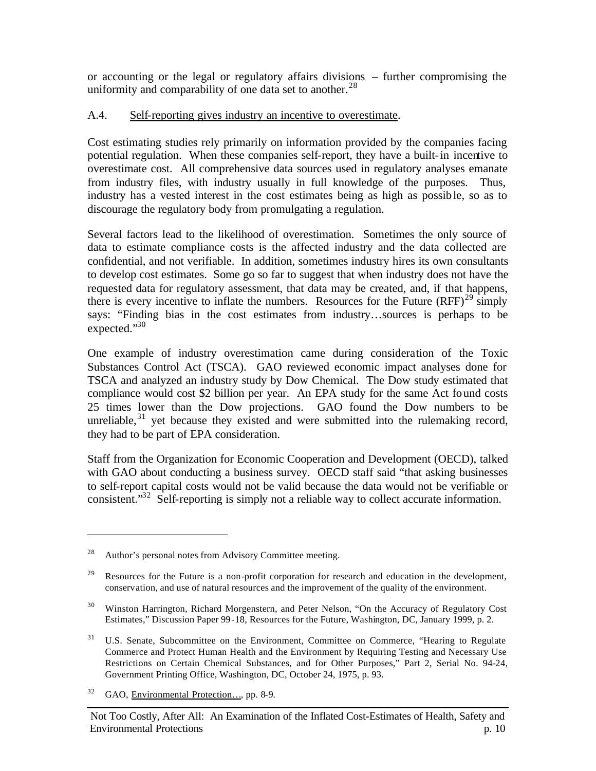or accounting or the legal or regulatory affairs divisions – further compromising the uniformity and comparability of one data set to another.[28]

A.4. Self-reporting gives industry an incentive to overestimate.

Cost estimating studies rely primarily on information provided by the companies facing potential regulation. When these companies self-report, they have a built-in incentive to overestimate cost. All comprehensive data sources used in regulatory analyses emanate from industry files, with industry usually in full knowledge of the purposes. Thus, industry has a vested interest in the cost estimates being as high as possible, so as to discourage the regulatory body from promulgating a regulation.

Several factors lead to the likelihood of overestimation. Sometimes the only source of data to estimate compliance costs is the affected industry and the data collected are confidential, and not verifiable. In addition, sometimes industry hires its own consultants to develop cost estimates. Some go so far to suggest that when industry does not have the requested data for regulatory assessment, that data may be created, and, if that happens, there is every incentive to inflate the numbers. Resources for the Future (RFF)[29] simply says: "Finding bias in the cost estimates from industry…sources is perhaps to be expected."[30]

One example of industry overestimation came during consideration of the Toxic Substances Control Act (TSCA). GAO reviewed economic impact analyses done for TSCA and analyzed an industry study by Dow Chemical. The Dow study estimated that compliance would cost $2 billion per year. An EPA study for the same Act found costs 25 times lower than the Dow projections. GAO found the Dow numbers to be unreliable,[31] yet because they existed and were submitted into the rulemaking record, they had to be part of EPA consideration.

Staff from the Organization for Economic Cooperation and Development (OECD), talked with GAO about conducting a business survey. OECD staff said "that asking businesses to self-report capital costs would not be valid because the data would not be verifiable or consistent."[32] Self-reporting is simply not a reliable way to collect accurate information.

---

[28] Author's personal notes from Advisory Committee meeting.

[29] Resources for the Future is a non-profit corporation for research and education in the development, conservation, and use of natural resources and the improvement of the quality of the environment.

[30] Winston Harrington, Richard Morgenstern, and Peter Nelson, "On the Accuracy of Regulatory Cost Estimates," Discussion Paper 99-18, Resources for the Future, Washington, DC, January 1999, p. 2.

[31] U.S. Senate, Subcommittee on the Environment, Committee on Commerce, "Hearing to Regulate Commerce and Protect Human Health and the Environment by Requiring Testing and Necessary Use Restrictions on Certain Chemical Substances, and for Other Purposes," Part 2, Serial No. 94-24, Government Printing Office, Washington, DC, October 24, 1975, p. 93.

[32] GAO, Environmental Protection…, pp. 8-9.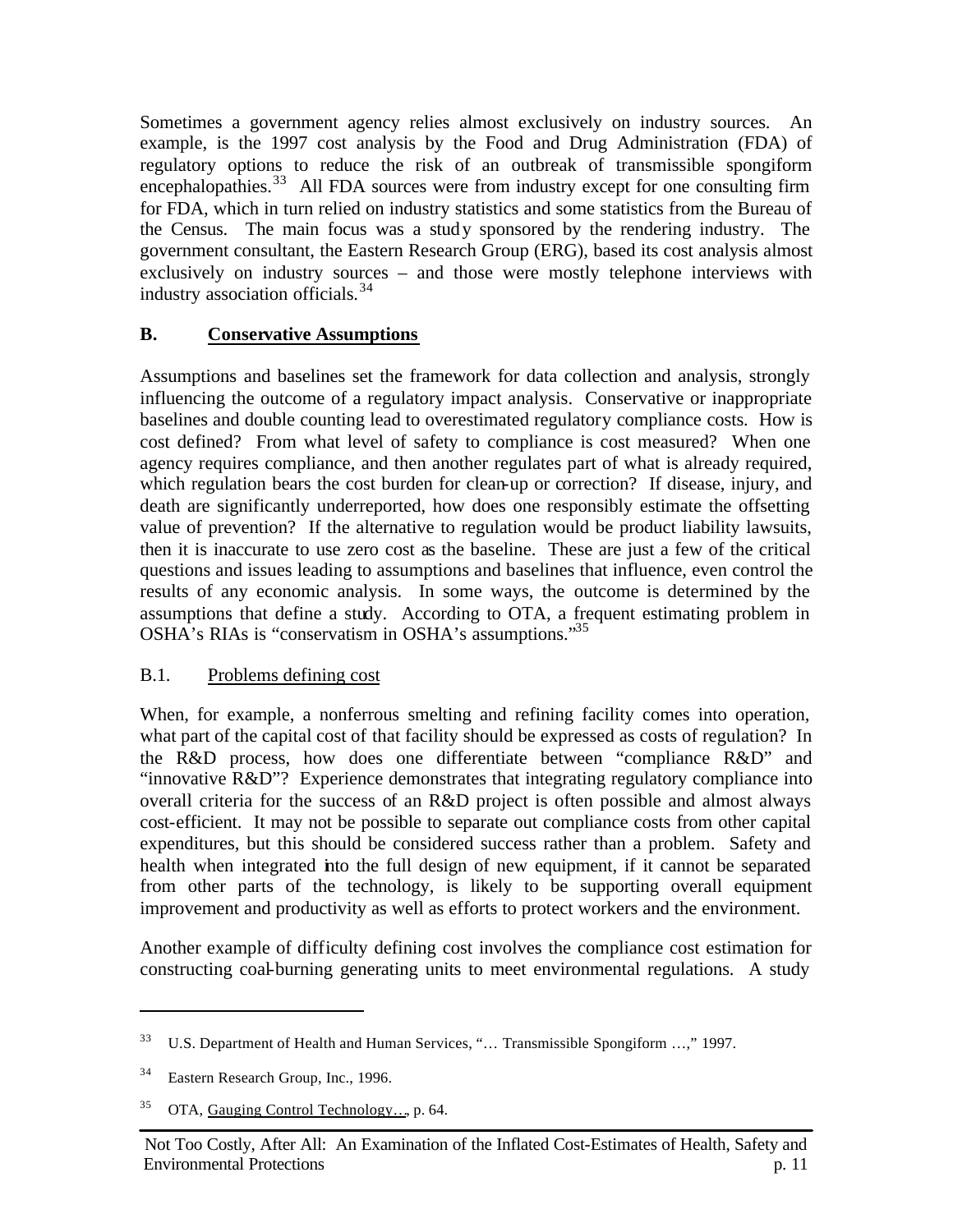Sometimes a government agency relies almost exclusively on industry sources. An example, is the 1997 cost analysis by the Food and Drug Administration (FDA) of regulatory options to reduce the risk of an outbreak of transmissible spongiform encephalopathies.[33] All FDA sources were from industry except for one consulting firm for FDA, which in turn relied on industry statistics and some statistics from the Bureau of the Census. The main focus was a study sponsored by the rendering industry. The government consultant, the Eastern Research Group (ERG), based its cost analysis almost exclusively on industry sources – and those were mostly telephone interviews with industry association officials.[34]

### B. Conservative Assumptions

Assumptions and baselines set the framework for data collection and analysis, strongly influencing the outcome of a regulatory impact analysis. Conservative or inappropriate baselines and double counting lead to overestimated regulatory compliance costs. How is cost defined? From what level of safety to compliance is cost measured? When one agency requires compliance, and then another regulates part of what is already required, which regulation bears the cost burden for clean-up or correction? If disease, injury, and death are significantly underreported, how does one responsibly estimate the offsetting value of prevention? If the alternative to regulation would be product liability lawsuits, then it is inaccurate to use zero cost as the baseline. These are just a few of the critical questions and issues leading to assumptions and baselines that influence, even control the results of any economic analysis. In some ways, the outcome is determined by the assumptions that define a study. According to OTA, a frequent estimating problem in OSHA's RIAs is "conservatism in OSHA's assumptions."[35]

#### B.1. Problems defining cost

When, for example, a nonferrous smelting and refining facility comes into operation, what part of the capital cost of that facility should be expressed as costs of regulation? In the R&D process, how does one differentiate between "compliance R&D" and "innovative R&D"? Experience demonstrates that integrating regulatory compliance into overall criteria for the success of an R&D project is often possible and almost always cost-efficient. It may not be possible to separate out compliance costs from other capital expenditures, but this should be considered success rather than a problem. Safety and health when integrated into the full design of new equipment, if it cannot be separated from other parts of the technology, is likely to be supporting overall equipment improvement and productivity as well as efforts to protect workers and the environment.

Another example of difficulty defining cost involves the compliance cost estimation for constructing coal-burning generating units to meet environmental regulations. A study

---

[33] U.S. Department of Health and Human Services, "… Transmissible Spongiform …," 1997.

[34] Eastern Research Group, Inc., 1996.

[35] OTA, Gauging Control Technology…, p. 64.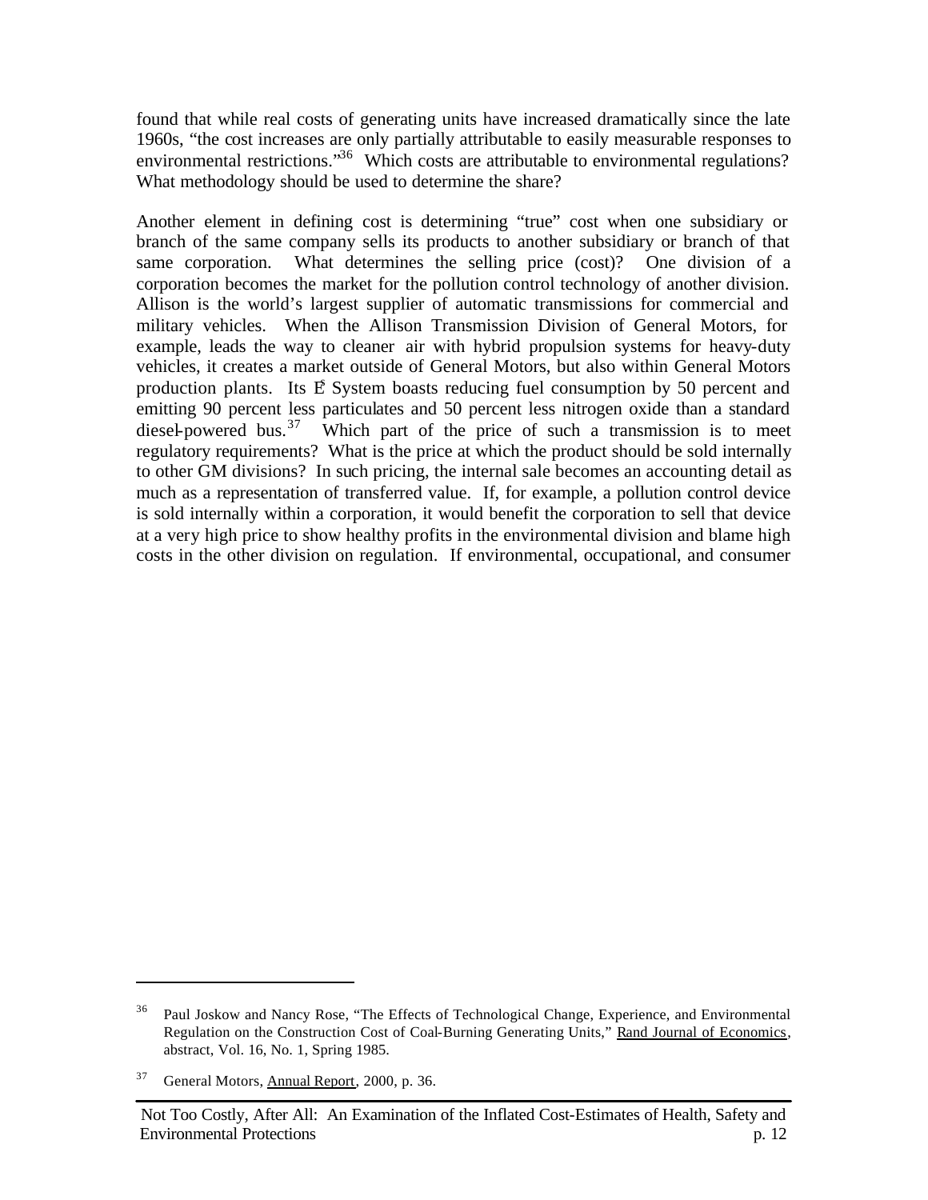found that while real costs of generating units have increased dramatically since the late 1960s, "the cost increases are only partially attributable to easily measurable responses to environmental restrictions."[36] Which costs are attributable to environmental regulations? What methodology should be used to determine the share?

Another element in defining cost is determining "true" cost when one subsidiary or branch of the same company sells its products to another subsidiary or branch of that same corporation. What determines the selling price (cost)? One division of a corporation becomes the market for the pollution control technology of another division. Allison is the world's largest supplier of automatic transmissions for commercial and military vehicles. When the Allison Transmission Division of General Motors, for example, leads the way to cleaner air with hybrid propulsion systems for heavy-duty vehicles, it creates a market outside of General Motors, but also within General Motors production plants. Its $E^P$ System boasts reducing fuel consumption by 50 percent and emitting 90 percent less particulates and 50 percent less nitrogen oxide than a standard diesel-powered bus.[37] Which part of the price of such a transmission is to meet regulatory requirements? What is the price at which the product should be sold internally to other GM divisions? In such pricing, the internal sale becomes an accounting detail as much as a representation of transferred value. If, for example, a pollution control device is sold internally within a corporation, it would benefit the corporation to sell that device at a very high price to show healthy profits in the environmental division and blame high costs in the other division on regulation. If environmental, occupational, and consumer

---

[36] Paul Joskow and Nancy Rose, "The Effects of Technological Change, Experience, and Environmental Regulation on the Construction Cost of Coal-Burning Generating Units," Rand Journal of Economics, abstract, Vol. 16, No. 1, Spring 1985.

[37] General Motors, Annual Report, 2000, p. 36.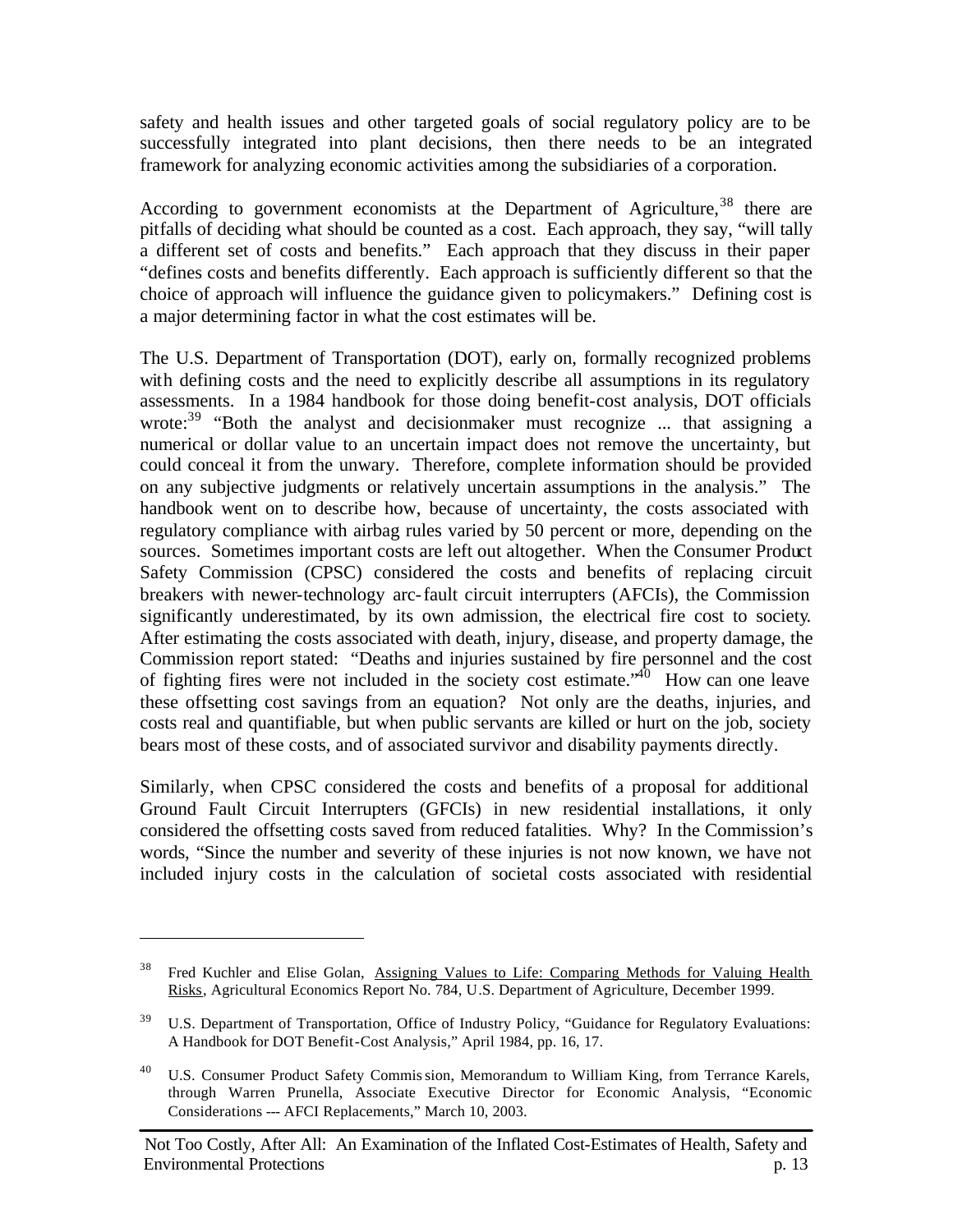safety and health issues and other targeted goals of social regulatory policy are to be successfully integrated into plant decisions, then there needs to be an integrated framework for analyzing economic activities among the subsidiaries of a corporation.

According to government economists at the Department of Agriculture,[38] there are pitfalls of deciding what should be counted as a cost. Each approach, they say, "will tally a different set of costs and benefits." Each approach that they discuss in their paper "defines costs and benefits differently. Each approach is sufficiently different so that the choice of approach will influence the guidance given to policymakers." Defining cost is a major determining factor in what the cost estimates will be.

The U.S. Department of Transportation (DOT), early on, formally recognized problems with defining costs and the need to explicitly describe all assumptions in its regulatory assessments. In a 1984 handbook for those doing benefit-cost analysis, DOT officials wrote:[39] "Both the analyst and decisionmaker must recognize ... that assigning a numerical or dollar value to an uncertain impact does not remove the uncertainty, but could conceal it from the unwary. Therefore, complete information should be provided on any subjective judgments or relatively uncertain assumptions in the analysis." The handbook went on to describe how, because of uncertainty, the costs associated with regulatory compliance with airbag rules varied by 50 percent or more, depending on the sources. Sometimes important costs are left out altogether. When the Consumer Product Safety Commission (CPSC) considered the costs and benefits of replacing circuit breakers with newer-technology arc-fault circuit interrupters (AFCIs), the Commission significantly underestimated, by its own admission, the electrical fire cost to society. After estimating the costs associated with death, injury, disease, and property damage, the Commission report stated: "Deaths and injuries sustained by fire personnel and the cost of fighting fires were not included in the society cost estimate."[40] How can one leave these offsetting cost savings from an equation? Not only are the deaths, injuries, and costs real and quantifiable, but when public servants are killed or hurt on the job, society bears most of these costs, and of associated survivor and disability payments directly.

Similarly, when CPSC considered the costs and benefits of a proposal for additional Ground Fault Circuit Interrupters (GFCIs) in new residential installations, it only considered the offsetting costs saved from reduced fatalities. Why? In the Commission's words, "Since the number and severity of these injuries is not now known, we have not included injury costs in the calculation of societal costs associated with residential

---

[38] Fred Kuchler and Elise Golan, Assigning Values to Life: Comparing Methods for Valuing Health Risks, Agricultural Economics Report No. 784, U.S. Department of Agriculture, December 1999.

[39] U.S. Department of Transportation, Office of Industry Policy, "Guidance for Regulatory Evaluations: A Handbook for DOT Benefit-Cost Analysis," April 1984, pp. 16, 17.

[40] U.S. Consumer Product Safety Commission, Memorandum to William King, from Terrance Karels, through Warren Prunella, Associate Executive Director for Economic Analysis, "Economic Considerations --- AFCI Replacements," March 10, 2003.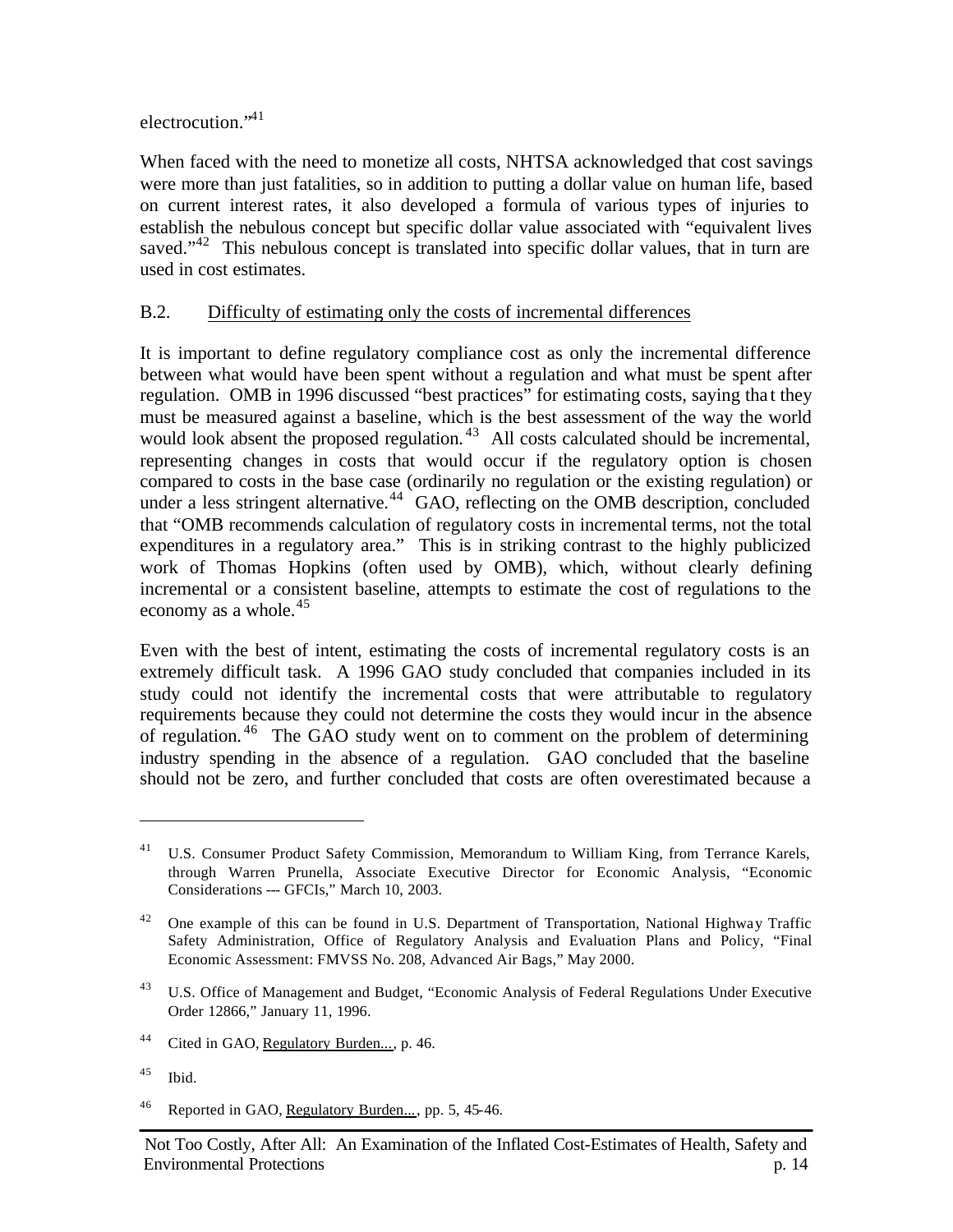electrocution."[41]

When faced with the need to monetize all costs, NHTSA acknowledged that cost savings were more than just fatalities, so in addition to putting a dollar value on human life, based on current interest rates, it also developed a formula of various types of injuries to establish the nebulous concept but specific dollar value associated with "equivalent lives saved."[42] This nebulous concept is translated into specific dollar values, that in turn are used in cost estimates.

### B.2. Difficulty of estimating only the costs of incremental differences

It is important to define regulatory compliance cost as only the incremental difference between what would have been spent without a regulation and what must be spent after regulation. OMB in 1996 discussed "best practices" for estimating costs, saying that they must be measured against a baseline, which is the best assessment of the way the world would look absent the proposed regulation.[43] All costs calculated should be incremental, representing changes in costs that would occur if the regulatory option is chosen compared to costs in the base case (ordinarily no regulation or the existing regulation) or under a less stringent alternative.[44] GAO, reflecting on the OMB description, concluded that "OMB recommends calculation of regulatory costs in incremental terms, not the total expenditures in a regulatory area." This is in striking contrast to the highly publicized work of Thomas Hopkins (often used by OMB), which, without clearly defining incremental or a consistent baseline, attempts to estimate the cost of regulations to the economy as a whole.[45]

Even with the best of intent, estimating the costs of incremental regulatory costs is an extremely difficult task. A 1996 GAO study concluded that companies included in its study could not identify the incremental costs that were attributable to regulatory requirements because they could not determine the costs they would incur in the absence of regulation.[46] The GAO study went on to comment on the problem of determining industry spending in the absence of a regulation. GAO concluded that the baseline should not be zero, and further concluded that costs are often overestimated because a

---

[41] U.S. Consumer Product Safety Commission, Memorandum to William King, from Terrance Karels, through Warren Prunella, Associate Executive Director for Economic Analysis, "Economic Considerations --- GFCIs," March 10, 2003.

[42] One example of this can be found in U.S. Department of Transportation, National Highway Traffic Safety Administration, Office of Regulatory Analysis and Evaluation Plans and Policy, "Final Economic Assessment: FMVSS No. 208, Advanced Air Bags," May 2000.

[43] U.S. Office of Management and Budget, "Economic Analysis of Federal Regulations Under Executive Order 12866," January 11, 1996.

[44] Cited in GAO, Regulatory Burden..., p. 46.

[45] Ibid.

[46] Reported in GAO, Regulatory Burden..., pp. 5, 45-46.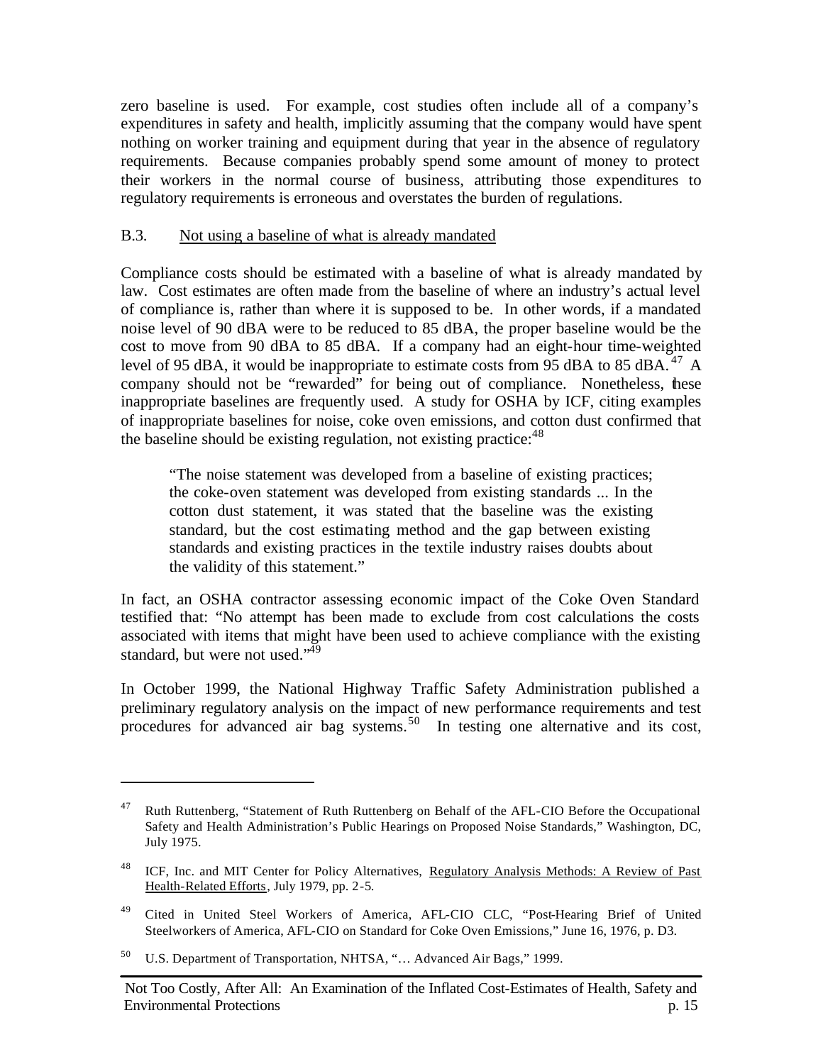zero baseline is used. For example, cost studies often include all of a company's expenditures in safety and health, implicitly assuming that the company would have spent nothing on worker training and equipment during that year in the absence of regulatory requirements. Because companies probably spend some amount of money to protect their workers in the normal course of business, attributing those expenditures to regulatory requirements is erroneous and overstates the burden of regulations.

### B.3. Not using a baseline of what is already mandated

Compliance costs should be estimated with a baseline of what is already mandated by law. Cost estimates are often made from the baseline of where an industry's actual level of compliance is, rather than where it is supposed to be. In other words, if a mandated noise level of 90 dBA were to be reduced to 85 dBA, the proper baseline would be the cost to move from 90 dBA to 85 dBA. If a company had an eight-hour time-weighted level of 95 dBA, it would be inappropriate to estimate costs from 95 dBA to 85 dBA.[47] A company should not be "rewarded" for being out of compliance. Nonetheless, these inappropriate baselines are frequently used. A study for OSHA by ICF, citing examples of inappropriate baselines for noise, coke oven emissions, and cotton dust confirmed that the baseline should be existing regulation, not existing practice:[48]

> "The noise statement was developed from a baseline of existing practices; the coke-oven statement was developed from existing standards ... In the cotton dust statement, it was stated that the baseline was the existing standard, but the cost estimating method and the gap between existing standards and existing practices in the textile industry raises doubts about the validity of this statement."

In fact, an OSHA contractor assessing economic impact of the Coke Oven Standard testified that: "No attempt has been made to exclude from cost calculations the costs associated with items that might have been used to achieve compliance with the existing standard, but were not used."[49]

In October 1999, the National Highway Traffic Safety Administration published a preliminary regulatory analysis on the impact of new performance requirements and test procedures for advanced air bag systems.[50] In testing one alternative and its cost,

---

[47] Ruth Ruttenberg, "Statement of Ruth Ruttenberg on Behalf of the AFL-CIO Before the Occupational Safety and Health Administration's Public Hearings on Proposed Noise Standards," Washington, DC, July 1975.

[48] ICF, Inc. and MIT Center for Policy Alternatives, Regulatory Analysis Methods: A Review of Past Health-Related Efforts, July 1979, pp. 2-5.

[49] Cited in United Steel Workers of America, AFL-CIO CLC, "Post-Hearing Brief of United Steelworkers of America, AFL-CIO on Standard for Coke Oven Emissions," June 16, 1976, p. D3.

[50] U.S. Department of Transportation, NHTSA, "… Advanced Air Bags," 1999.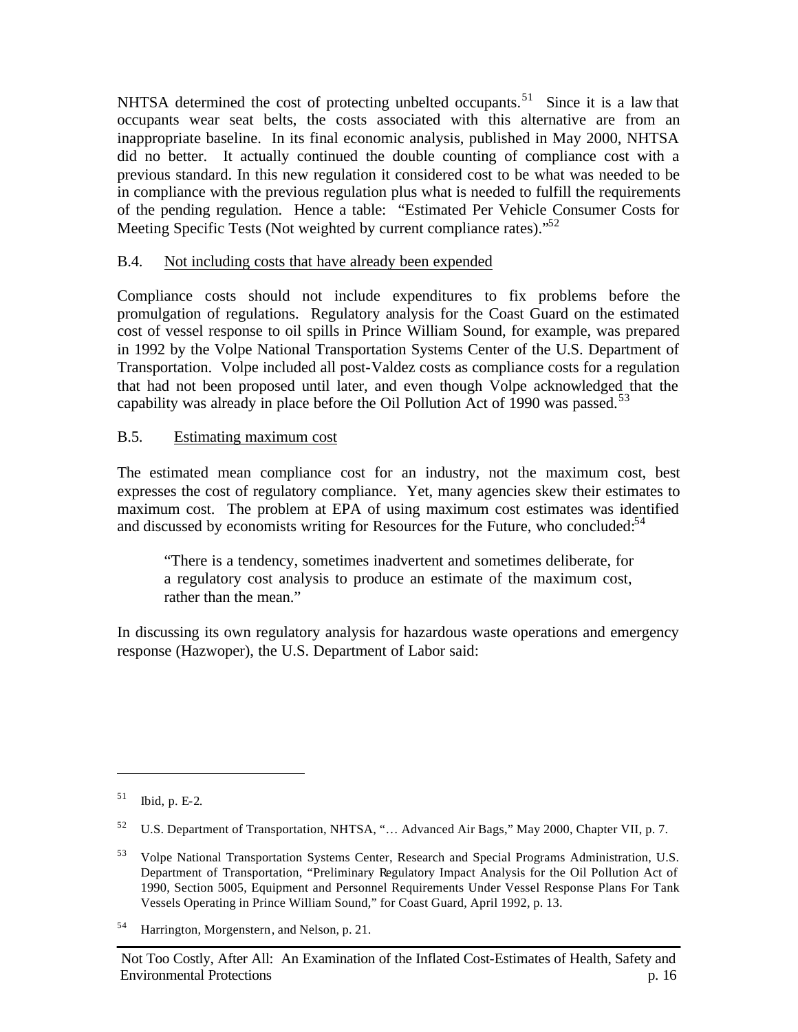NHTSA determined the cost of protecting unbelted occupants.[51] Since it is a law that occupants wear seat belts, the costs associated with this alternative are from an inappropriate baseline. In its final economic analysis, published in May 2000, NHTSA did no better. It actually continued the double counting of compliance cost with a previous standard. In this new regulation it considered cost to be what was needed to be in compliance with the previous regulation plus what is needed to fulfill the requirements of the pending regulation. Hence a table: "Estimated Per Vehicle Consumer Costs for Meeting Specific Tests (Not weighted by current compliance rates)."[52]

### B.4. <u>Not including costs that have already been expended</u>

Compliance costs should not include expenditures to fix problems before the promulgation of regulations. Regulatory analysis for the Coast Guard on the estimated cost of vessel response to oil spills in Prince William Sound, for example, was prepared in 1992 by the Volpe National Transportation Systems Center of the U.S. Department of Transportation. Volpe included all post-Valdez costs as compliance costs for a regulation that had not been proposed until later, and even though Volpe acknowledged that the capability was already in place before the Oil Pollution Act of 1990 was passed.[53]

### B.5. <u>Estimating maximum cost</u>

The estimated mean compliance cost for an industry, not the maximum cost, best expresses the cost of regulatory compliance. Yet, many agencies skew their estimates to maximum cost. The problem at EPA of using maximum cost estimates was identified and discussed by economists writing for Resources for the Future, who concluded:[54]

> "There is a tendency, sometimes inadvertent and sometimes deliberate, for a regulatory cost analysis to produce an estimate of the maximum cost, rather than the mean."

In discussing its own regulatory analysis for hazardous waste operations and emergency response (Hazwoper), the U.S. Department of Labor said:

---

[51] Ibid, p. E-2.

[52] U.S. Department of Transportation, NHTSA, "… Advanced Air Bags," May 2000, Chapter VII, p. 7.

[53] Volpe National Transportation Systems Center, Research and Special Programs Administration, U.S. Department of Transportation, "Preliminary Regulatory Impact Analysis for the Oil Pollution Act of 1990, Section 5005, Equipment and Personnel Requirements Under Vessel Response Plans For Tank Vessels Operating in Prince William Sound," for Coast Guard, April 1992, p. 13.

[54] Harrington, Morgenstern, and Nelson, p. 21.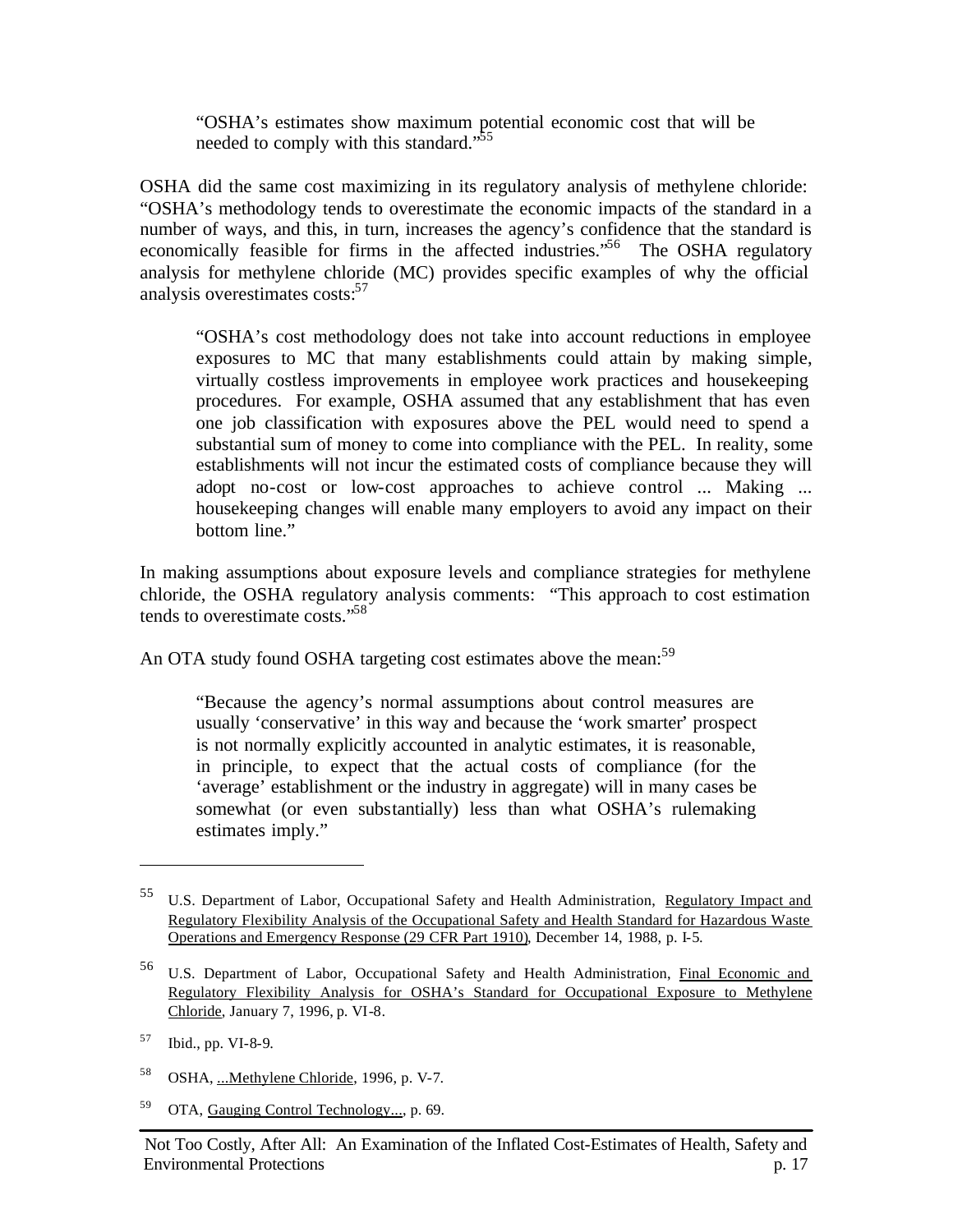> "OSHA's estimates show maximum potential economic cost that will be needed to comply with this standard."[55]

OSHA did the same cost maximizing in its regulatory analysis of methylene chloride: "OSHA's methodology tends to overestimate the economic impacts of the standard in a number of ways, and this, in turn, increases the agency's confidence that the standard is economically feasible for firms in the affected industries."[56] The OSHA regulatory analysis for methylene chloride (MC) provides specific examples of why the official analysis overestimates costs:[57]

> "OSHA's cost methodology does not take into account reductions in employee exposures to MC that many establishments could attain by making simple, virtually costless improvements in employee work practices and housekeeping procedures. For example, OSHA assumed that any establishment that has even one job classification with exposures above the PEL would need to spend a substantial sum of money to come into compliance with the PEL. In reality, some establishments will not incur the estimated costs of compliance because they will adopt no-cost or low-cost approaches to achieve control ... Making ... housekeeping changes will enable many employers to avoid any impact on their bottom line."

In making assumptions about exposure levels and compliance strategies for methylene chloride, the OSHA regulatory analysis comments: "This approach to cost estimation tends to overestimate costs."[58]

An OTA study found OSHA targeting cost estimates above the mean:[59]

> "Because the agency's normal assumptions about control measures are usually 'conservative' in this way and because the 'work smarter' prospect is not normally explicitly accounted in analytic estimates, it is reasonable, in principle, to expect that the actual costs of compliance (for the 'average' establishment or the industry in aggregate) will in many cases be somewhat (or even substantially) less than what OSHA's rulemaking estimates imply."

---

[55] U.S. Department of Labor, Occupational Safety and Health Administration, Regulatory Impact and Regulatory Flexibility Analysis of the Occupational Safety and Health Standard for Hazardous Waste Operations and Emergency Response (29 CFR Part 1910), December 14, 1988, p. I-5.

[56] U.S. Department of Labor, Occupational Safety and Health Administration, Final Economic and Regulatory Flexibility Analysis for OSHA's Standard for Occupational Exposure to Methylene Chloride, January 7, 1996, p. VI-8.

[57] Ibid., pp. VI-8-9.

[58] OSHA, ...Methylene Chloride, 1996, p. V-7.

[59] OTA, Gauging Control Technology..., p. 69.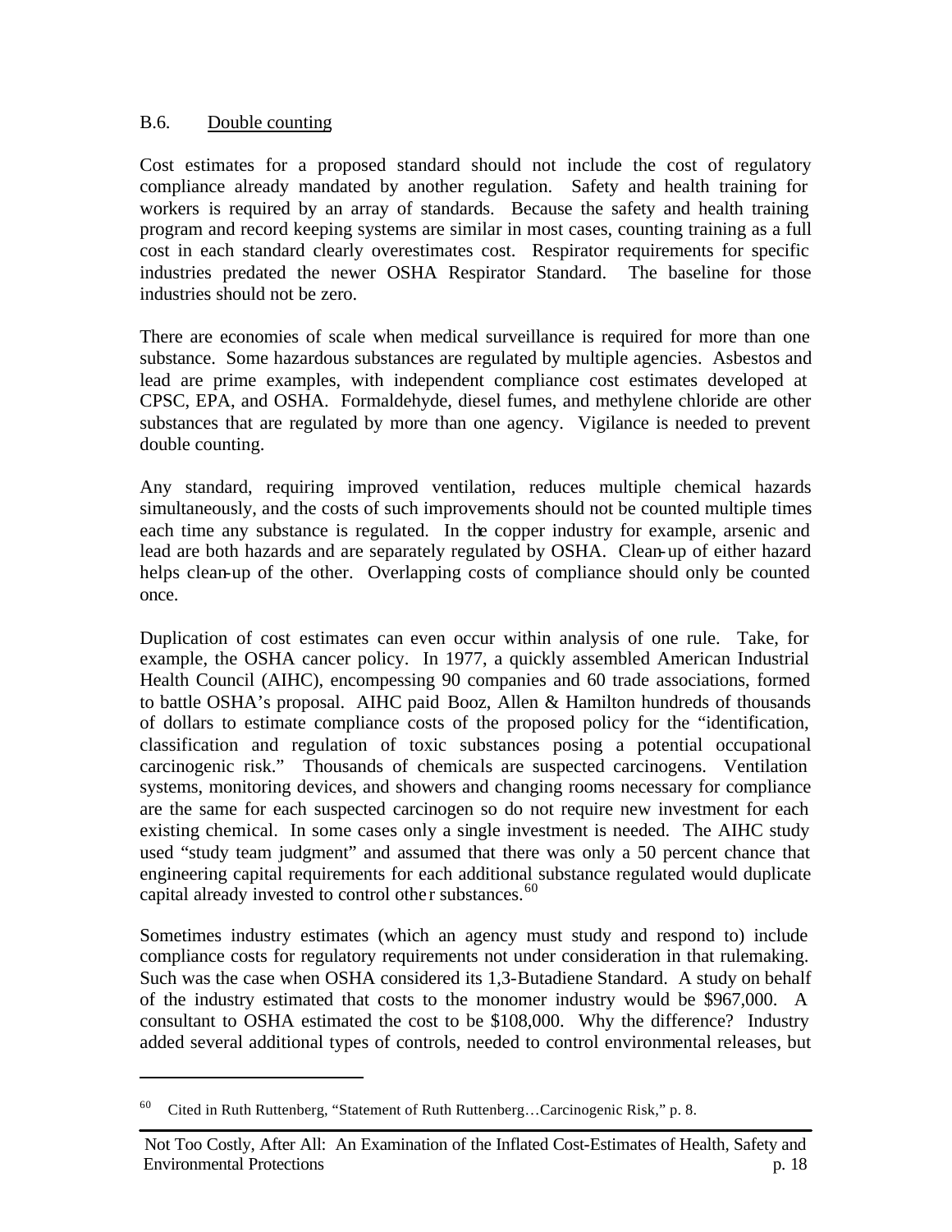### B.6. Double counting

Cost estimates for a proposed standard should not include the cost of regulatory compliance already mandated by another regulation. Safety and health training for workers is required by an array of standards. Because the safety and health training program and record keeping systems are similar in most cases, counting training as a full cost in each standard clearly overestimates cost. Respirator requirements for specific industries predated the newer OSHA Respirator Standard. The baseline for those industries should not be zero.

There are economies of scale when medical surveillance is required for more than one substance. Some hazardous substances are regulated by multiple agencies. Asbestos and lead are prime examples, with independent compliance cost estimates developed at CPSC, EPA, and OSHA. Formaldehyde, diesel fumes, and methylene chloride are other substances that are regulated by more than one agency. Vigilance is needed to prevent double counting.

Any standard, requiring improved ventilation, reduces multiple chemical hazards simultaneously, and the costs of such improvements should not be counted multiple times each time any substance is regulated. In the copper industry for example, arsenic and lead are both hazards and are separately regulated by OSHA. Clean-up of either hazard helps clean-up of the other. Overlapping costs of compliance should only be counted once.

Duplication of cost estimates can even occur within analysis of one rule. Take, for example, the OSHA cancer policy. In 1977, a quickly assembled American Industrial Health Council (AIHC), encompessing 90 companies and 60 trade associations, formed to battle OSHA's proposal. AIHC paid Booz, Allen & Hamilton hundreds of thousands of dollars to estimate compliance costs of the proposed policy for the "identification, classification and regulation of toxic substances posing a potential occupational carcinogenic risk." Thousands of chemicals are suspected carcinogens. Ventilation systems, monitoring devices, and showers and changing rooms necessary for compliance are the same for each suspected carcinogen so do not require new investment for each existing chemical. In some cases only a single investment is needed. The AIHC study used "study team judgment" and assumed that there was only a 50 percent chance that engineering capital requirements for each additional substance regulated would duplicate capital already invested to control other substances.[60]

Sometimes industry estimates (which an agency must study and respond to) include compliance costs for regulatory requirements not under consideration in that rulemaking. Such was the case when OSHA considered its 1,3-Butadiene Standard. A study on behalf of the industry estimated that costs to the monomer industry would be $967,000. A consultant to OSHA estimated the cost to be $108,000. Why the difference? Industry added several additional types of controls, needed to control environmental releases, but

---

[60] Cited in Ruth Ruttenberg, "Statement of Ruth Ruttenberg…Carcinogenic Risk," p. 8.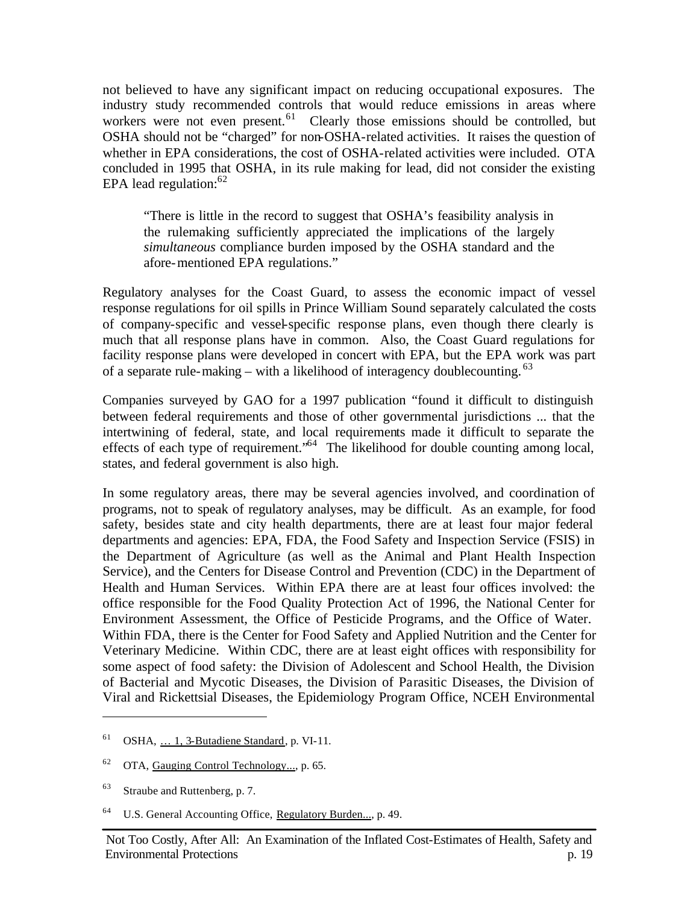not believed to have any significant impact on reducing occupational exposures. The industry study recommended controls that would reduce emissions in areas where workers were not even present.[61] Clearly those emissions should be controlled, but OSHA should not be "charged" for non-OSHA-related activities. It raises the question of whether in EPA considerations, the cost of OSHA-related activities were included. OTA concluded in 1995 that OSHA, in its rule making for lead, did not consider the existing EPA lead regulation:[62]

> "There is little in the record to suggest that OSHA's feasibility analysis in the rulemaking sufficiently appreciated the implications of the largely *simultaneous* compliance burden imposed by the OSHA standard and the afore-mentioned EPA regulations."

Regulatory analyses for the Coast Guard, to assess the economic impact of vessel response regulations for oil spills in Prince William Sound separately calculated the costs of company-specific and vessel-specific response plans, even though there clearly is much that all response plans have in common. Also, the Coast Guard regulations for facility response plans were developed in concert with EPA, but the EPA work was part of a separate rule-making – with a likelihood of interagency doublecounting.[63]

Companies surveyed by GAO for a 1997 publication "found it difficult to distinguish between federal requirements and those of other governmental jurisdictions ... that the intertwining of federal, state, and local requirements made it difficult to separate the effects of each type of requirement."[64] The likelihood for double counting among local, states, and federal government is also high.

In some regulatory areas, there may be several agencies involved, and coordination of programs, not to speak of regulatory analyses, may be difficult. As an example, for food safety, besides state and city health departments, there are at least four major federal departments and agencies: EPA, FDA, the Food Safety and Inspection Service (FSIS) in the Department of Agriculture (as well as the Animal and Plant Health Inspection Service), and the Centers for Disease Control and Prevention (CDC) in the Department of Health and Human Services. Within EPA there are at least four offices involved: the office responsible for the Food Quality Protection Act of 1996, the National Center for Environment Assessment, the Office of Pesticide Programs, and the Office of Water. Within FDA, there is the Center for Food Safety and Applied Nutrition and the Center for Veterinary Medicine. Within CDC, there are at least eight offices with responsibility for some aspect of food safety: the Division of Adolescent and School Health, the Division of Bacterial and Mycotic Diseases, the Division of Parasitic Diseases, the Division of Viral and Rickettsial Diseases, the Epidemiology Program Office, NCEH Environmental

---

[61] OSHA, … 1, 3-Butadiene Standard, p. VI-11.

[62] OTA, Gauging Control Technology..., p. 65.

[63] Straube and Ruttenberg, p. 7.

[64] U.S. General Accounting Office, Regulatory Burden..., p. 49.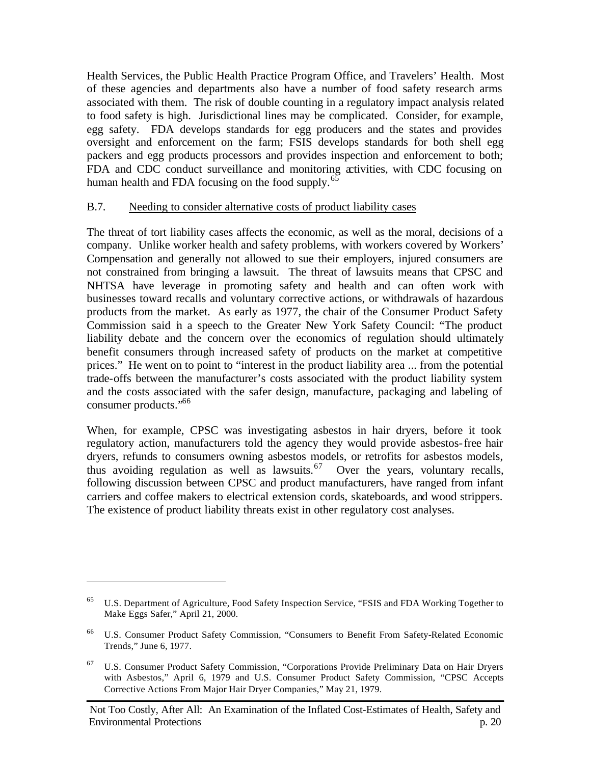Health Services, the Public Health Practice Program Office, and Travelers' Health. Most of these agencies and departments also have a number of food safety research arms associated with them. The risk of double counting in a regulatory impact analysis related to food safety is high. Jurisdictional lines may be complicated. Consider, for example, egg safety. FDA develops standards for egg producers and the states and provides oversight and enforcement on the farm; FSIS develops standards for both shell egg packers and egg products processors and provides inspection and enforcement to both; FDA and CDC conduct surveillance and monitoring activities, with CDC focusing on human health and FDA focusing on the food supply.[65]

### B.7. Needing to consider alternative costs of product liability cases

The threat of tort liability cases affects the economic, as well as the moral, decisions of a company. Unlike worker health and safety problems, with workers covered by Workers' Compensation and generally not allowed to sue their employers, injured consumers are not constrained from bringing a lawsuit. The threat of lawsuits means that CPSC and NHTSA have leverage in promoting safety and health and can often work with businesses toward recalls and voluntary corrective actions, or withdrawals of hazardous products from the market. As early as 1977, the chair of the Consumer Product Safety Commission said in a speech to the Greater New York Safety Council: "The product liability debate and the concern over the economics of regulation should ultimately benefit consumers through increased safety of products on the market at competitive prices." He went on to point to "interest in the product liability area ... from the potential trade-offs between the manufacturer's costs associated with the product liability system and the costs associated with the safer design, manufacture, packaging and labeling of consumer products."[66]

When, for example, CPSC was investigating asbestos in hair dryers, before it took regulatory action, manufacturers told the agency they would provide asbestos-free hair dryers, refunds to consumers owning asbestos models, or retrofits for asbestos models, thus avoiding regulation as well as lawsuits.[67] Over the years, voluntary recalls, following discussion between CPSC and product manufacturers, have ranged from infant carriers and coffee makers to electrical extension cords, skateboards, and wood strippers. The existence of product liability threats exist in other regulatory cost analyses.

---

[65] U.S. Department of Agriculture, Food Safety Inspection Service, "FSIS and FDA Working Together to Make Eggs Safer," April 21, 2000.

[66] U.S. Consumer Product Safety Commission, "Consumers to Benefit From Safety-Related Economic Trends," June 6, 1977.

[67] U.S. Consumer Product Safety Commission, "Corporations Provide Preliminary Data on Hair Dryers with Asbestos," April 6, 1979 and U.S. Consumer Product Safety Commission, "CPSC Accepts Corrective Actions From Major Hair Dryer Companies," May 21, 1979.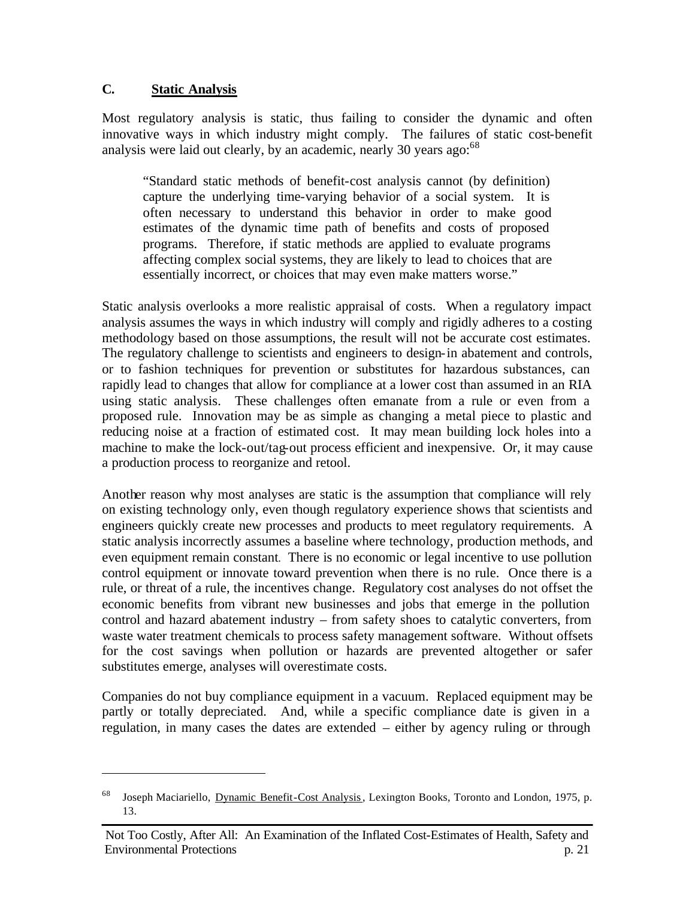## C. Static Analysis

Most regulatory analysis is static, thus failing to consider the dynamic and often innovative ways in which industry might comply. The failures of static cost-benefit analysis were laid out clearly, by an academic, nearly 30 years ago:[68]

> "Standard static methods of benefit-cost analysis cannot (by definition) capture the underlying time-varying behavior of a social system. It is often necessary to understand this behavior in order to make good estimates of the dynamic time path of benefits and costs of proposed programs. Therefore, if static methods are applied to evaluate programs affecting complex social systems, they are likely to lead to choices that are essentially incorrect, or choices that may even make matters worse."

Static analysis overlooks a more realistic appraisal of costs. When a regulatory impact analysis assumes the ways in which industry will comply and rigidly adheres to a costing methodology based on those assumptions, the result will not be accurate cost estimates. The regulatory challenge to scientists and engineers to design-in abatement and controls, or to fashion techniques for prevention or substitutes for hazardous substances, can rapidly lead to changes that allow for compliance at a lower cost than assumed in an RIA using static analysis. These challenges often emanate from a rule or even from a proposed rule. Innovation may be as simple as changing a metal piece to plastic and reducing noise at a fraction of estimated cost. It may mean building lock holes into a machine to make the lock-out/tag-out process efficient and inexpensive. Or, it may cause a production process to reorganize and retool.

Another reason why most analyses are static is the assumption that compliance will rely on existing technology only, even though regulatory experience shows that scientists and engineers quickly create new processes and products to meet regulatory requirements. A static analysis incorrectly assumes a baseline where technology, production methods, and even equipment remain constant. There is no economic or legal incentive to use pollution control equipment or innovate toward prevention when there is no rule. Once there is a rule, or threat of a rule, the incentives change. Regulatory cost analyses do not offset the economic benefits from vibrant new businesses and jobs that emerge in the pollution control and hazard abatement industry – from safety shoes to catalytic converters, from waste water treatment chemicals to process safety management software. Without offsets for the cost savings when pollution or hazards are prevented altogether or safer substitutes emerge, analyses will overestimate costs.

Companies do not buy compliance equipment in a vacuum. Replaced equipment may be partly or totally depreciated. And, while a specific compliance date is given in a regulation, in many cases the dates are extended – either by agency ruling or through

---

[68] Joseph Maciariello, Dynamic Benefit-Cost Analysis, Lexington Books, Toronto and London, 1975, p. 13.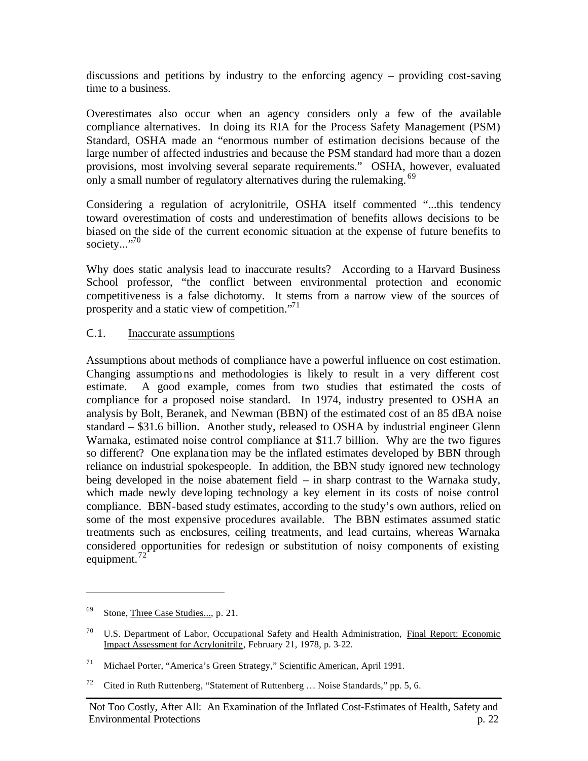discussions and petitions by industry to the enforcing agency – providing cost-saving time to a business.

Overestimates also occur when an agency considers only a few of the available compliance alternatives. In doing its RIA for the Process Safety Management (PSM) Standard, OSHA made an "enormous number of estimation decisions because of the large number of affected industries and because the PSM standard had more than a dozen provisions, most involving several separate requirements." OSHA, however, evaluated only a small number of regulatory alternatives during the rulemaking.[69]

Considering a regulation of acrylonitrile, OSHA itself commented "...this tendency toward overestimation of costs and underestimation of benefits allows decisions to be biased on the side of the current economic situation at the expense of future benefits to society..."[70]

Why does static analysis lead to inaccurate results? According to a Harvard Business School professor, "the conflict between environmental protection and economic competitiveness is a false dichotomy. It stems from a narrow view of the sources of prosperity and a static view of competition."[71]

### C.1. Inaccurate assumptions

Assumptions about methods of compliance have a powerful influence on cost estimation. Changing assumptions and methodologies is likely to result in a very different cost estimate. A good example, comes from two studies that estimated the costs of compliance for a proposed noise standard. In 1974, industry presented to OSHA an analysis by Bolt, Beranek, and Newman (BBN) of the estimated cost of an 85 dBA noise standard – $31.6 billion. Another study, released to OSHA by industrial engineer Glenn Warnaka, estimated noise control compliance at $11.7 billion. Why are the two figures so different? One explanation may be the inflated estimates developed by BBN through reliance on industrial spokespeople. In addition, the BBN study ignored new technology being developed in the noise abatement field – in sharp contrast to the Warnaka study, which made newly developing technology a key element in its costs of noise control compliance. BBN-based study estimates, according to the study's own authors, relied on some of the most expensive procedures available. The BBN estimates assumed static treatments such as enclosures, ceiling treatments, and lead curtains, whereas Warnaka considered opportunities for redesign or substitution of noisy components of existing equipment.[72]

---

[69] Stone, Three Case Studies..., p. 21.

[70] U.S. Department of Labor, Occupational Safety and Health Administration, Final Report: Economic Impact Assessment for Acrylonitrile, February 21, 1978, p. 3-22.

[71] Michael Porter, "America's Green Strategy," Scientific American, April 1991.

[72] Cited in Ruth Ruttenberg, "Statement of Ruttenberg … Noise Standards," pp. 5, 6.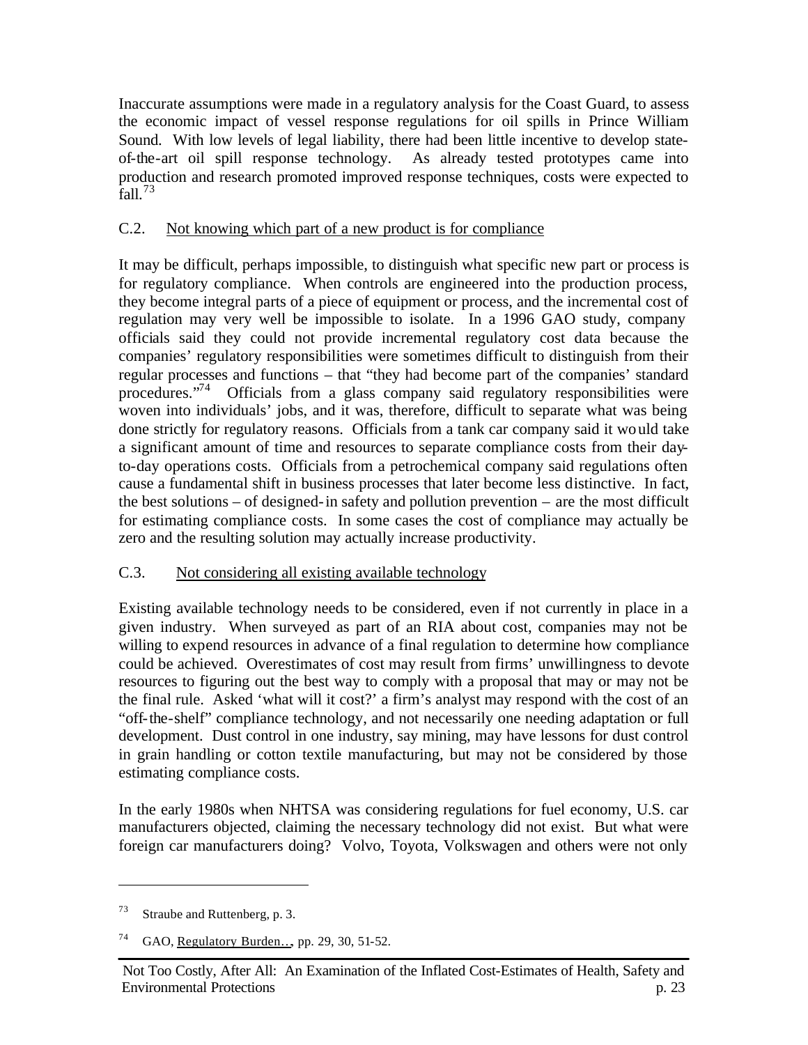Inaccurate assumptions were made in a regulatory analysis for the Coast Guard, to assess the economic impact of vessel response regulations for oil spills in Prince William Sound. With low levels of legal liability, there had been little incentive to develop state-of-the-art oil spill response technology. As already tested prototypes came into production and research promoted improved response techniques, costs were expected to fall.[73]

### C.2. Not knowing which part of a new product is for compliance

It may be difficult, perhaps impossible, to distinguish what specific new part or process is for regulatory compliance. When controls are engineered into the production process, they become integral parts of a piece of equipment or process, and the incremental cost of regulation may very well be impossible to isolate. In a 1996 GAO study, company officials said they could not provide incremental regulatory cost data because the companies' regulatory responsibilities were sometimes difficult to distinguish from their regular processes and functions – that "they had become part of the companies' standard procedures."[74] Officials from a glass company said regulatory responsibilities were woven into individuals' jobs, and it was, therefore, difficult to separate what was being done strictly for regulatory reasons. Officials from a tank car company said it would take a significant amount of time and resources to separate compliance costs from their day-to-day operations costs. Officials from a petrochemical company said regulations often cause a fundamental shift in business processes that later become less distinctive. In fact, the best solutions – of designed-in safety and pollution prevention – are the most difficult for estimating compliance costs. In some cases the cost of compliance may actually be zero and the resulting solution may actually increase productivity.

### C.3. Not considering all existing available technology

Existing available technology needs to be considered, even if not currently in place in a given industry. When surveyed as part of an RIA about cost, companies may not be willing to expend resources in advance of a final regulation to determine how compliance could be achieved. Overestimates of cost may result from firms' unwillingness to devote resources to figuring out the best way to comply with a proposal that may or may not be the final rule. Asked 'what will it cost?' a firm's analyst may respond with the cost of an "off-the-shelf" compliance technology, and not necessarily one needing adaptation or full development. Dust control in one industry, say mining, may have lessons for dust control in grain handling or cotton textile manufacturing, but may not be considered by those estimating compliance costs.

In the early 1980s when NHTSA was considering regulations for fuel economy, U.S. car manufacturers objected, claiming the necessary technology did not exist. But what were foreign car manufacturers doing? Volvo, Toyota, Volkswagen and others were not only

---

[73] Straube and Ruttenberg, p. 3.

[74] GAO, Regulatory Burden…, pp. 29, 30, 51-52.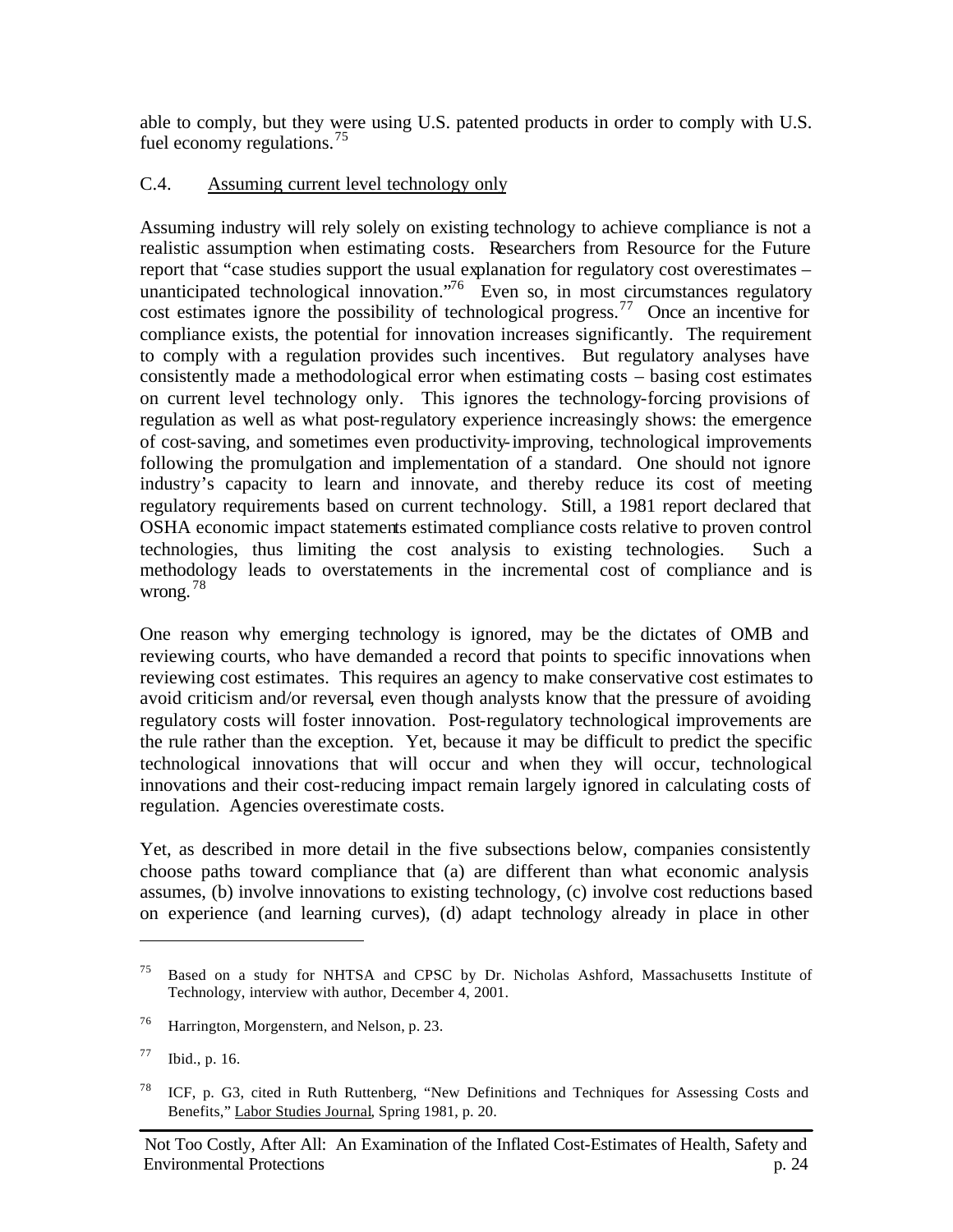able to comply, but they were using U.S. patented products in order to comply with U.S. fuel economy regulations.[75]

### C.4. Assuming current level technology only

Assuming industry will rely solely on existing technology to achieve compliance is not a realistic assumption when estimating costs. Researchers from Resource for the Future report that "case studies support the usual explanation for regulatory cost overestimates – unanticipated technological innovation."[76] Even so, in most circumstances regulatory cost estimates ignore the possibility of technological progress.[77] Once an incentive for compliance exists, the potential for innovation increases significantly. The requirement to comply with a regulation provides such incentives. But regulatory analyses have consistently made a methodological error when estimating costs – basing cost estimates on current level technology only. This ignores the technology-forcing provisions of regulation as well as what post-regulatory experience increasingly shows: the emergence of cost-saving, and sometimes even productivity-improving, technological improvements following the promulgation and implementation of a standard. One should not ignore industry's capacity to learn and innovate, and thereby reduce its cost of meeting regulatory requirements based on current technology. Still, a 1981 report declared that OSHA economic impact statements estimated compliance costs relative to proven control technologies, thus limiting the cost analysis to existing technologies. Such a methodology leads to overstatements in the incremental cost of compliance and is wrong.[78]

One reason why emerging technology is ignored, may be the dictates of OMB and reviewing courts, who have demanded a record that points to specific innovations when reviewing cost estimates. This requires an agency to make conservative cost estimates to avoid criticism and/or reversal, even though analysts know that the pressure of avoiding regulatory costs will foster innovation. Post-regulatory technological improvements are the rule rather than the exception. Yet, because it may be difficult to predict the specific technological innovations that will occur and when they will occur, technological innovations and their cost-reducing impact remain largely ignored in calculating costs of regulation. Agencies overestimate costs.

Yet, as described in more detail in the five subsections below, companies consistently choose paths toward compliance that (a) are different than what economic analysis assumes, (b) involve innovations to existing technology, (c) involve cost reductions based on experience (and learning curves), (d) adapt technology already in place in other

---

[75] Based on a study for NHTSA and CPSC by Dr. Nicholas Ashford, Massachusetts Institute of Technology, interview with author, December 4, 2001.

[76] Harrington, Morgenstern, and Nelson, p. 23.

[77] Ibid., p. 16.

[78] ICF, p. G3, cited in Ruth Ruttenberg, "New Definitions and Techniques for Assessing Costs and Benefits," Labor Studies Journal, Spring 1981, p. 20.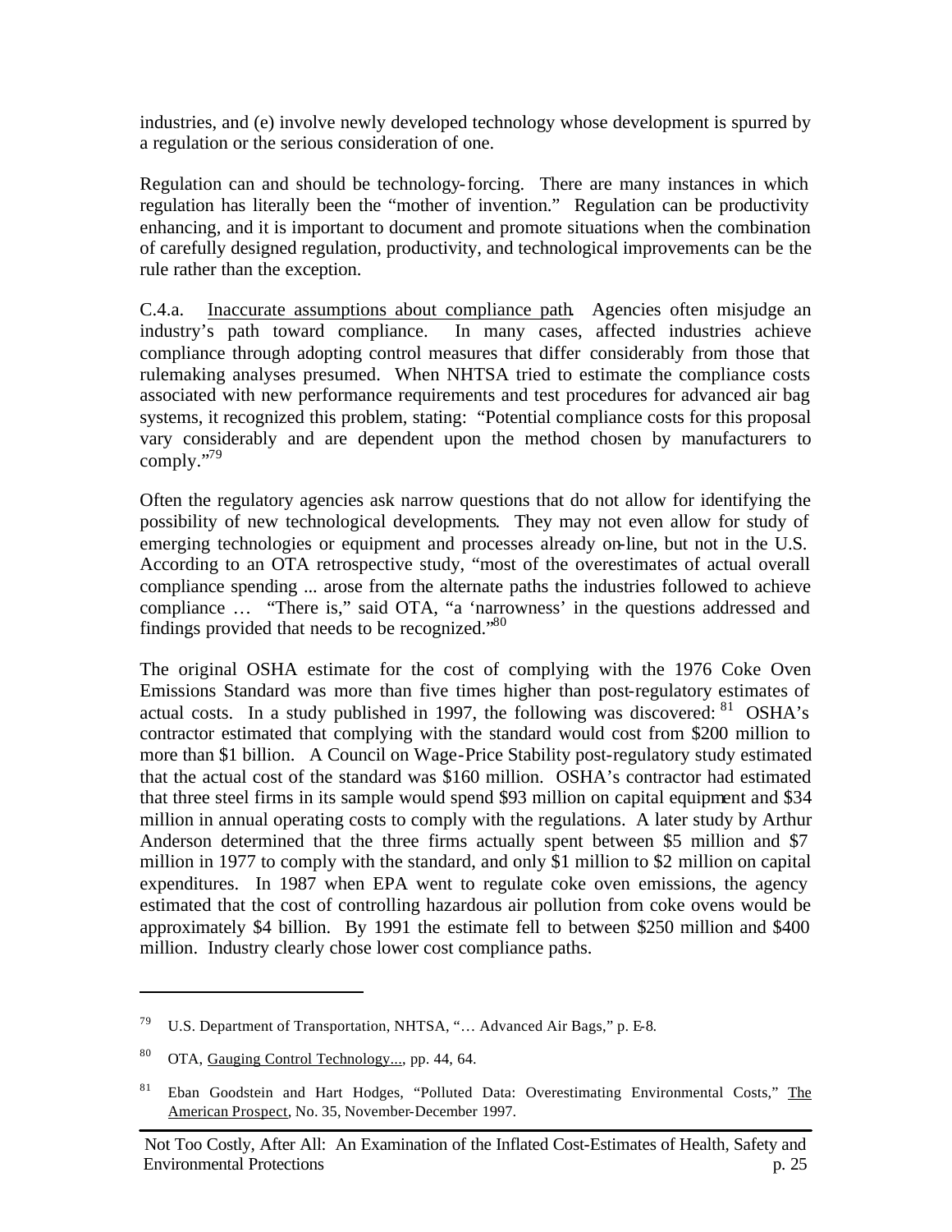industries, and (e) involve newly developed technology whose development is spurred by a regulation or the serious consideration of one.

Regulation can and should be technology-forcing. There are many instances in which regulation has literally been the "mother of invention." Regulation can be productivity enhancing, and it is important to document and promote situations when the combination of carefully designed regulation, productivity, and technological improvements can be the rule rather than the exception.

C.4.a. Inaccurate assumptions about compliance path. Agencies often misjudge an industry's path toward compliance. In many cases, affected industries achieve compliance through adopting control measures that differ considerably from those that rulemaking analyses presumed. When NHTSA tried to estimate the compliance costs associated with new performance requirements and test procedures for advanced air bag systems, it recognized this problem, stating: "Potential compliance costs for this proposal vary considerably and are dependent upon the method chosen by manufacturers to comply."[79]

Often the regulatory agencies ask narrow questions that do not allow for identifying the possibility of new technological developments. They may not even allow for study of emerging technologies or equipment and processes already on-line, but not in the U.S. According to an OTA retrospective study, "most of the overestimates of actual overall compliance spending ... arose from the alternate paths the industries followed to achieve compliance … "There is," said OTA, "a 'narrowness' in the questions addressed and findings provided that needs to be recognized."[80]

The original OSHA estimate for the cost of complying with the 1976 Coke Oven Emissions Standard was more than five times higher than post-regulatory estimates of actual costs. In a study published in 1997, the following was discovered:[81] OSHA's contractor estimated that complying with the standard would cost from $200 million to more than $1 billion. A Council on Wage-Price Stability post-regulatory study estimated that the actual cost of the standard was $160 million. OSHA's contractor had estimated that three steel firms in its sample would spend $93 million on capital equipment and $34 million in annual operating costs to comply with the regulations. A later study by Arthur Anderson determined that the three firms actually spent between $5 million and $7 million in 1977 to comply with the standard, and only $1 million to $2 million on capital expenditures. In 1987 when EPA went to regulate coke oven emissions, the agency estimated that the cost of controlling hazardous air pollution from coke ovens would be approximately $4 billion. By 1991 the estimate fell to between $250 million and $400 million. Industry clearly chose lower cost compliance paths.

---

[79] U.S. Department of Transportation, NHTSA, "… Advanced Air Bags," p. E-8.

[80] OTA, Gauging Control Technology..., pp. 44, 64.

[81] Eban Goodstein and Hart Hodges, "Polluted Data: Overestimating Environmental Costs," The American Prospect, No. 35, November-December 1997.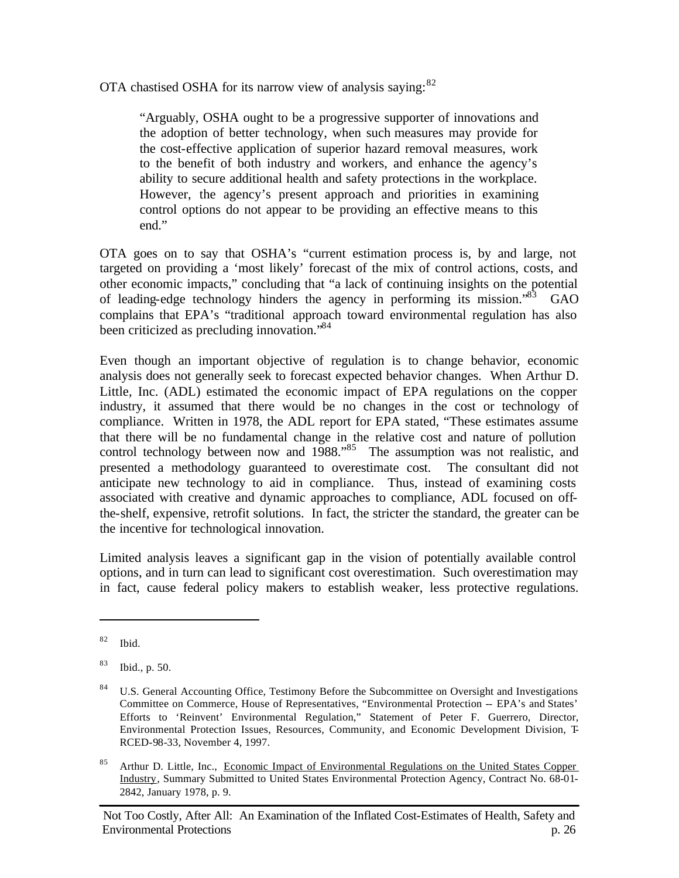OTA chastised OSHA for its narrow view of analysis saying:[82]

> "Arguably, OSHA ought to be a progressive supporter of innovations and the adoption of better technology, when such measures may provide for the cost-effective application of superior hazard removal measures, work to the benefit of both industry and workers, and enhance the agency's ability to secure additional health and safety protections in the workplace. However, the agency's present approach and priorities in examining control options do not appear to be providing an effective means to this end."

OTA goes on to say that OSHA's "current estimation process is, by and large, not targeted on providing a 'most likely' forecast of the mix of control actions, costs, and other economic impacts," concluding that "a lack of continuing insights on the potential of leading-edge technology hinders the agency in performing its mission."[83] GAO complains that EPA's "traditional approach toward environmental regulation has also been criticized as precluding innovation."[84]

Even though an important objective of regulation is to change behavior, economic analysis does not generally seek to forecast expected behavior changes. When Arthur D. Little, Inc. (ADL) estimated the economic impact of EPA regulations on the copper industry, it assumed that there would be no changes in the cost or technology of compliance. Written in 1978, the ADL report for EPA stated, "These estimates assume that there will be no fundamental change in the relative cost and nature of pollution control technology between now and 1988."[85] The assumption was not realistic, and presented a methodology guaranteed to overestimate cost. The consultant did not anticipate new technology to aid in compliance. Thus, instead of examining costs associated with creative and dynamic approaches to compliance, ADL focused on off-the-shelf, expensive, retrofit solutions. In fact, the stricter the standard, the greater can be the incentive for technological innovation.

Limited analysis leaves a significant gap in the vision of potentially available control options, and in turn can lead to significant cost overestimation. Such overestimation may in fact, cause federal policy makers to establish weaker, less protective regulations.

---

[82] Ibid.

[83] Ibid., p. 50.

[84] U.S. General Accounting Office, Testimony Before the Subcommittee on Oversight and Investigations Committee on Commerce, House of Representatives, "Environmental Protection -- EPA's and States' Efforts to 'Reinvent' Environmental Regulation," Statement of Peter F. Guerrero, Director, Environmental Protection Issues, Resources, Community, and Economic Development Division, T-RCED-98-33, November 4, 1997.

[85] Arthur D. Little, Inc., Economic Impact of Environmental Regulations on the United States Copper Industry, Summary Submitted to United States Environmental Protection Agency, Contract No. 68-01-2842, January 1978, p. 9.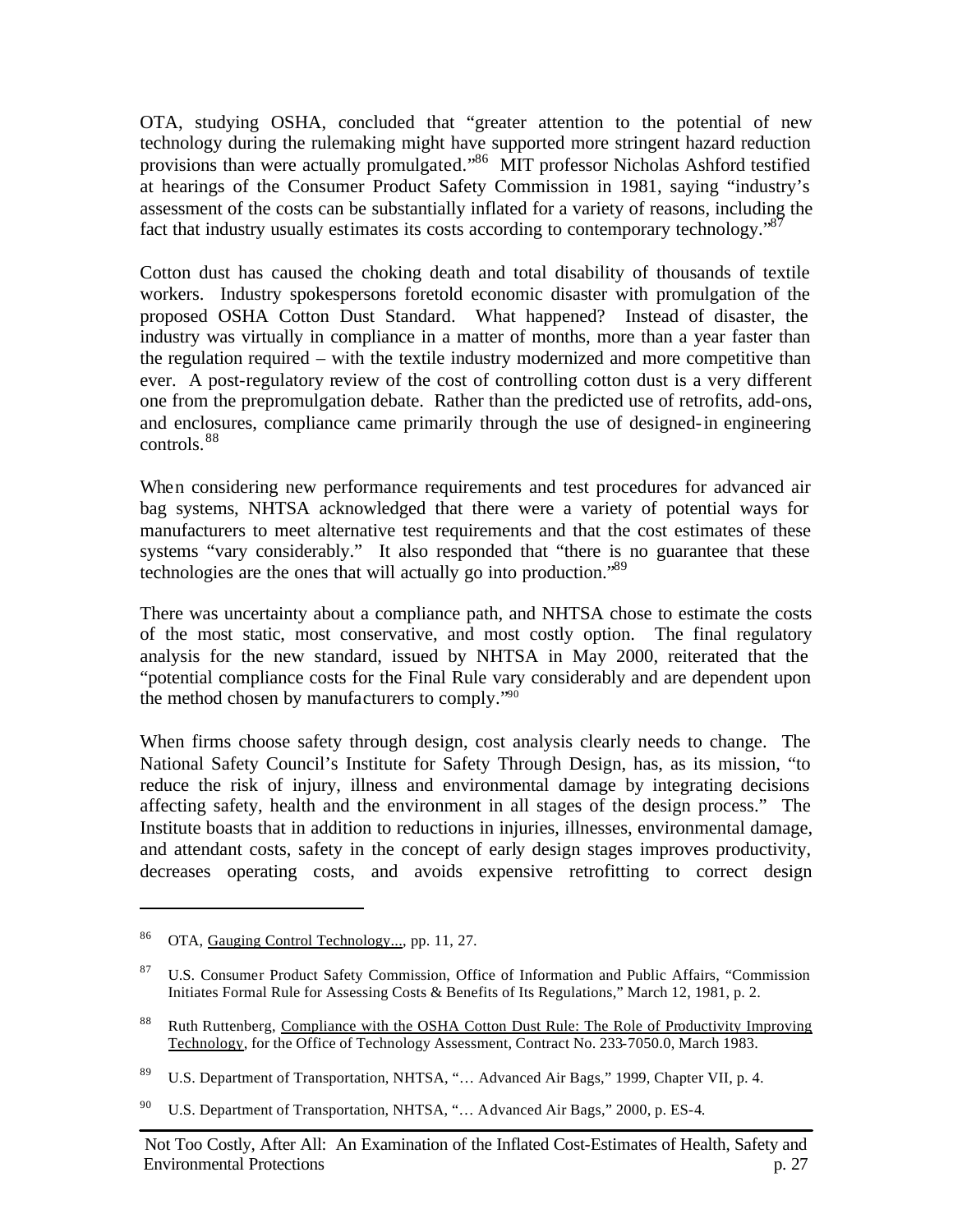OTA, studying OSHA, concluded that "greater attention to the potential of new technology during the rulemaking might have supported more stringent hazard reduction provisions than were actually promulgated."[86] MIT professor Nicholas Ashford testified at hearings of the Consumer Product Safety Commission in 1981, saying "industry's assessment of the costs can be substantially inflated for a variety of reasons, including the fact that industry usually estimates its costs according to contemporary technology."[87]

Cotton dust has caused the choking death and total disability of thousands of textile workers. Industry spokespersons foretold economic disaster with promulgation of the proposed OSHA Cotton Dust Standard. What happened? Instead of disaster, the industry was virtually in compliance in a matter of months, more than a year faster than the regulation required – with the textile industry modernized and more competitive than ever. A post-regulatory review of the cost of controlling cotton dust is a very different one from the prepromulgation debate. Rather than the predicted use of retrofits, add-ons, and enclosures, compliance came primarily through the use of designed-in engineering controls.[88]

When considering new performance requirements and test procedures for advanced air bag systems, NHTSA acknowledged that there were a variety of potential ways for manufacturers to meet alternative test requirements and that the cost estimates of these systems "vary considerably." It also responded that "there is no guarantee that these technologies are the ones that will actually go into production."[89]

There was uncertainty about a compliance path, and NHTSA chose to estimate the costs of the most static, most conservative, and most costly option. The final regulatory analysis for the new standard, issued by NHTSA in May 2000, reiterated that the "potential compliance costs for the Final Rule vary considerably and are dependent upon the method chosen by manufacturers to comply."[90]

When firms choose safety through design, cost analysis clearly needs to change. The National Safety Council's Institute for Safety Through Design, has, as its mission, "to reduce the risk of injury, illness and environmental damage by integrating decisions affecting safety, health and the environment in all stages of the design process." The Institute boasts that in addition to reductions in injuries, illnesses, environmental damage, and attendant costs, safety in the concept of early design stages improves productivity, decreases operating costs, and avoids expensive retrofitting to correct design

---

[86] OTA, Gauging Control Technology..., pp. 11, 27.

[87] U.S. Consumer Product Safety Commission, Office of Information and Public Affairs, "Commission Initiates Formal Rule for Assessing Costs & Benefits of Its Regulations," March 12, 1981, p. 2.

[88] Ruth Ruttenberg, Compliance with the OSHA Cotton Dust Rule: The Role of Productivity Improving Technology, for the Office of Technology Assessment, Contract No. 233-7050.0, March 1983.

[89] U.S. Department of Transportation, NHTSA, "… Advanced Air Bags," 1999, Chapter VII, p. 4.

[90] U.S. Department of Transportation, NHTSA, "… Advanced Air Bags," 2000, p. ES-4.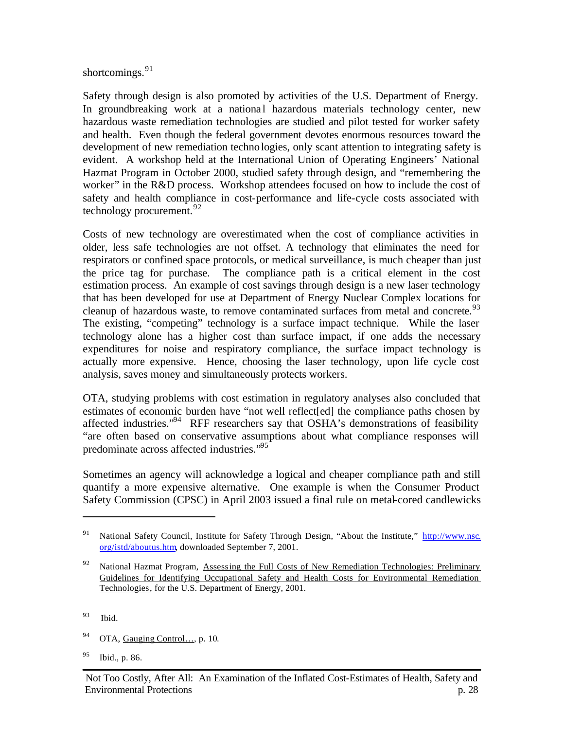shortcomings.[91]

Safety through design is also promoted by activities of the U.S. Department of Energy. In groundbreaking work at a national hazardous materials technology center, new hazardous waste remediation technologies are studied and pilot tested for worker safety and health. Even though the federal government devotes enormous resources toward the development of new remediation technologies, only scant attention to integrating safety is evident. A workshop held at the International Union of Operating Engineers' National Hazmat Program in October 2000, studied safety through design, and "remembering the worker" in the R&D process. Workshop attendees focused on how to include the cost of safety and health compliance in cost-performance and life-cycle costs associated with technology procurement.[92]

Costs of new technology are overestimated when the cost of compliance activities in older, less safe technologies are not offset. A technology that eliminates the need for respirators or confined space protocols, or medical surveillance, is much cheaper than just the price tag for purchase. The compliance path is a critical element in the cost estimation process. An example of cost savings through design is a new laser technology that has been developed for use at Department of Energy Nuclear Complex locations for cleanup of hazardous waste, to remove contaminated surfaces from metal and concrete.[93] The existing, "competing" technology is a surface impact technique. While the laser technology alone has a higher cost than surface impact, if one adds the necessary expenditures for noise and respiratory compliance, the surface impact technology is actually more expensive. Hence, choosing the laser technology, upon life cycle cost analysis, saves money and simultaneously protects workers.

OTA, studying problems with cost estimation in regulatory analyses also concluded that estimates of economic burden have "not well reflect[ed] the compliance paths chosen by affected industries."[94] RFF researchers say that OSHA's demonstrations of feasibility "are often based on conservative assumptions about what compliance responses will predominate across affected industries."[95]

Sometimes an agency will acknowledge a logical and cheaper compliance path and still quantify a more expensive alternative. One example is when the Consumer Product Safety Commission (CPSC) in April 2003 issued a final rule on metal-cored candlewicks

---

[91] National Safety Council, Institute for Safety Through Design, "About the Institute," http://www.nsc.org/istd/aboutus.htm, downloaded September 7, 2001.

[92] National Hazmat Program, Assessing the Full Costs of New Remediation Technologies: Preliminary Guidelines for Identifying Occupational Safety and Health Costs for Environmental Remediation Technologies, for the U.S. Department of Energy, 2001.

[93] Ibid.

[94] OTA, Gauging Control…, p. 10.

[95] Ibid., p. 86.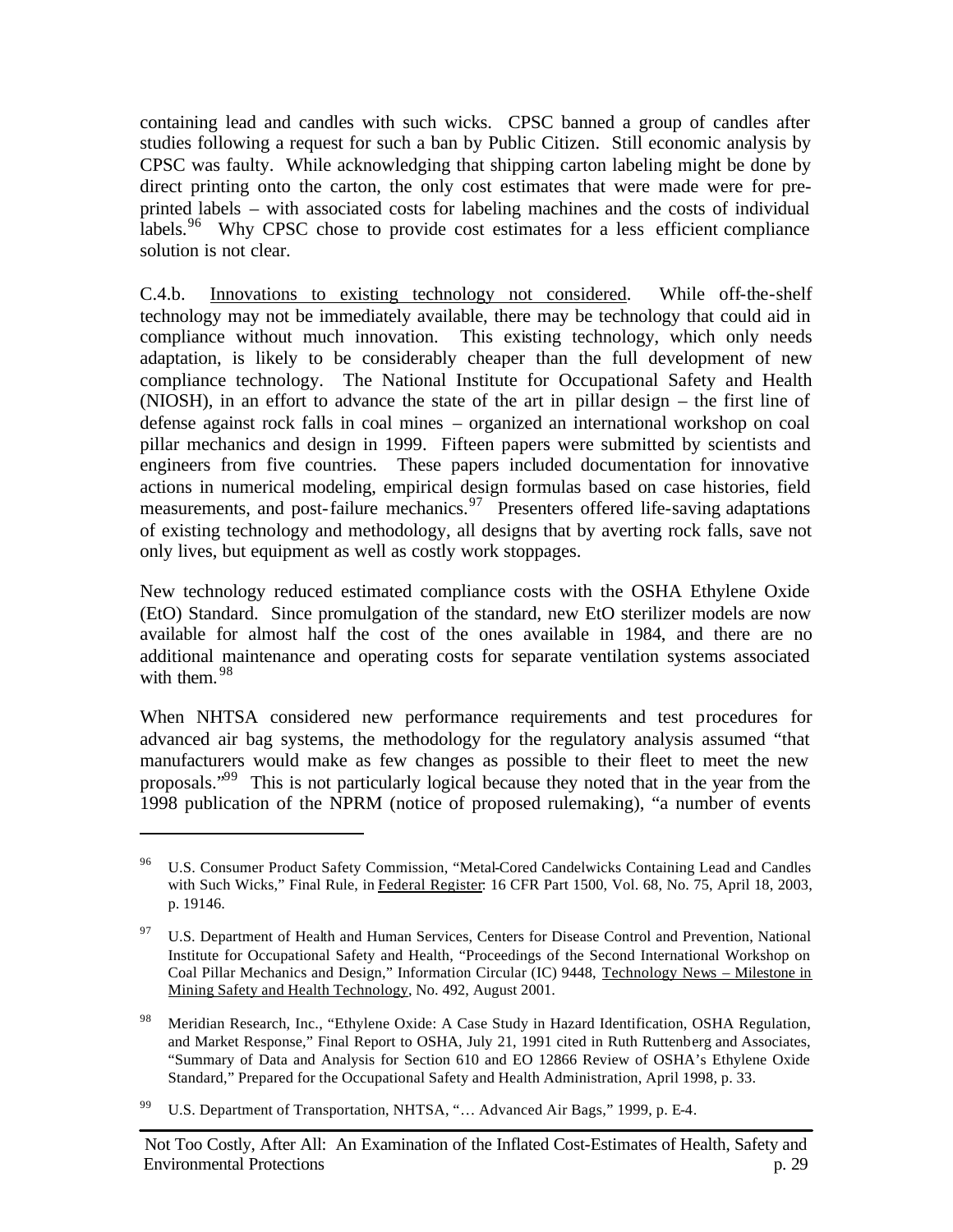containing lead and candles with such wicks. CPSC banned a group of candles after studies following a request for such a ban by Public Citizen. Still economic analysis by CPSC was faulty. While acknowledging that shipping carton labeling might be done by direct printing onto the carton, the only cost estimates that were made were for pre-printed labels – with associated costs for labeling machines and the costs of individual labels.[96] Why CPSC chose to provide cost estimates for a less efficient compliance solution is not clear.

C.4.b. Innovations to existing technology not considered. While off-the-shelf technology may not be immediately available, there may be technology that could aid in compliance without much innovation. This existing technology, which only needs adaptation, is likely to be considerably cheaper than the full development of new compliance technology. The National Institute for Occupational Safety and Health (NIOSH), in an effort to advance the state of the art in pillar design – the first line of defense against rock falls in coal mines – organized an international workshop on coal pillar mechanics and design in 1999. Fifteen papers were submitted by scientists and engineers from five countries. These papers included documentation for innovative actions in numerical modeling, empirical design formulas based on case histories, field measurements, and post-failure mechanics.[97] Presenters offered life-saving adaptations of existing technology and methodology, all designs that by averting rock falls, save not only lives, but equipment as well as costly work stoppages.

New technology reduced estimated compliance costs with the OSHA Ethylene Oxide (EtO) Standard. Since promulgation of the standard, new EtO sterilizer models are now available for almost half the cost of the ones available in 1984, and there are no additional maintenance and operating costs for separate ventilation systems associated with them.[98]

When NHTSA considered new performance requirements and test procedures for advanced air bag systems, the methodology for the regulatory analysis assumed "that manufacturers would make as few changes as possible to their fleet to meet the new proposals."[99] This is not particularly logical because they noted that in the year from the 1998 publication of the NPRM (notice of proposed rulemaking), "a number of events

---

[96] U.S. Consumer Product Safety Commission, "Metal-Cored Candelwicks Containing Lead and Candles with Such Wicks," Final Rule, in Federal Register: 16 CFR Part 1500, Vol. 68, No. 75, April 18, 2003, p. 19146.

[97] U.S. Department of Health and Human Services, Centers for Disease Control and Prevention, National Institute for Occupational Safety and Health, "Proceedings of the Second International Workshop on Coal Pillar Mechanics and Design," Information Circular (IC) 9448, Technology News – Milestone in Mining Safety and Health Technology, No. 492, August 2001.

[98] Meridian Research, Inc., "Ethylene Oxide: A Case Study in Hazard Identification, OSHA Regulation, and Market Response," Final Report to OSHA, July 21, 1991 cited in Ruth Ruttenberg and Associates, "Summary of Data and Analysis for Section 610 and EO 12866 Review of OSHA's Ethylene Oxide Standard," Prepared for the Occupational Safety and Health Administration, April 1998, p. 33.

[99] U.S. Department of Transportation, NHTSA, "… Advanced Air Bags," 1999, p. E-4.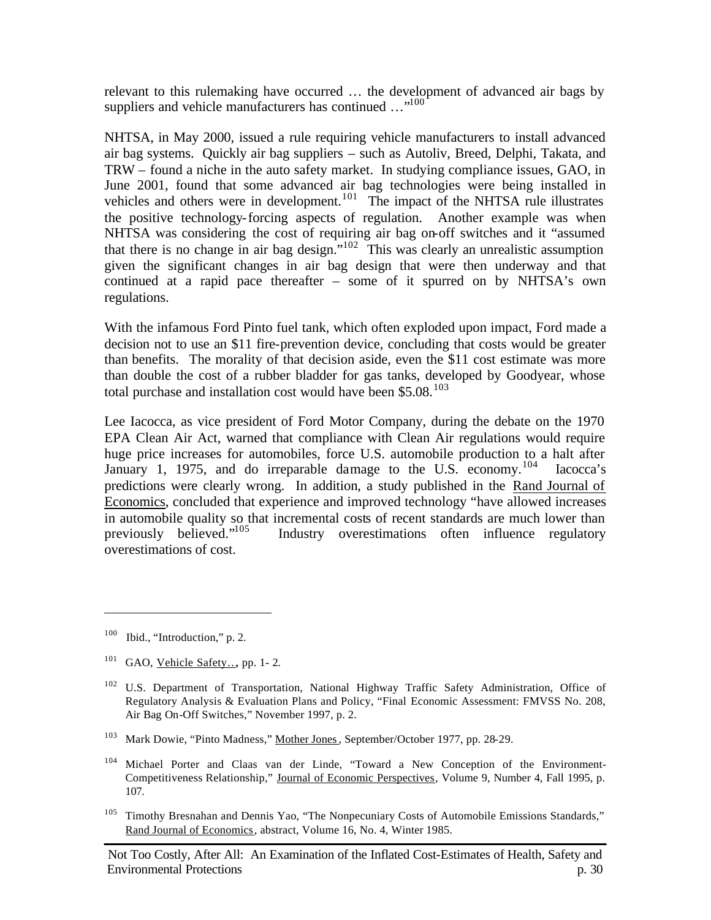relevant to this rulemaking have occurred … the development of advanced air bags by suppliers and vehicle manufacturers has continued …"[100]

NHTSA, in May 2000, issued a rule requiring vehicle manufacturers to install advanced air bag systems. Quickly air bag suppliers – such as Autoliv, Breed, Delphi, Takata, and TRW – found a niche in the auto safety market. In studying compliance issues, GAO, in June 2001, found that some advanced air bag technologies were being installed in vehicles and others were in development.[101] The impact of the NHTSA rule illustrates the positive technology-forcing aspects of regulation. Another example was when NHTSA was considering the cost of requiring air bag on-off switches and it "assumed that there is no change in air bag design."[102] This was clearly an unrealistic assumption given the significant changes in air bag design that were then underway and that continued at a rapid pace thereafter – some of it spurred on by NHTSA's own regulations.

With the infamous Ford Pinto fuel tank, which often exploded upon impact, Ford made a decision not to use an $11 fire-prevention device, concluding that costs would be greater than benefits. The morality of that decision aside, even the $11 cost estimate was more than double the cost of a rubber bladder for gas tanks, developed by Goodyear, whose total purchase and installation cost would have been $5.08.[103]

Lee Iacocca, as vice president of Ford Motor Company, during the debate on the 1970 EPA Clean Air Act, warned that compliance with Clean Air regulations would require huge price increases for automobiles, force U.S. automobile production to a halt after January 1, 1975, and do irreparable damage to the U.S. economy.[104] Iacocca's predictions were clearly wrong. In addition, a study published in the Rand Journal of Economics, concluded that experience and improved technology "have allowed increases in automobile quality so that incremental costs of recent standards are much lower than previously believed."[105] Industry overestimations often influence regulatory overestimations of cost.

---

[100] Ibid., "Introduction," p. 2.

[101] GAO, Vehicle Safety…, pp. 1- 2.

[102] U.S. Department of Transportation, National Highway Traffic Safety Administration, Office of Regulatory Analysis & Evaluation Plans and Policy, "Final Economic Assessment: FMVSS No. 208, Air Bag On-Off Switches," November 1997, p. 2.

[103] Mark Dowie, "Pinto Madness," Mother Jones, September/October 1977, pp. 28-29.

[104] Michael Porter and Claas van der Linde, "Toward a New Conception of the Environment-Competitiveness Relationship," Journal of Economic Perspectives, Volume 9, Number 4, Fall 1995, p. 107.

[105] Timothy Bresnahan and Dennis Yao, "The Nonpecuniary Costs of Automobile Emissions Standards," Rand Journal of Economics, abstract, Volume 16, No. 4, Winter 1985.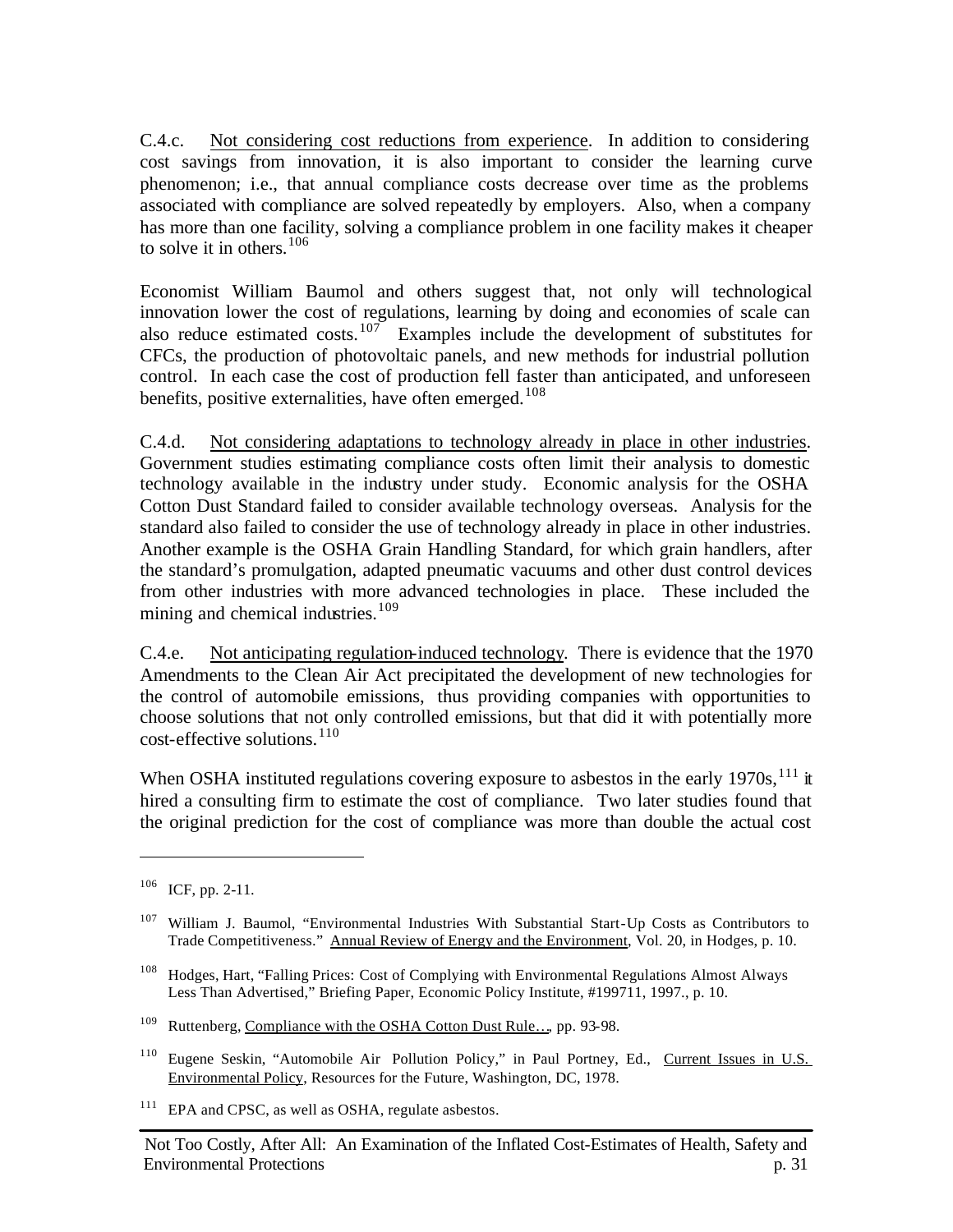C.4.c. Not considering cost reductions from experience. In addition to considering cost savings from innovation, it is also important to consider the learning curve phenomenon; i.e., that annual compliance costs decrease over time as the problems associated with compliance are solved repeatedly by employers. Also, when a company has more than one facility, solving a compliance problem in one facility makes it cheaper to solve it in others.[106]

Economist William Baumol and others suggest that, not only will technological innovation lower the cost of regulations, learning by doing and economies of scale can also reduce estimated costs.[107] Examples include the development of substitutes for CFCs, the production of photovoltaic panels, and new methods for industrial pollution control. In each case the cost of production fell faster than anticipated, and unforeseen benefits, positive externalities, have often emerged.[108]

C.4.d. Not considering adaptations to technology already in place in other industries. Government studies estimating compliance costs often limit their analysis to domestic technology available in the industry under study. Economic analysis for the OSHA Cotton Dust Standard failed to consider available technology overseas. Analysis for the standard also failed to consider the use of technology already in place in other industries. Another example is the OSHA Grain Handling Standard, for which grain handlers, after the standard's promulgation, adapted pneumatic vacuums and other dust control devices from other industries with more advanced technologies in place. These included the mining and chemical industries.[109]

C.4.e. Not anticipating regulation-induced technology. There is evidence that the 1970 Amendments to the Clean Air Act precipitated the development of new technologies for the control of automobile emissions, thus providing companies with opportunities to choose solutions that not only controlled emissions, but that did it with potentially more cost-effective solutions.[110]

When OSHA instituted regulations covering exposure to asbestos in the early 1970s,[111] it hired a consulting firm to estimate the cost of compliance. Two later studies found that the original prediction for the cost of compliance was more than double the actual cost

---

[106] ICF, pp. 2-11.

[107] William J. Baumol, "Environmental Industries With Substantial Start-Up Costs as Contributors to Trade Competitiveness." Annual Review of Energy and the Environment, Vol. 20, in Hodges, p. 10.

[108] Hodges, Hart, "Falling Prices: Cost of Complying with Environmental Regulations Almost Always Less Than Advertised," Briefing Paper, Economic Policy Institute, #199711, 1997., p. 10.

[109] Ruttenberg, Compliance with the OSHA Cotton Dust Rule…, pp. 93-98.

[110] Eugene Seskin, "Automobile Air Pollution Policy," in Paul Portney, Ed., Current Issues in U.S. Environmental Policy, Resources for the Future, Washington, DC, 1978.

[111] EPA and CPSC, as well as OSHA, regulate asbestos.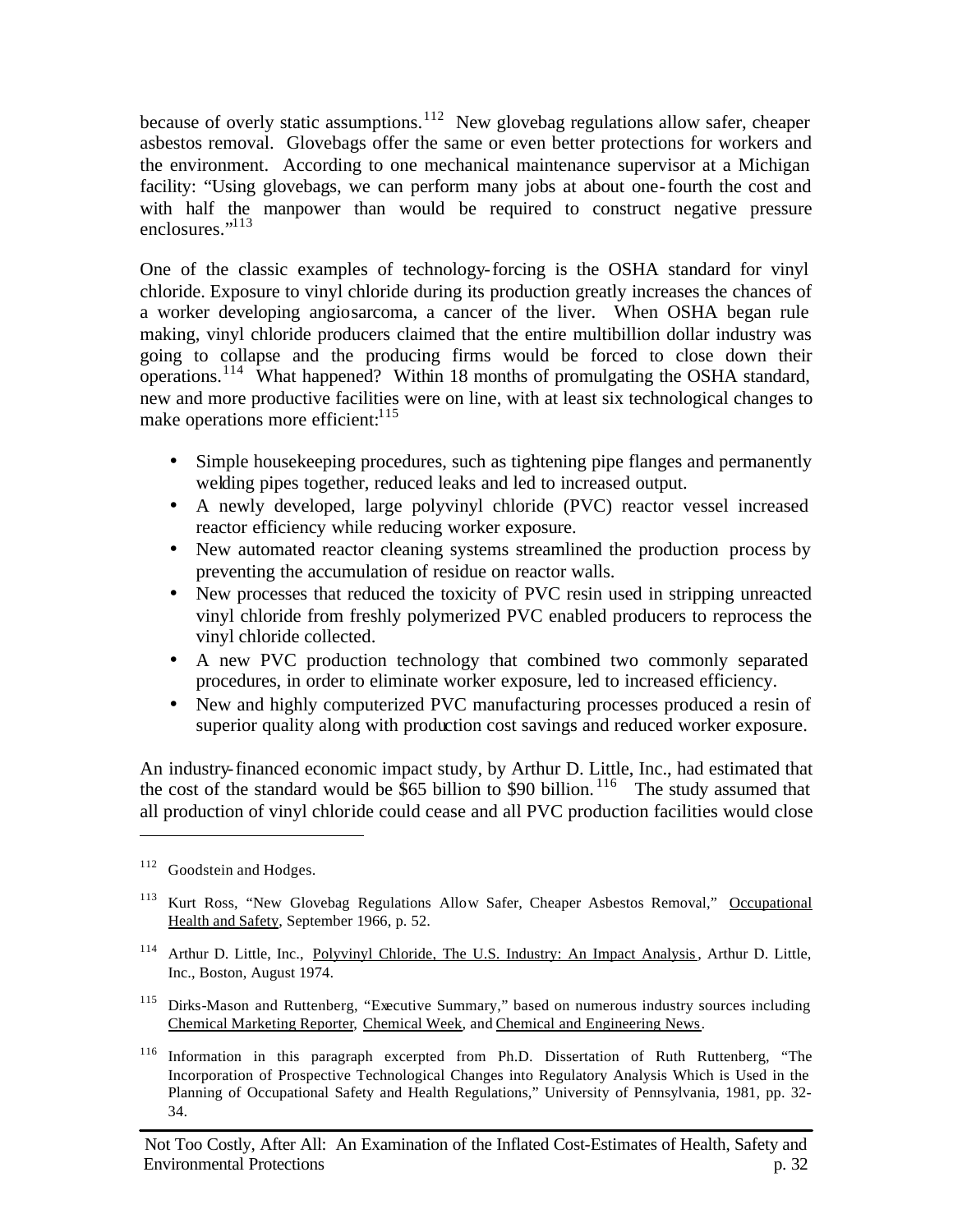because of overly static assumptions.[112] New glovebag regulations allow safer, cheaper asbestos removal. Glovebags offer the same or even better protections for workers and the environment. According to one mechanical maintenance supervisor at a Michigan facility: "Using glovebags, we can perform many jobs at about one-fourth the cost and with half the manpower than would be required to construct negative pressure enclosures."[113]

One of the classic examples of technology-forcing is the OSHA standard for vinyl chloride. Exposure to vinyl chloride during its production greatly increases the chances of a worker developing angiosarcoma, a cancer of the liver. When OSHA began rule making, vinyl chloride producers claimed that the entire multibillion dollar industry was going to collapse and the producing firms would be forced to close down their operations.[114] What happened? Within 18 months of promulgating the OSHA standard, new and more productive facilities were on line, with at least six technological changes to make operations more efficient:[115]

- Simple housekeeping procedures, such as tightening pipe flanges and permanently welding pipes together, reduced leaks and led to increased output.
- A newly developed, large polyvinyl chloride (PVC) reactor vessel increased reactor efficiency while reducing worker exposure.
- New automated reactor cleaning systems streamlined the production process by preventing the accumulation of residue on reactor walls.
- New processes that reduced the toxicity of PVC resin used in stripping unreacted vinyl chloride from freshly polymerized PVC enabled producers to reprocess the vinyl chloride collected.
- A new PVC production technology that combined two commonly separated procedures, in order to eliminate worker exposure, led to increased efficiency.
- New and highly computerized PVC manufacturing processes produced a resin of superior quality along with production cost savings and reduced worker exposure.

An industry-financed economic impact study, by Arthur D. Little, Inc., had estimated that the cost of the standard would be $65 billion to $90 billion.[116] The study assumed that all production of vinyl chloride could cease and all PVC production facilities would close

---

[112] Goodstein and Hodges.

[113] Kurt Ross, "New Glovebag Regulations Allow Safer, Cheaper Asbestos Removal," Occupational Health and Safety, September 1966, p. 52.

[114] Arthur D. Little, Inc., Polyvinyl Chloride, The U.S. Industry: An Impact Analysis, Arthur D. Little, Inc., Boston, August 1974.

[115] Dirks-Mason and Ruttenberg, "Executive Summary," based on numerous industry sources including Chemical Marketing Reporter, Chemical Week, and Chemical and Engineering News.

[116] Information in this paragraph excerpted from Ph.D. Dissertation of Ruth Ruttenberg, "The Incorporation of Prospective Technological Changes into Regulatory Analysis Which is Used in the Planning of Occupational Safety and Health Regulations," University of Pennsylvania, 1981, pp. 32-34.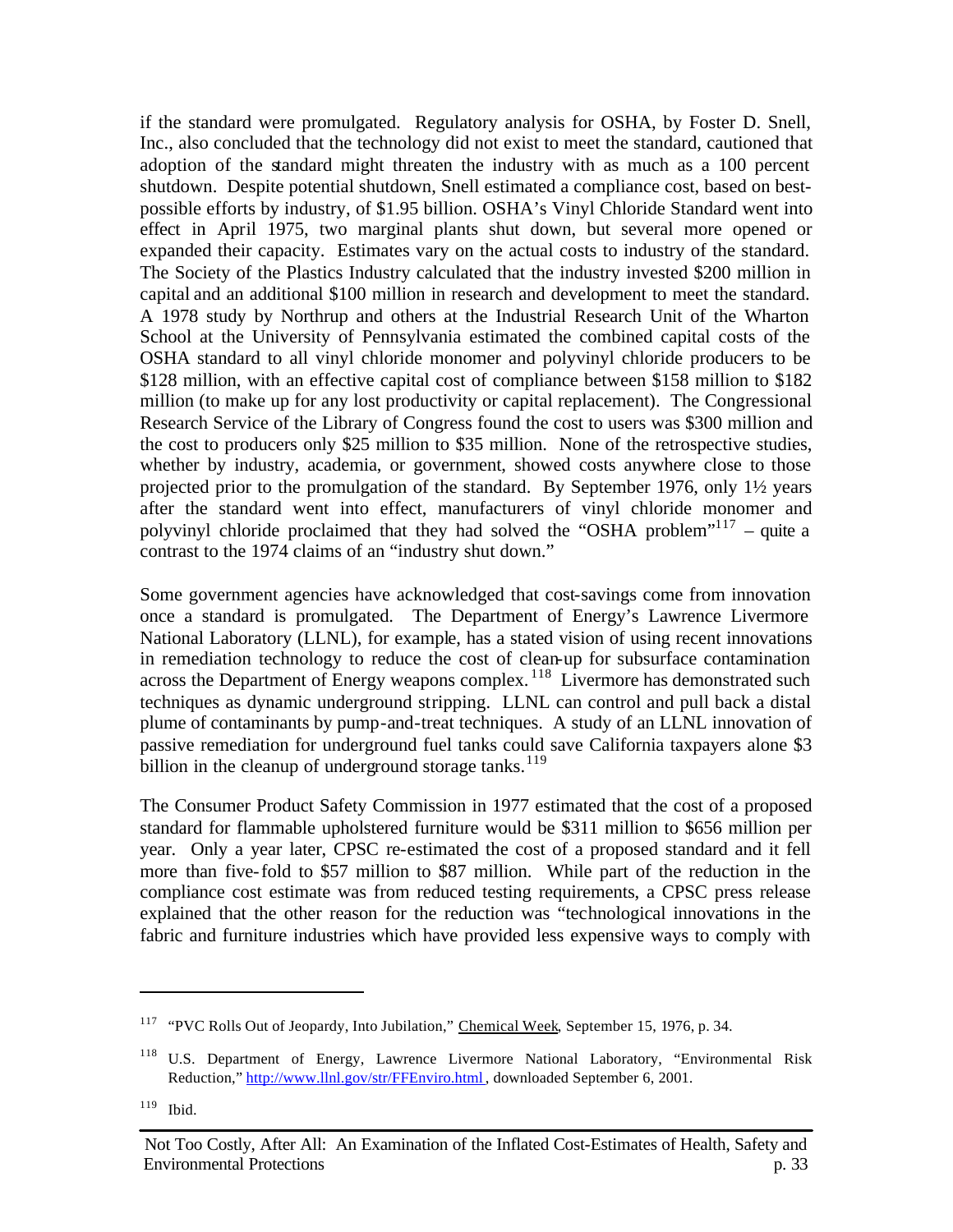if the standard were promulgated. Regulatory analysis for OSHA, by Foster D. Snell, Inc., also concluded that the technology did not exist to meet the standard, cautioned that adoption of the standard might threaten the industry with as much as a 100 percent shutdown. Despite potential shutdown, Snell estimated a compliance cost, based on best-possible efforts by industry, of $1.95 billion. OSHA's Vinyl Chloride Standard went into effect in April 1975, two marginal plants shut down, but several more opened or expanded their capacity. Estimates vary on the actual costs to industry of the standard. The Society of the Plastics Industry calculated that the industry invested $200 million in capital and an additional $100 million in research and development to meet the standard. A 1978 study by Northrup and others at the Industrial Research Unit of the Wharton School at the University of Pennsylvania estimated the combined capital costs of the OSHA standard to all vinyl chloride monomer and polyvinyl chloride producers to be $128 million, with an effective capital cost of compliance between $158 million to $182 million (to make up for any lost productivity or capital replacement). The Congressional Research Service of the Library of Congress found the cost to users was $300 million and the cost to producers only $25 million to $35 million. None of the retrospective studies, whether by industry, academia, or government, showed costs anywhere close to those projected prior to the promulgation of the standard. By September 1976, only 1½ years after the standard went into effect, manufacturers of vinyl chloride monomer and polyvinyl chloride proclaimed that they had solved the "OSHA problem"[117] – quite a contrast to the 1974 claims of an "industry shut down."

Some government agencies have acknowledged that cost-savings come from innovation once a standard is promulgated. The Department of Energy's Lawrence Livermore National Laboratory (LLNL), for example, has a stated vision of using recent innovations in remediation technology to reduce the cost of clean-up for subsurface contamination across the Department of Energy weapons complex.[118] Livermore has demonstrated such techniques as dynamic underground stripping. LLNL can control and pull back a distal plume of contaminants by pump-and-treat techniques. A study of an LLNL innovation of passive remediation for underground fuel tanks could save California taxpayers alone $3 billion in the cleanup of underground storage tanks.[119]

The Consumer Product Safety Commission in 1977 estimated that the cost of a proposed standard for flammable upholstered furniture would be $311 million to $656 million per year. Only a year later, CPSC re-estimated the cost of a proposed standard and it fell more than five-fold to $57 million to $87 million. While part of the reduction in the compliance cost estimate was from reduced testing requirements, a CPSC press release explained that the other reason for the reduction was "technological innovations in the fabric and furniture industries which have provided less expensive ways to comply with

---

[117] "PVC Rolls Out of Jeopardy, Into Jubilation," Chemical Week, September 15, 1976, p. 34.

[118] U.S. Department of Energy, Lawrence Livermore National Laboratory, "Environmental Risk Reduction," http://www.llnl.gov/str/FFEnviro.html, downloaded September 6, 2001.

[119] Ibid.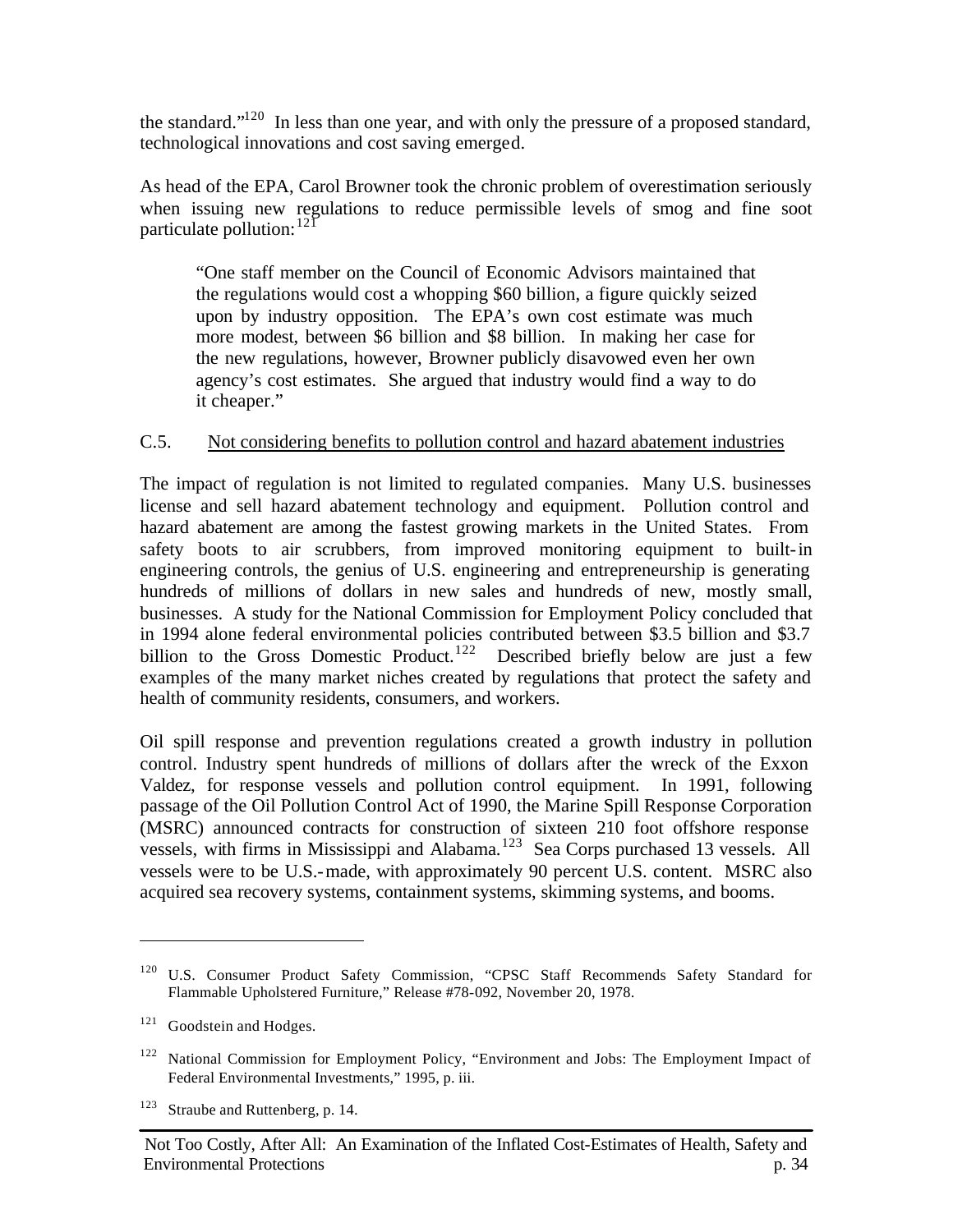the standard."[120] In less than one year, and with only the pressure of a proposed standard, technological innovations and cost saving emerged.

As head of the EPA, Carol Browner took the chronic problem of overestimation seriously when issuing new regulations to reduce permissible levels of smog and fine soot particulate pollution:[121]

> "One staff member on the Council of Economic Advisors maintained that the regulations would cost a whopping $60 billion, a figure quickly seized upon by industry opposition. The EPA's own cost estimate was much more modest, between $6 billion and $8 billion. In making her case for the new regulations, however, Browner publicly disavowed even her own agency's cost estimates. She argued that industry would find a way to do it cheaper."

### C.5. Not considering benefits to pollution control and hazard abatement industries

The impact of regulation is not limited to regulated companies. Many U.S. businesses license and sell hazard abatement technology and equipment. Pollution control and hazard abatement are among the fastest growing markets in the United States. From safety boots to air scrubbers, from improved monitoring equipment to built-in engineering controls, the genius of U.S. engineering and entrepreneurship is generating hundreds of millions of dollars in new sales and hundreds of new, mostly small, businesses. A study for the National Commission for Employment Policy concluded that in 1994 alone federal environmental policies contributed between $3.5 billion and $3.7 billion to the Gross Domestic Product.[122] Described briefly below are just a few examples of the many market niches created by regulations that protect the safety and health of community residents, consumers, and workers.

Oil spill response and prevention regulations created a growth industry in pollution control. Industry spent hundreds of millions of dollars after the wreck of the Exxon Valdez, for response vessels and pollution control equipment. In 1991, following passage of the Oil Pollution Control Act of 1990, the Marine Spill Response Corporation (MSRC) announced contracts for construction of sixteen 210 foot offshore response vessels, with firms in Mississippi and Alabama.[123] Sea Corps purchased 13 vessels. All vessels were to be U.S.-made, with approximately 90 percent U.S. content. MSRC also acquired sea recovery systems, containment systems, skimming systems, and booms.

---

[120] U.S. Consumer Product Safety Commission, "CPSC Staff Recommends Safety Standard for Flammable Upholstered Furniture," Release #78-092, November 20, 1978.

[121] Goodstein and Hodges.

[122] National Commission for Employment Policy, "Environment and Jobs: The Employment Impact of Federal Environmental Investments," 1995, p. iii.

[123] Straube and Ruttenberg, p. 14.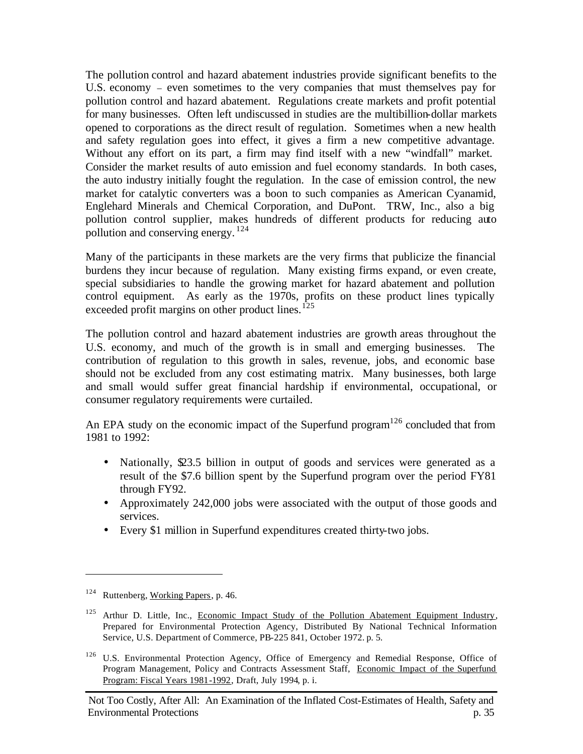The pollution control and hazard abatement industries provide significant benefits to the U.S. economy – even sometimes to the very companies that must themselves pay for pollution control and hazard abatement. Regulations create markets and profit potential for many businesses. Often left undiscussed in studies are the multibillion-dollar markets opened to corporations as the direct result of regulation. Sometimes when a new health and safety regulation goes into effect, it gives a firm a new competitive advantage. Without any effort on its part, a firm may find itself with a new "windfall" market. Consider the market results of auto emission and fuel economy standards. In both cases, the auto industry initially fought the regulation. In the case of emission control, the new market for catalytic converters was a boon to such companies as American Cyanamid, Englehard Minerals and Chemical Corporation, and DuPont. TRW, Inc., also a big pollution control supplier, makes hundreds of different products for reducing auto pollution and conserving energy.[124]

Many of the participants in these markets are the very firms that publicize the financial burdens they incur because of regulation. Many existing firms expand, or even create, special subsidiaries to handle the growing market for hazard abatement and pollution control equipment. As early as the 1970s, profits on these product lines typically exceeded profit margins on other product lines.[125]

The pollution control and hazard abatement industries are growth areas throughout the U.S. economy, and much of the growth is in small and emerging businesses. The contribution of regulation to this growth in sales, revenue, jobs, and economic base should not be excluded from any cost estimating matrix. Many businesses, both large and small would suffer great financial hardship if environmental, occupational, or consumer regulatory requirements were curtailed.

An EPA study on the economic impact of the Superfund program[126] concluded that from 1981 to 1992:

- Nationally, $23.5 billion in output of goods and services were generated as a result of the $7.6 billion spent by the Superfund program over the period FY81 through FY92.
- Approximately 242,000 jobs were associated with the output of those goods and services.
- Every $1 million in Superfund expenditures created thirty-two jobs.

---

[124] Ruttenberg, Working Papers, p. 46.

[125] Arthur D. Little, Inc., Economic Impact Study of the Pollution Abatement Equipment Industry, Prepared for Environmental Protection Agency, Distributed By National Technical Information Service, U.S. Department of Commerce, PB-225 841, October 1972. p. 5.

[126] U.S. Environmental Protection Agency, Office of Emergency and Remedial Response, Office of Program Management, Policy and Contracts Assessment Staff, Economic Impact of the Superfund Program: Fiscal Years 1981-1992, Draft, July 1994, p. i.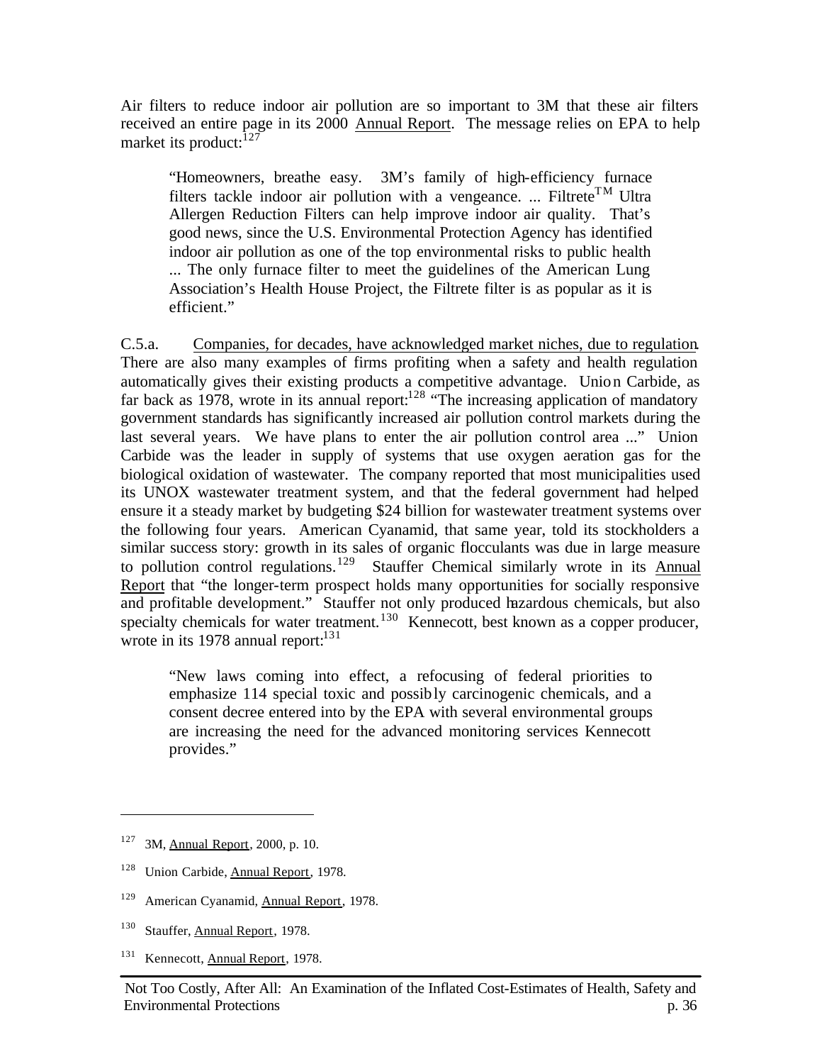Air filters to reduce indoor air pollution are so important to 3M that these air filters received an entire page in its 2000 Annual Report. The message relies on EPA to help market its product:[127]

> "Homeowners, breathe easy. 3M's family of high-efficiency furnace filters tackle indoor air pollution with a vengeance. ... Filtrete™ Ultra Allergen Reduction Filters can help improve indoor air quality. That's good news, since the U.S. Environmental Protection Agency has identified indoor air pollution as one of the top environmental risks to public health ... The only furnace filter to meet the guidelines of the American Lung Association's Health House Project, the Filtrete filter is as popular as it is efficient."

C.5.a. Companies, for decades, have acknowledged market niches, due to regulation. There are also many examples of firms profiting when a safety and health regulation automatically gives their existing products a competitive advantage. Union Carbide, as far back as 1978, wrote in its annual report:[128] "The increasing application of mandatory government standards has significantly increased air pollution control markets during the last several years. We have plans to enter the air pollution control area ..." Union Carbide was the leader in supply of systems that use oxygen aeration gas for the biological oxidation of wastewater. The company reported that most municipalities used its UNOX wastewater treatment system, and that the federal government had helped ensure it a steady market by budgeting $24 billion for wastewater treatment systems over the following four years. American Cyanamid, that same year, told its stockholders a similar success story: growth in its sales of organic flocculants was due in large measure to pollution control regulations.[129] Stauffer Chemical similarly wrote in its Annual Report that "the longer-term prospect holds many opportunities for socially responsive and profitable development." Stauffer not only produced hazardous chemicals, but also specialty chemicals for water treatment.[130] Kennecott, best known as a copper producer, wrote in its 1978 annual report:[131]

> "New laws coming into effect, a refocusing of federal priorities to emphasize 114 special toxic and possibly carcinogenic chemicals, and a consent decree entered into by the EPA with several environmental groups are increasing the need for the advanced monitoring services Kennecott provides."

---

[127] 3M, Annual Report, 2000, p. 10.

[128] Union Carbide, Annual Report, 1978.

[129] American Cyanamid, Annual Report, 1978.

[130] Stauffer, Annual Report, 1978.

[131] Kennecott, Annual Report, 1978.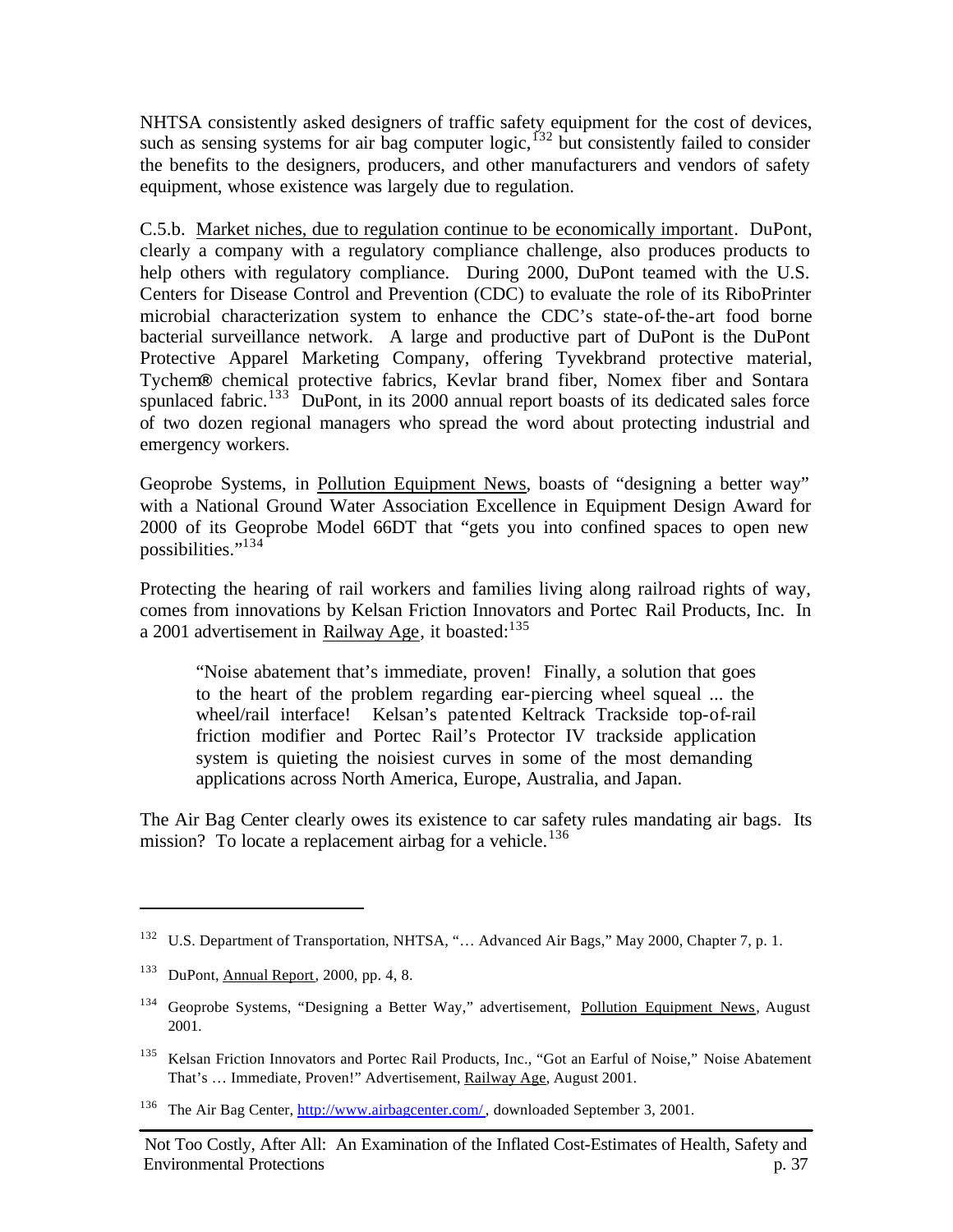NHTSA consistently asked designers of traffic safety equipment for the cost of devices, such as sensing systems for air bag computer logic,[132] but consistently failed to consider the benefits to the designers, producers, and other manufacturers and vendors of safety equipment, whose existence was largely due to regulation.

C.5.b. Market niches, due to regulation continue to be economically important. DuPont, clearly a company with a regulatory compliance challenge, also produces products to help others with regulatory compliance. During 2000, DuPont teamed with the U.S. Centers for Disease Control and Prevention (CDC) to evaluate the role of its RiboPrinter microbial characterization system to enhance the CDC's state-of-the-art food borne bacterial surveillance network. A large and productive part of DuPont is the DuPont Protective Apparel Marketing Company, offering Tyvekbrand protective material, Tychem® chemical protective fabrics, Kevlar brand fiber, Nomex fiber and Sontara spunlaced fabric.[133] DuPont, in its 2000 annual report boasts of its dedicated sales force of two dozen regional managers who spread the word about protecting industrial and emergency workers.

Geoprobe Systems, in Pollution Equipment News, boasts of "designing a better way" with a National Ground Water Association Excellence in Equipment Design Award for 2000 of its Geoprobe Model 66DT that "gets you into confined spaces to open new possibilities."[134]

Protecting the hearing of rail workers and families living along railroad rights of way, comes from innovations by Kelsan Friction Innovators and Portec Rail Products, Inc. In a 2001 advertisement in Railway Age, it boasted:[135]

> "Noise abatement that's immediate, proven! Finally, a solution that goes to the heart of the problem regarding ear-piercing wheel squeal ... the wheel/rail interface! Kelsan's patented Keltrack Trackside top-of-rail friction modifier and Portec Rail's Protector IV trackside application system is quieting the noisiest curves in some of the most demanding applications across North America, Europe, Australia, and Japan.

The Air Bag Center clearly owes its existence to car safety rules mandating air bags. Its mission? To locate a replacement airbag for a vehicle.[136]

---

[132] U.S. Department of Transportation, NHTSA, "… Advanced Air Bags," May 2000, Chapter 7, p. 1.

[133] DuPont, Annual Report, 2000, pp. 4, 8.

[134] Geoprobe Systems, "Designing a Better Way," advertisement, Pollution Equipment News, August 2001.

[135] Kelsan Friction Innovators and Portec Rail Products, Inc., "Got an Earful of Noise," Noise Abatement That's … Immediate, Proven!" Advertisement, Railway Age, August 2001.

[136] The Air Bag Center, http://www.airbagcenter.com/, downloaded September 3, 2001.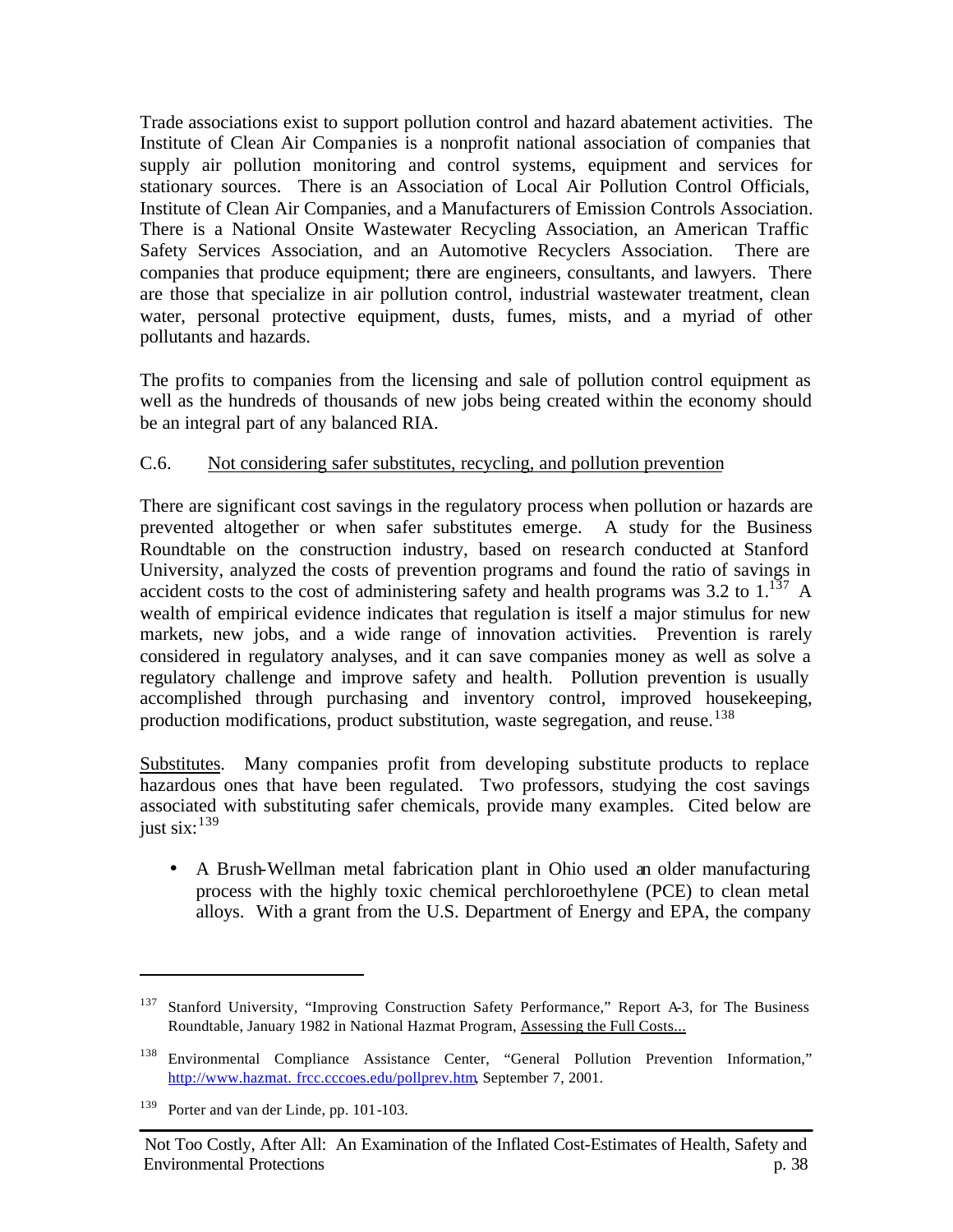Trade associations exist to support pollution control and hazard abatement activities. The Institute of Clean Air Companies is a nonprofit national association of companies that supply air pollution monitoring and control systems, equipment and services for stationary sources. There is an Association of Local Air Pollution Control Officials, Institute of Clean Air Companies, and a Manufacturers of Emission Controls Association. There is a National Onsite Wastewater Recycling Association, an American Traffic Safety Services Association, and an Automotive Recyclers Association. There are companies that produce equipment; there are engineers, consultants, and lawyers. There are those that specialize in air pollution control, industrial wastewater treatment, clean water, personal protective equipment, dusts, fumes, mists, and a myriad of other pollutants and hazards.

The profits to companies from the licensing and sale of pollution control equipment as well as the hundreds of thousands of new jobs being created within the economy should be an integral part of any balanced RIA.

C.6. Not considering safer substitutes, recycling, and pollution prevention

There are significant cost savings in the regulatory process when pollution or hazards are prevented altogether or when safer substitutes emerge. A study for the Business Roundtable on the construction industry, based on research conducted at Stanford University, analyzed the costs of prevention programs and found the ratio of savings in accident costs to the cost of administering safety and health programs was 3.2 to 1.[137] A wealth of empirical evidence indicates that regulation is itself a major stimulus for new markets, new jobs, and a wide range of innovation activities. Prevention is rarely considered in regulatory analyses, and it can save companies money as well as solve a regulatory challenge and improve safety and health. Pollution prevention is usually accomplished through purchasing and inventory control, improved housekeeping, production modifications, product substitution, waste segregation, and reuse.[138]

Substitutes. Many companies profit from developing substitute products to replace hazardous ones that have been regulated. Two professors, studying the cost savings associated with substituting safer chemicals, provide many examples. Cited below are just six:[139]

- A Brush-Wellman metal fabrication plant in Ohio used an older manufacturing process with the highly toxic chemical perchloroethylene (PCE) to clean metal alloys. With a grant from the U.S. Department of Energy and EPA, the company

---

[137] Stanford University, "Improving Construction Safety Performance," Report A-3, for The Business Roundtable, January 1982 in National Hazmat Program, Assessing the Full Costs...

[138] Environmental Compliance Assistance Center, "General Pollution Prevention Information," http://www.hazmat. frcc.cccoes.edu/pollprev.htm, September 7, 2001.

[139] Porter and van der Linde, pp. 101-103.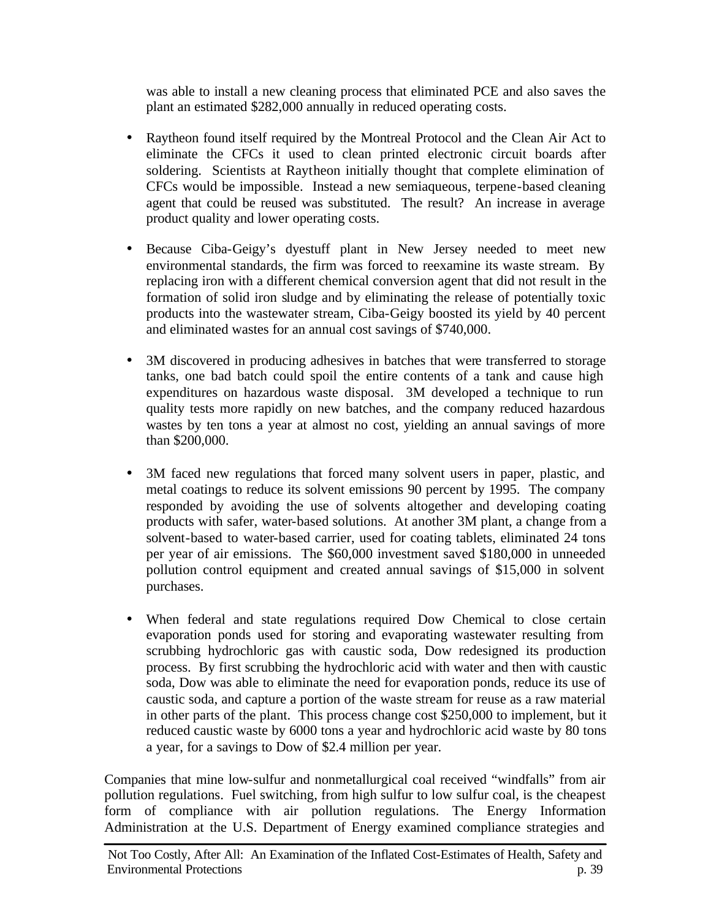was able to install a new cleaning process that eliminated PCE and also saves the plant an estimated $282,000 annually in reduced operating costs.

- Raytheon found itself required by the Montreal Protocol and the Clean Air Act to eliminate the CFCs it used to clean printed electronic circuit boards after soldering. Scientists at Raytheon initially thought that complete elimination of CFCs would be impossible. Instead a new semiaqueous, terpene-based cleaning agent that could be reused was substituted. The result? An increase in average product quality and lower operating costs.

- Because Ciba-Geigy's dyestuff plant in New Jersey needed to meet new environmental standards, the firm was forced to reexamine its waste stream. By replacing iron with a different chemical conversion agent that did not result in the formation of solid iron sludge and by eliminating the release of potentially toxic products into the wastewater stream, Ciba-Geigy boosted its yield by 40 percent and eliminated wastes for an annual cost savings of $740,000.

- 3M discovered in producing adhesives in batches that were transferred to storage tanks, one bad batch could spoil the entire contents of a tank and cause high expenditures on hazardous waste disposal. 3M developed a technique to run quality tests more rapidly on new batches, and the company reduced hazardous wastes by ten tons a year at almost no cost, yielding an annual savings of more than $200,000.

- 3M faced new regulations that forced many solvent users in paper, plastic, and metal coatings to reduce its solvent emissions 90 percent by 1995. The company responded by avoiding the use of solvents altogether and developing coating products with safer, water-based solutions. At another 3M plant, a change from a solvent-based to water-based carrier, used for coating tablets, eliminated 24 tons per year of air emissions. The $60,000 investment saved $180,000 in unneeded pollution control equipment and created annual savings of $15,000 in solvent purchases.

- When federal and state regulations required Dow Chemical to close certain evaporation ponds used for storing and evaporating wastewater resulting from scrubbing hydrochloric gas with caustic soda, Dow redesigned its production process. By first scrubbing the hydrochloric acid with water and then with caustic soda, Dow was able to eliminate the need for evaporation ponds, reduce its use of caustic soda, and capture a portion of the waste stream for reuse as a raw material in other parts of the plant. This process change cost $250,000 to implement, but it reduced caustic waste by 6000 tons a year and hydrochloric acid waste by 80 tons a year, for a savings to Dow of $2.4 million per year.

Companies that mine low-sulfur and nonmetallurgical coal received "windfalls" from air pollution regulations. Fuel switching, from high sulfur to low sulfur coal, is the cheapest form of compliance with air pollution regulations. The Energy Information Administration at the U.S. Department of Energy examined compliance strategies and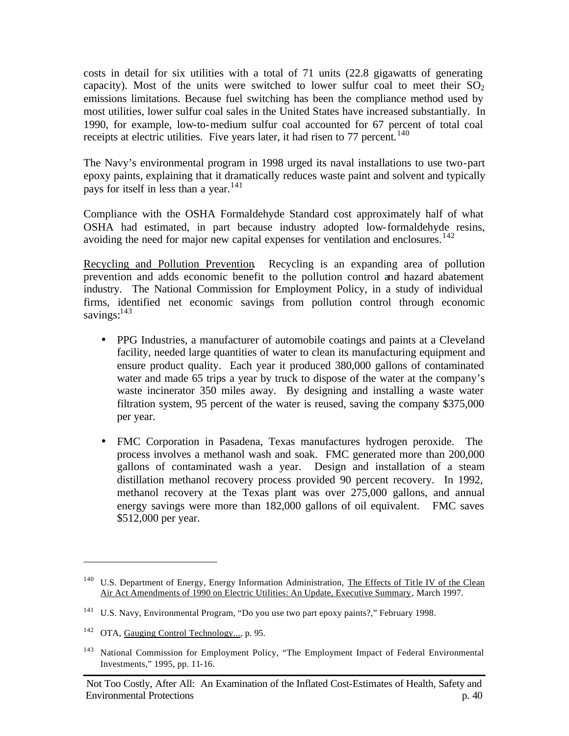costs in detail for six utilities with a total of 71 units (22.8 gigawatts of generating capacity). Most of the units were switched to lower sulfur coal to meet their $SO_2$ emissions limitations. Because fuel switching has been the compliance method used by most utilities, lower sulfur coal sales in the United States have increased substantially. In 1990, for example, low-to-medium sulfur coal accounted for 67 percent of total coal receipts at electric utilities. Five years later, it had risen to 77 percent.[140]

The Navy's environmental program in 1998 urged its naval installations to use two-part epoxy paints, explaining that it dramatically reduces waste paint and solvent and typically pays for itself in less than a year.[141]

Compliance with the OSHA Formaldehyde Standard cost approximately half of what OSHA had estimated, in part because industry adopted low-formaldehyde resins, avoiding the need for major new capital expenses for ventilation and enclosures.[142]

Recycling and Pollution Prevention. Recycling is an expanding area of pollution prevention and adds economic benefit to the pollution control and hazard abatement industry. The National Commission for Employment Policy, in a study of individual firms, identified net economic savings from pollution control through economic savings:[143]

- PPG Industries, a manufacturer of automobile coatings and paints at a Cleveland facility, needed large quantities of water to clean its manufacturing equipment and ensure product quality. Each year it produced 380,000 gallons of contaminated water and made 65 trips a year by truck to dispose of the water at the company's waste incinerator 350 miles away. By designing and installing a waste water filtration system, 95 percent of the water is reused, saving the company $375,000 per year.

- FMC Corporation in Pasadena, Texas manufactures hydrogen peroxide. The process involves a methanol wash and soak. FMC generated more than 200,000 gallons of contaminated wash a year. Design and installation of a steam distillation methanol recovery process provided 90 percent recovery. In 1992, methanol recovery at the Texas plant was over 275,000 gallons, and annual energy savings were more than 182,000 gallons of oil equivalent. FMC saves $512,000 per year.

---

[140] U.S. Department of Energy, Energy Information Administration, The Effects of Title IV of the Clean Air Act Amendments of 1990 on Electric Utilities: An Update, Executive Summary, March 1997.

[141] U.S. Navy, Environmental Program, "Do you use two part epoxy paints?," February 1998.

[142] OTA, Gauging Control Technology..., p. 95.

[143] National Commission for Employment Policy, "The Employment Impact of Federal Environmental Investments," 1995, pp. 11-16.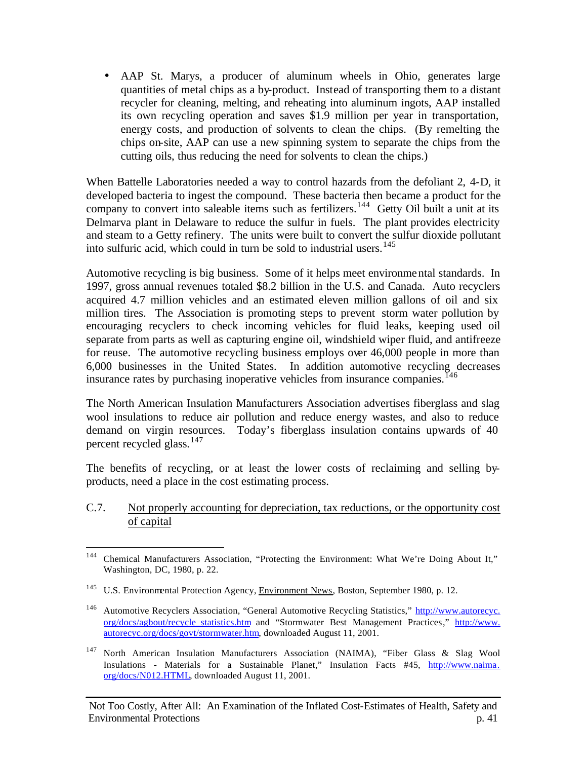- AAP St. Marys, a producer of aluminum wheels in Ohio, generates large quantities of metal chips as a by-product. Instead of transporting them to a distant recycler for cleaning, melting, and reheating into aluminum ingots, AAP installed its own recycling operation and saves $1.9 million per year in transportation, energy costs, and production of solvents to clean the chips. (By remelting the chips on-site, AAP can use a new spinning system to separate the chips from the cutting oils, thus reducing the need for solvents to clean the chips.)

When Battelle Laboratories needed a way to control hazards from the defoliant 2, 4-D, it developed bacteria to ingest the compound. These bacteria then became a product for the company to convert into saleable items such as fertilizers.[144] Getty Oil built a unit at its Delmarva plant in Delaware to reduce the sulfur in fuels. The plant provides electricity and steam to a Getty refinery. The units were built to convert the sulfur dioxide pollutant into sulfuric acid, which could in turn be sold to industrial users.[145]

Automotive recycling is big business. Some of it helps meet environmental standards. In 1997, gross annual revenues totaled $8.2 billion in the U.S. and Canada. Auto recyclers acquired 4.7 million vehicles and an estimated eleven million gallons of oil and six million tires. The Association is promoting steps to prevent storm water pollution by encouraging recyclers to check incoming vehicles for fluid leaks, keeping used oil separate from parts as well as capturing engine oil, windshield wiper fluid, and antifreeze for reuse. The automotive recycling business employs over 46,000 people in more than 6,000 businesses in the United States. In addition automotive recycling decreases insurance rates by purchasing inoperative vehicles from insurance companies.[146]

The North American Insulation Manufacturers Association advertises fiberglass and slag wool insulations to reduce air pollution and reduce energy wastes, and also to reduce demand on virgin resources. Today's fiberglass insulation contains upwards of 40 percent recycled glass.[147]

The benefits of recycling, or at least the lower costs of reclaiming and selling by-products, need a place in the cost estimating process.

C.7. Not properly accounting for depreciation, tax reductions, or the opportunity cost of capital

---

[144] Chemical Manufacturers Association, "Protecting the Environment: What We're Doing About It," Washington, DC, 1980, p. 22.

[145] U.S. Environmental Protection Agency, Environment News, Boston, September 1980, p. 12.

[146] Automotive Recyclers Association, "General Automotive Recycling Statistics," http://www.autorecyc.org/docs/agbout/recycle_statistics.htm and "Stormwater Best Management Practices," http://www.autorecyc.org/docs/govt/stormwater.htm, downloaded August 11, 2001.

[147] North American Insulation Manufacturers Association (NAIMA), "Fiber Glass & Slag Wool Insulations - Materials for a Sustainable Planet," Insulation Facts #45, http://www.naima.org/docs/N012.HTML, downloaded August 11, 2001.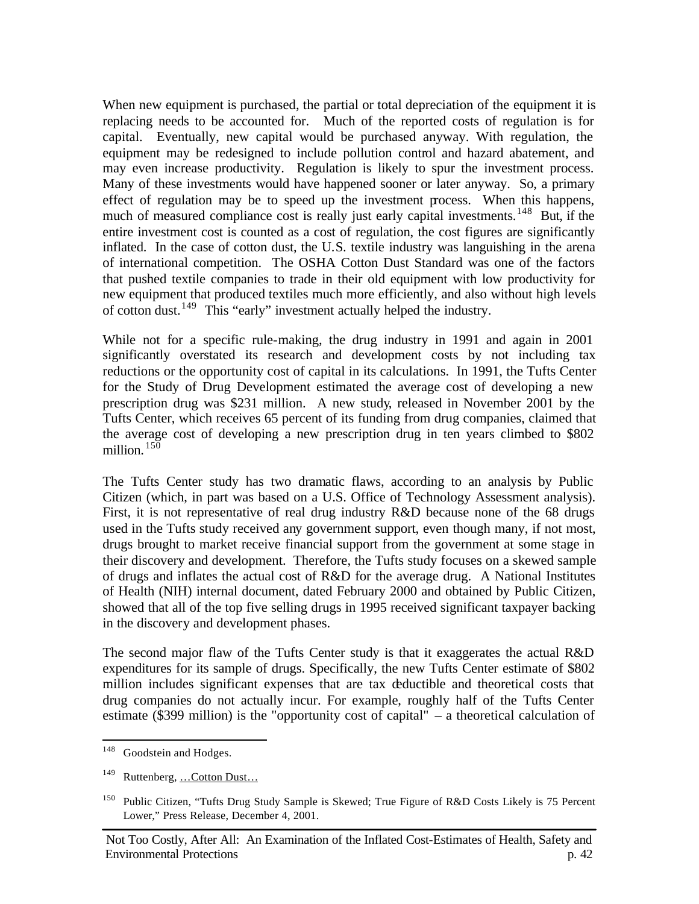When new equipment is purchased, the partial or total depreciation of the equipment it is replacing needs to be accounted for. Much of the reported costs of regulation is for capital. Eventually, new capital would be purchased anyway. With regulation, the equipment may be redesigned to include pollution control and hazard abatement, and may even increase productivity. Regulation is likely to spur the investment process. Many of these investments would have happened sooner or later anyway. So, a primary effect of regulation may be to speed up the investment process. When this happens, much of measured compliance cost is really just early capital investments.[148] But, if the entire investment cost is counted as a cost of regulation, the cost figures are significantly inflated. In the case of cotton dust, the U.S. textile industry was languishing in the arena of international competition. The OSHA Cotton Dust Standard was one of the factors that pushed textile companies to trade in their old equipment with low productivity for new equipment that produced textiles much more efficiently, and also without high levels of cotton dust.[149] This "early" investment actually helped the industry.

While not for a specific rule-making, the drug industry in 1991 and again in 2001 significantly overstated its research and development costs by not including tax reductions or the opportunity cost of capital in its calculations. In 1991, the Tufts Center for the Study of Drug Development estimated the average cost of developing a new prescription drug was $231 million. A new study, released in November 2001 by the Tufts Center, which receives 65 percent of its funding from drug companies, claimed that the average cost of developing a new prescription drug in ten years climbed to $802 million.[150]

The Tufts Center study has two dramatic flaws, according to an analysis by Public Citizen (which, in part was based on a U.S. Office of Technology Assessment analysis). First, it is not representative of real drug industry R&D because none of the 68 drugs used in the Tufts study received any government support, even though many, if not most, drugs brought to market receive financial support from the government at some stage in their discovery and development. Therefore, the Tufts study focuses on a skewed sample of drugs and inflates the actual cost of R&D for the average drug. A National Institutes of Health (NIH) internal document, dated February 2000 and obtained by Public Citizen, showed that all of the top five selling drugs in 1995 received significant taxpayer backing in the discovery and development phases.

The second major flaw of the Tufts Center study is that it exaggerates the actual R&D expenditures for its sample of drugs. Specifically, the new Tufts Center estimate of $802 million includes significant expenses that are tax deductible and theoretical costs that drug companies do not actually incur. For example, roughly half of the Tufts Center estimate ($399 million) is the "opportunity cost of capital" – a theoretical calculation of

---

[148] Goodstein and Hodges.

[149] Ruttenberg, …Cotton Dust…

[150] Public Citizen, "Tufts Drug Study Sample is Skewed; True Figure of R&D Costs Likely is 75 Percent Lower," Press Release, December 4, 2001.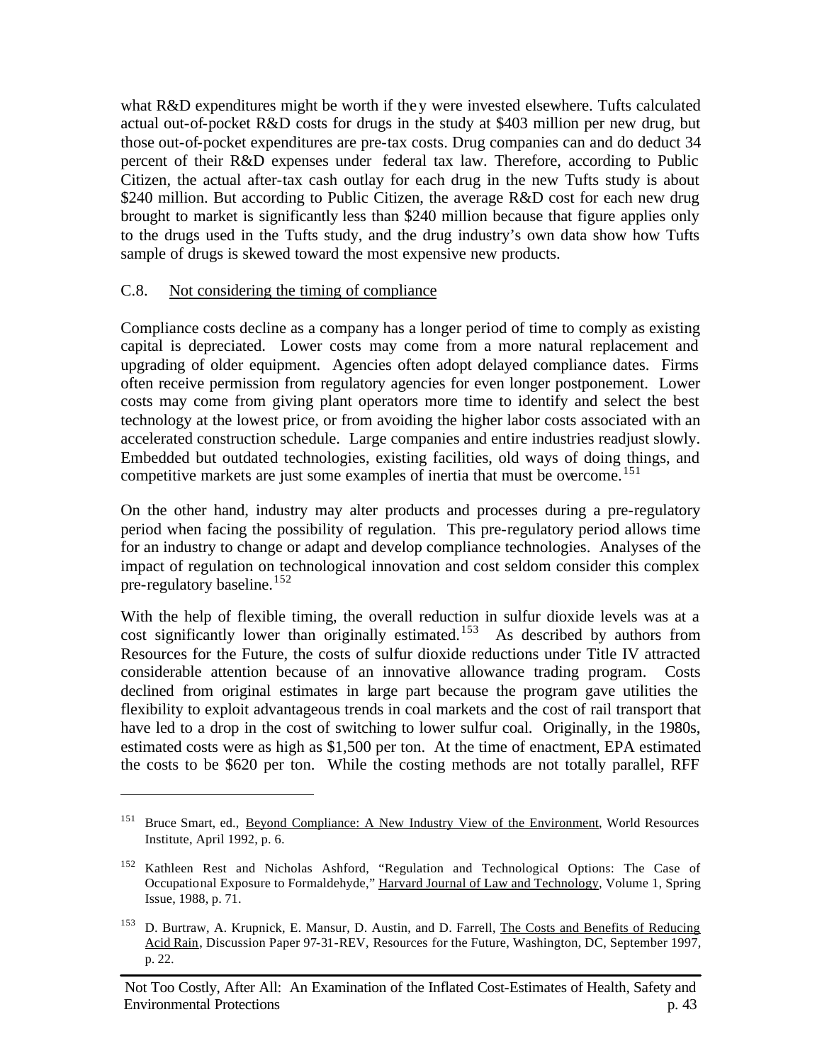what R&D expenditures might be worth if they were invested elsewhere. Tufts calculated actual out-of-pocket R&D costs for drugs in the study at $403 million per new drug, but those out-of-pocket expenditures are pre-tax costs. Drug companies can and do deduct 34 percent of their R&D expenses under federal tax law. Therefore, according to Public Citizen, the actual after-tax cash outlay for each drug in the new Tufts study is about $240 million. But according to Public Citizen, the average R&D cost for each new drug brought to market is significantly less than $240 million because that figure applies only to the drugs used in the Tufts study, and the drug industry's own data show how Tufts sample of drugs is skewed toward the most expensive new products.

### C.8. Not considering the timing of compliance

Compliance costs decline as a company has a longer period of time to comply as existing capital is depreciated. Lower costs may come from a more natural replacement and upgrading of older equipment. Agencies often adopt delayed compliance dates. Firms often receive permission from regulatory agencies for even longer postponement. Lower costs may come from giving plant operators more time to identify and select the best technology at the lowest price, or from avoiding the higher labor costs associated with an accelerated construction schedule. Large companies and entire industries readjust slowly. Embedded but outdated technologies, existing facilities, old ways of doing things, and competitive markets are just some examples of inertia that must be overcome.[151]

On the other hand, industry may alter products and processes during a pre-regulatory period when facing the possibility of regulation. This pre-regulatory period allows time for an industry to change or adapt and develop compliance technologies. Analyses of the impact of regulation on technological innovation and cost seldom consider this complex pre-regulatory baseline.[152]

With the help of flexible timing, the overall reduction in sulfur dioxide levels was at a cost significantly lower than originally estimated.[153] As described by authors from Resources for the Future, the costs of sulfur dioxide reductions under Title IV attracted considerable attention because of an innovative allowance trading program. Costs declined from original estimates in large part because the program gave utilities the flexibility to exploit advantageous trends in coal markets and the cost of rail transport that have led to a drop in the cost of switching to lower sulfur coal. Originally, in the 1980s, estimated costs were as high as $1,500 per ton. At the time of enactment, EPA estimated the costs to be $620 per ton. While the costing methods are not totally parallel, RFF

---

[151] Bruce Smart, ed., Beyond Compliance: A New Industry View of the Environment, World Resources Institute, April 1992, p. 6.

[152] Kathleen Rest and Nicholas Ashford, "Regulation and Technological Options: The Case of Occupational Exposure to Formaldehyde," Harvard Journal of Law and Technology, Volume 1, Spring Issue, 1988, p. 71.

[153] D. Burtraw, A. Krupnick, E. Mansur, D. Austin, and D. Farrell, The Costs and Benefits of Reducing Acid Rain, Discussion Paper 97-31-REV, Resources for the Future, Washington, DC, September 1997, p. 22.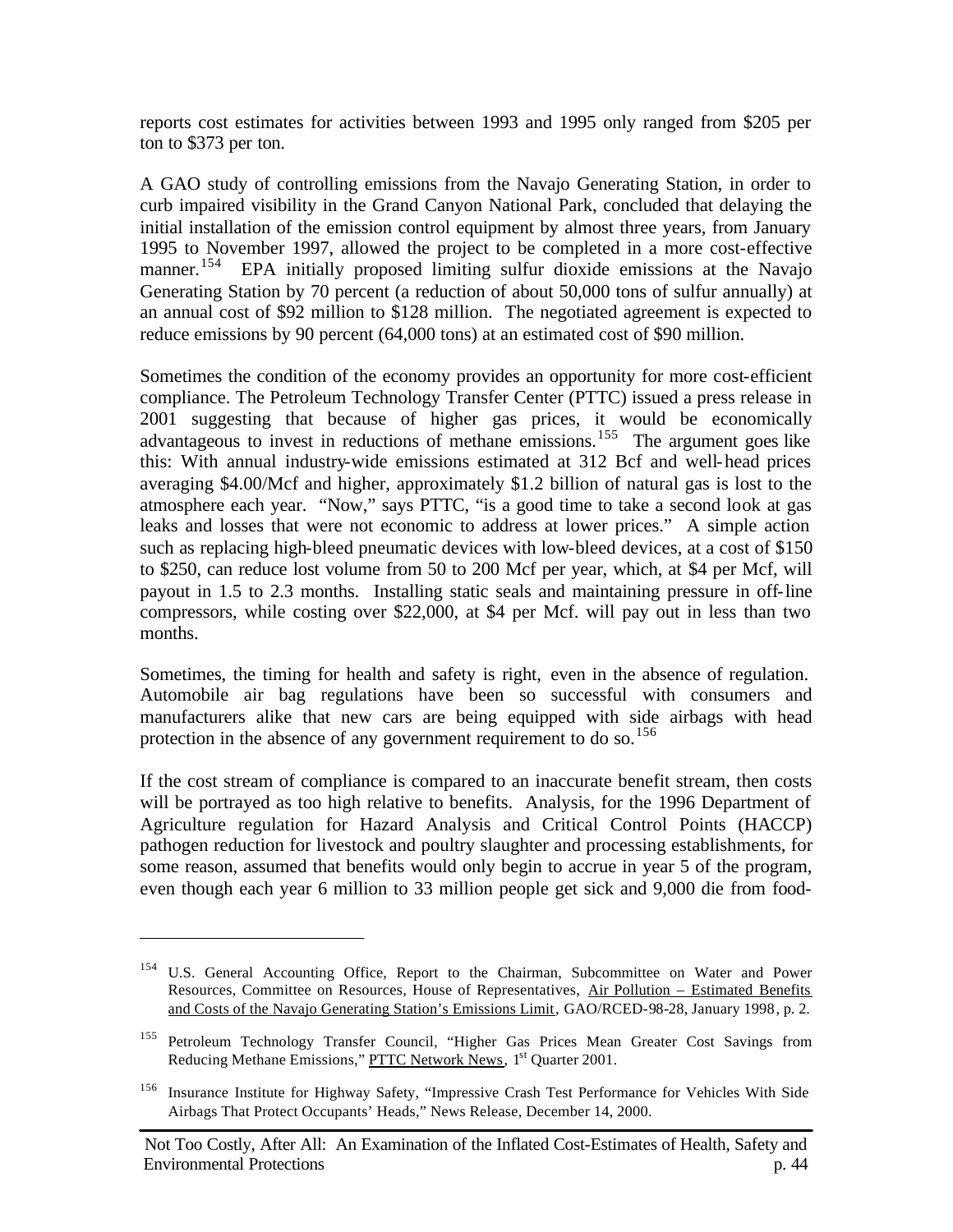reports cost estimates for activities between 1993 and 1995 only ranged from $205 per ton to $373 per ton.

A GAO study of controlling emissions from the Navajo Generating Station, in order to curb impaired visibility in the Grand Canyon National Park, concluded that delaying the initial installation of the emission control equipment by almost three years, from January 1995 to November 1997, allowed the project to be completed in a more cost-effective manner.[154] EPA initially proposed limiting sulfur dioxide emissions at the Navajo Generating Station by 70 percent (a reduction of about 50,000 tons of sulfur annually) at an annual cost of $92 million to $128 million. The negotiated agreement is expected to reduce emissions by 90 percent (64,000 tons) at an estimated cost of $90 million.

Sometimes the condition of the economy provides an opportunity for more cost-efficient compliance. The Petroleum Technology Transfer Center (PTTC) issued a press release in 2001 suggesting that because of higher gas prices, it would be economically advantageous to invest in reductions of methane emissions.[155] The argument goes like this: With annual industry-wide emissions estimated at 312 Bcf and well-head prices averaging $4.00/Mcf and higher, approximately $1.2 billion of natural gas is lost to the atmosphere each year. "Now," says PTTC, "is a good time to take a second look at gas leaks and losses that were not economic to address at lower prices." A simple action such as replacing high-bleed pneumatic devices with low-bleed devices, at a cost of $150 to $250, can reduce lost volume from 50 to 200 Mcf per year, which, at $4 per Mcf, will payout in 1.5 to 2.3 months. Installing static seals and maintaining pressure in off-line compressors, while costing over $22,000, at $4 per Mcf. will pay out in less than two months.

Sometimes, the timing for health and safety is right, even in the absence of regulation. Automobile air bag regulations have been so successful with consumers and manufacturers alike that new cars are being equipped with side airbags with head protection in the absence of any government requirement to do so.[156]

If the cost stream of compliance is compared to an inaccurate benefit stream, then costs will be portrayed as too high relative to benefits. Analysis, for the 1996 Department of Agriculture regulation for Hazard Analysis and Critical Control Points (HACCP) pathogen reduction for livestock and poultry slaughter and processing establishments, for some reason, assumed that benefits would only begin to accrue in year 5 of the program, even though each year 6 million to 33 million people get sick and 9,000 die from food-

---

[154] U.S. General Accounting Office, Report to the Chairman, Subcommittee on Water and Power Resources, Committee on Resources, House of Representatives, Air Pollution – Estimated Benefits and Costs of the Navajo Generating Station's Emissions Limit, GAO/RCED-98-28, January 1998, p. 2.

[155] Petroleum Technology Transfer Council, "Higher Gas Prices Mean Greater Cost Savings from Reducing Methane Emissions," PTTC Network News, 1st Quarter 2001.

[156] Insurance Institute for Highway Safety, "Impressive Crash Test Performance for Vehicles With Side Airbags That Protect Occupants' Heads," News Release, December 14, 2000.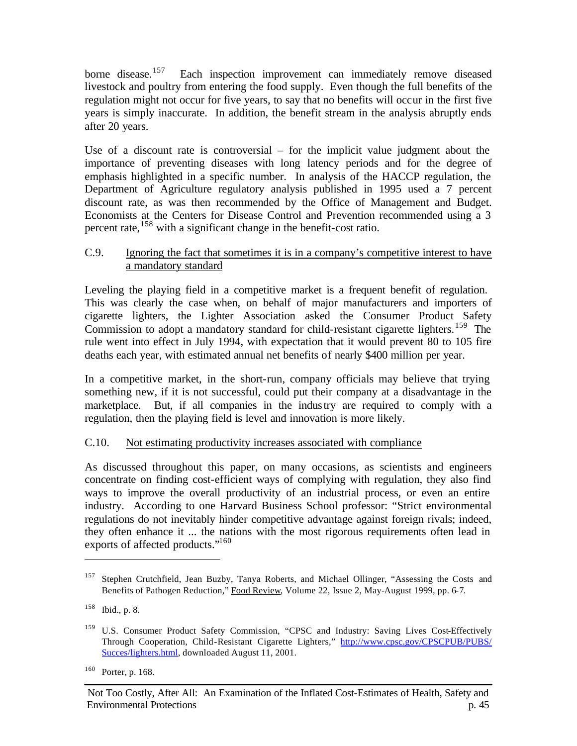borne disease.[157] Each inspection improvement can immediately remove diseased livestock and poultry from entering the food supply. Even though the full benefits of the regulation might not occur for five years, to say that no benefits will occur in the first five years is simply inaccurate. In addition, the benefit stream in the analysis abruptly ends after 20 years.

Use of a discount rate is controversial – for the implicit value judgment about the importance of preventing diseases with long latency periods and for the degree of emphasis highlighted in a specific number. In analysis of the HACCP regulation, the Department of Agriculture regulatory analysis published in 1995 used a 7 percent discount rate, as was then recommended by the Office of Management and Budget. Economists at the Centers for Disease Control and Prevention recommended using a 3 percent rate,[158] with a significant change in the benefit-cost ratio.

C.9. <u>Ignoring the fact that sometimes it is in a company's competitive interest to have a mandatory standard</u>

Leveling the playing field in a competitive market is a frequent benefit of regulation. This was clearly the case when, on behalf of major manufacturers and importers of cigarette lighters, the Lighter Association asked the Consumer Product Safety Commission to adopt a mandatory standard for child-resistant cigarette lighters.[159] The rule went into effect in July 1994, with expectation that it would prevent 80 to 105 fire deaths each year, with estimated annual net benefits of nearly $400 million per year.

In a competitive market, in the short-run, company officials may believe that trying something new, if it is not successful, could put their company at a disadvantage in the marketplace. But, if all companies in the industry are required to comply with a regulation, then the playing field is level and innovation is more likely.

C.10. <u>Not estimating productivity increases associated with compliance</u>

As discussed throughout this paper, on many occasions, as scientists and engineers concentrate on finding cost-efficient ways of complying with regulation, they also find ways to improve the overall productivity of an industrial process, or even an entire industry. According to one Harvard Business School professor: "Strict environmental regulations do not inevitably hinder competitive advantage against foreign rivals; indeed, they often enhance it ... the nations with the most rigorous requirements often lead in exports of affected products."[160]

---

[157] Stephen Crutchfield, Jean Buzby, Tanya Roberts, and Michael Ollinger, "Assessing the Costs and Benefits of Pathogen Reduction," <u>Food Review</u>, Volume 22, Issue 2, May-August 1999, pp. 6-7.

[158] Ibid., p. 8.

[159] U.S. Consumer Product Safety Commission, "CPSC and Industry: Saving Lives Cost-Effectively Through Cooperation, Child-Resistant Cigarette Lighters," http://www.cpsc.gov/CPSCPUB/PUBS/Succes/lighters.html, downloaded August 11, 2001.

[160] Porter, p. 168.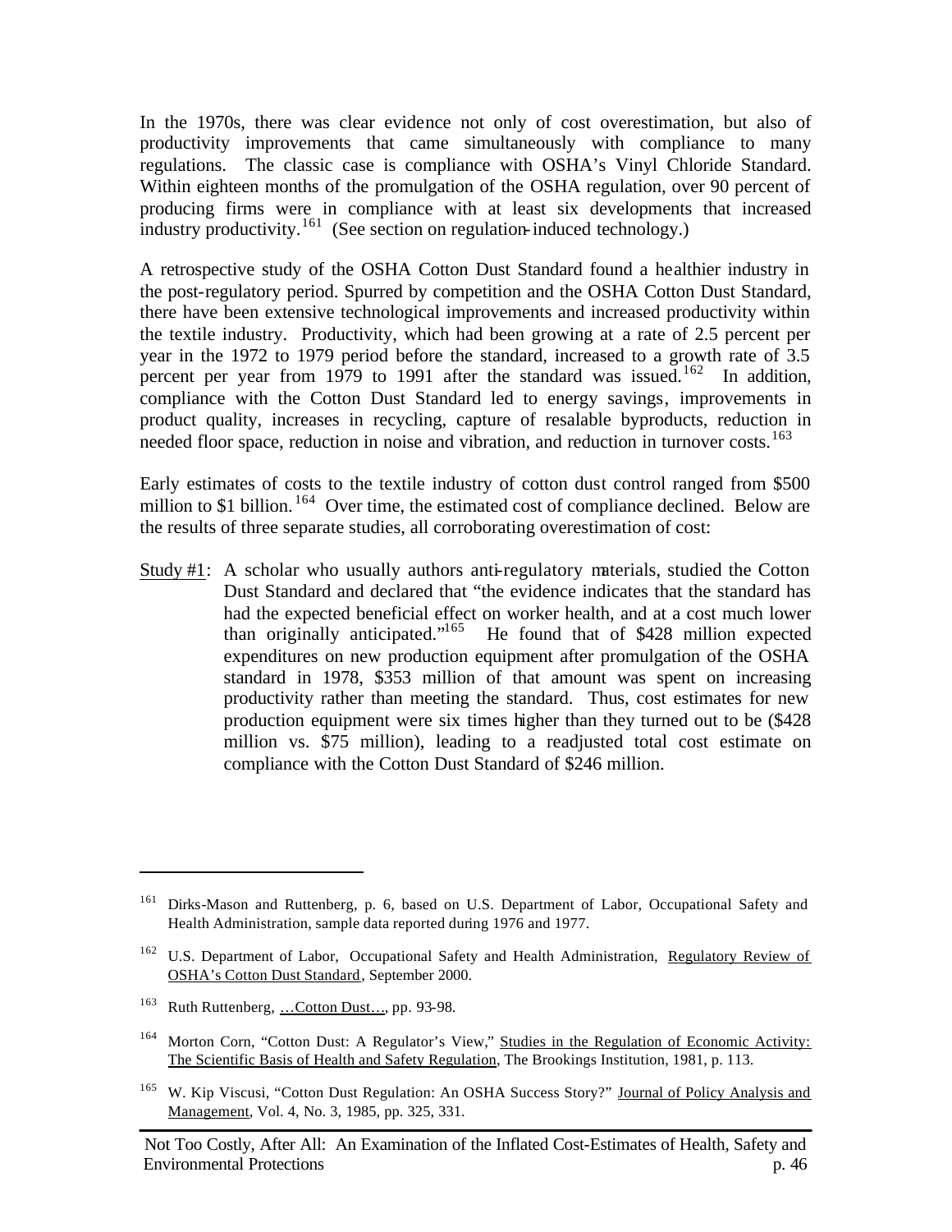In the 1970s, there was clear evidence not only of cost overestimation, but also of productivity improvements that came simultaneously with compliance to many regulations. The classic case is compliance with OSHA's Vinyl Chloride Standard. Within eighteen months of the promulgation of the OSHA regulation, over 90 percent of producing firms were in compliance with at least six developments that increased industry productivity.[161] (See section on regulation-induced technology.)

A retrospective study of the OSHA Cotton Dust Standard found a healthier industry in the post-regulatory period. Spurred by competition and the OSHA Cotton Dust Standard, there have been extensive technological improvements and increased productivity within the textile industry. Productivity, which had been growing at a rate of 2.5 percent per year in the 1972 to 1979 period before the standard, increased to a growth rate of 3.5 percent per year from 1979 to 1991 after the standard was issued.[162] In addition, compliance with the Cotton Dust Standard led to energy savings, improvements in product quality, increases in recycling, capture of resalable byproducts, reduction in needed floor space, reduction in noise and vibration, and reduction in turnover costs.[163]

Early estimates of costs to the textile industry of cotton dust control ranged from $500 million to $1 billion.[164] Over time, the estimated cost of compliance declined. Below are the results of three separate studies, all corroborating overestimation of cost:

<u>Study #1</u>: A scholar who usually authors anti-regulatory materials, studied the Cotton Dust Standard and declared that "the evidence indicates that the standard has had the expected beneficial effect on worker health, and at a cost much lower than originally anticipated."[165] He found that of $428 million expected expenditures on new production equipment after promulgation of the OSHA standard in 1978, $353 million of that amount was spent on increasing productivity rather than meeting the standard. Thus, cost estimates for new production equipment were six times higher than they turned out to be ($428 million vs. $75 million), leading to a readjusted total cost estimate on compliance with the Cotton Dust Standard of $246 million.

---

[161] Dirks-Mason and Ruttenberg, p. 6, based on U.S. Department of Labor, Occupational Safety and Health Administration, sample data reported during 1976 and 1977.

[162] U.S. Department of Labor, Occupational Safety and Health Administration, <u>Regulatory Review of OSHA's Cotton Dust Standard</u>, September 2000.

[163] Ruth Ruttenberg, <u>…Cotton Dust…</u>, pp. 93-98.

[164] Morton Corn, "Cotton Dust: A Regulator's View," <u>Studies in the Regulation of Economic Activity: The Scientific Basis of Health and Safety Regulation</u>, The Brookings Institution, 1981, p. 113.

[165] W. Kip Viscusi, "Cotton Dust Regulation: An OSHA Success Story?" <u>Journal of Policy Analysis and Management</u>, Vol. 4, No. 3, 1985, pp. 325, 331.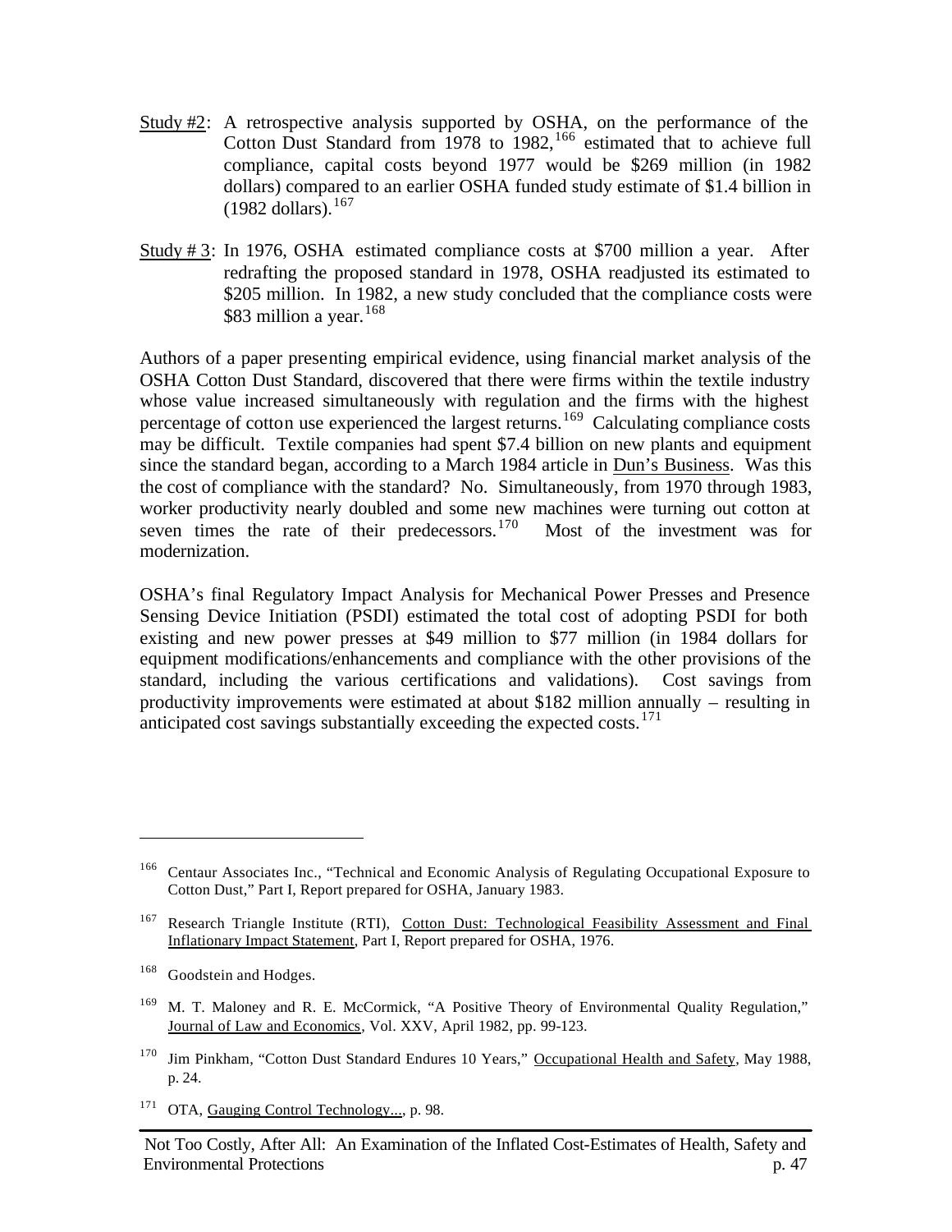Study #2: A retrospective analysis supported by OSHA, on the performance of the Cotton Dust Standard from 1978 to 1982,[166] estimated that to achieve full compliance, capital costs beyond 1977 would be $269 million (in 1982 dollars) compared to an earlier OSHA funded study estimate of $1.4 billion in (1982 dollars).[167]

Study # 3: In 1976, OSHA estimated compliance costs at $700 million a year. After redrafting the proposed standard in 1978, OSHA readjusted its estimated to $205 million. In 1982, a new study concluded that the compliance costs were $83 million a year.[168]

Authors of a paper presenting empirical evidence, using financial market analysis of the OSHA Cotton Dust Standard, discovered that there were firms within the textile industry whose value increased simultaneously with regulation and the firms with the highest percentage of cotton use experienced the largest returns.[169] Calculating compliance costs may be difficult. Textile companies had spent $7.4 billion on new plants and equipment since the standard began, according to a March 1984 article in Dun's Business. Was this the cost of compliance with the standard? No. Simultaneously, from 1970 through 1983, worker productivity nearly doubled and some new machines were turning out cotton at seven times the rate of their predecessors.[170] Most of the investment was for modernization.

OSHA's final Regulatory Impact Analysis for Mechanical Power Presses and Presence Sensing Device Initiation (PSDI) estimated the total cost of adopting PSDI for both existing and new power presses at $49 million to $77 million (in 1984 dollars for equipment modifications/enhancements and compliance with the other provisions of the standard, including the various certifications and validations). Cost savings from productivity improvements were estimated at about $182 million annually – resulting in anticipated cost savings substantially exceeding the expected costs.[171]

---

[166] Centaur Associates Inc., "Technical and Economic Analysis of Regulating Occupational Exposure to Cotton Dust," Part I, Report prepared for OSHA, January 1983.

[167] Research Triangle Institute (RTI), Cotton Dust: Technological Feasibility Assessment and Final Inflationary Impact Statement, Part I, Report prepared for OSHA, 1976.

[168] Goodstein and Hodges.

[169] M. T. Maloney and R. E. McCormick, "A Positive Theory of Environmental Quality Regulation," Journal of Law and Economics, Vol. XXV, April 1982, pp. 99-123.

[170] Jim Pinkham, "Cotton Dust Standard Endures 10 Years," Occupational Health and Safety, May 1988, p. 24.

[171] OTA, Gauging Control Technology..., p. 98.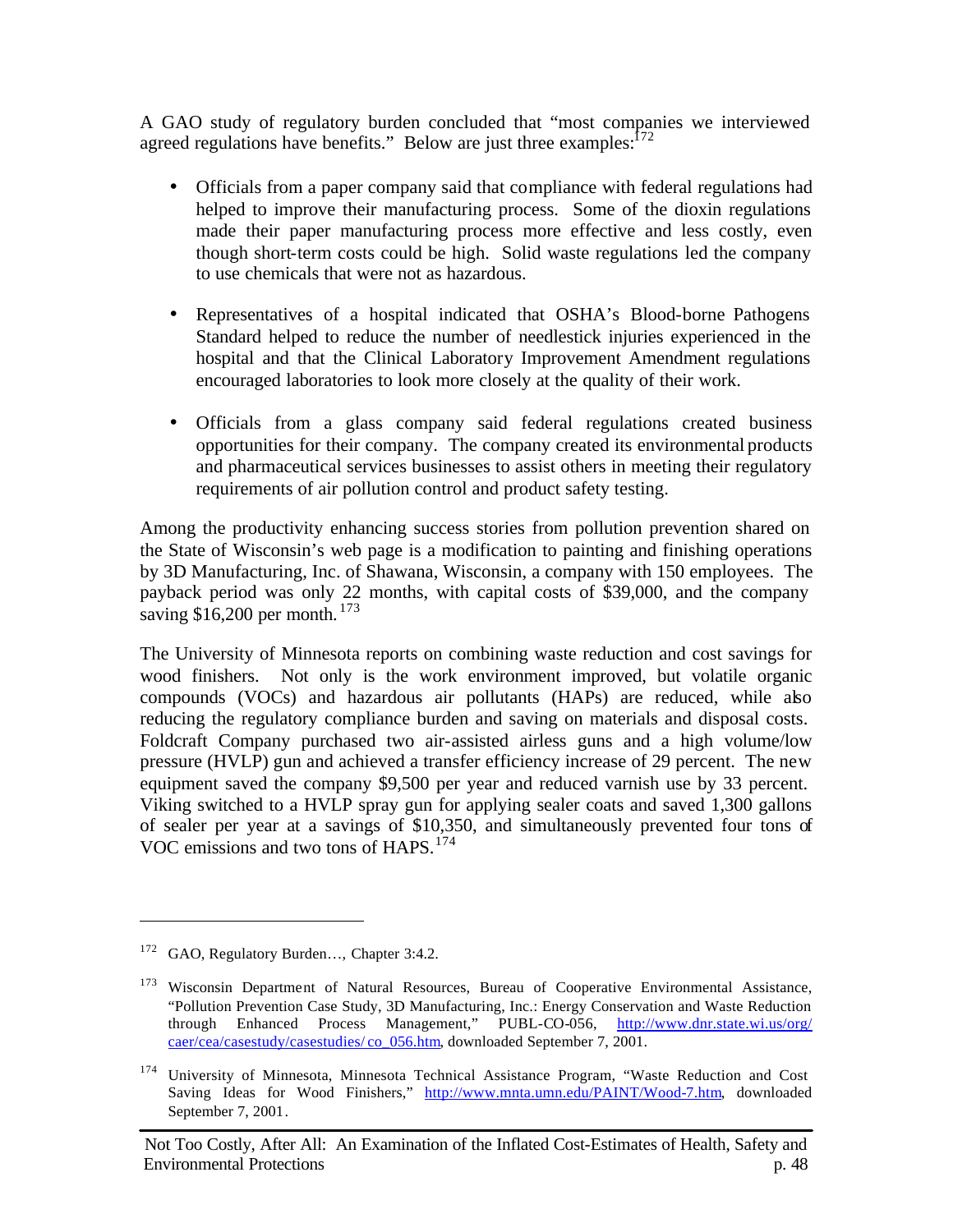A GAO study of regulatory burden concluded that "most companies we interviewed agreed regulations have benefits." Below are just three examples:[172]

- Officials from a paper company said that compliance with federal regulations had helped to improve their manufacturing process. Some of the dioxin regulations made their paper manufacturing process more effective and less costly, even though short-term costs could be high. Solid waste regulations led the company to use chemicals that were not as hazardous.

- Representatives of a hospital indicated that OSHA's Blood-borne Pathogens Standard helped to reduce the number of needlestick injuries experienced in the hospital and that the Clinical Laboratory Improvement Amendment regulations encouraged laboratories to look more closely at the quality of their work.

- Officials from a glass company said federal regulations created business opportunities for their company. The company created its environmental products and pharmaceutical services businesses to assist others in meeting their regulatory requirements of air pollution control and product safety testing.

Among the productivity enhancing success stories from pollution prevention shared on the State of Wisconsin's web page is a modification to painting and finishing operations by 3D Manufacturing, Inc. of Shawana, Wisconsin, a company with 150 employees. The payback period was only 22 months, with capital costs of $39,000, and the company saving $16,200 per month.[173]

The University of Minnesota reports on combining waste reduction and cost savings for wood finishers. Not only is the work environment improved, but volatile organic compounds (VOCs) and hazardous air pollutants (HAPs) are reduced, while also reducing the regulatory compliance burden and saving on materials and disposal costs. Foldcraft Company purchased two air-assisted airless guns and a high volume/low pressure (HVLP) gun and achieved a transfer efficiency increase of 29 percent. The new equipment saved the company $9,500 per year and reduced varnish use by 33 percent. Viking switched to a HVLP spray gun for applying sealer coats and saved 1,300 gallons of sealer per year at a savings of $10,350, and simultaneously prevented four tons of VOC emissions and two tons of HAPS.[174]

---

[172] GAO, Regulatory Burden…, Chapter 3:4.2.

[173] Wisconsin Department of Natural Resources, Bureau of Cooperative Environmental Assistance, "Pollution Prevention Case Study, 3D Manufacturing, Inc.: Energy Conservation and Waste Reduction through Enhanced Process Management," PUBL-CO-056, http://www.dnr.state.wi.us/org/caer/cea/casestudy/casestudies/co_056.htm, downloaded September 7, 2001.

[174] University of Minnesota, Minnesota Technical Assistance Program, "Waste Reduction and Cost Saving Ideas for Wood Finishers," http://www.mnta.umn.edu/PAINT/Wood-7.htm, downloaded September 7, 2001.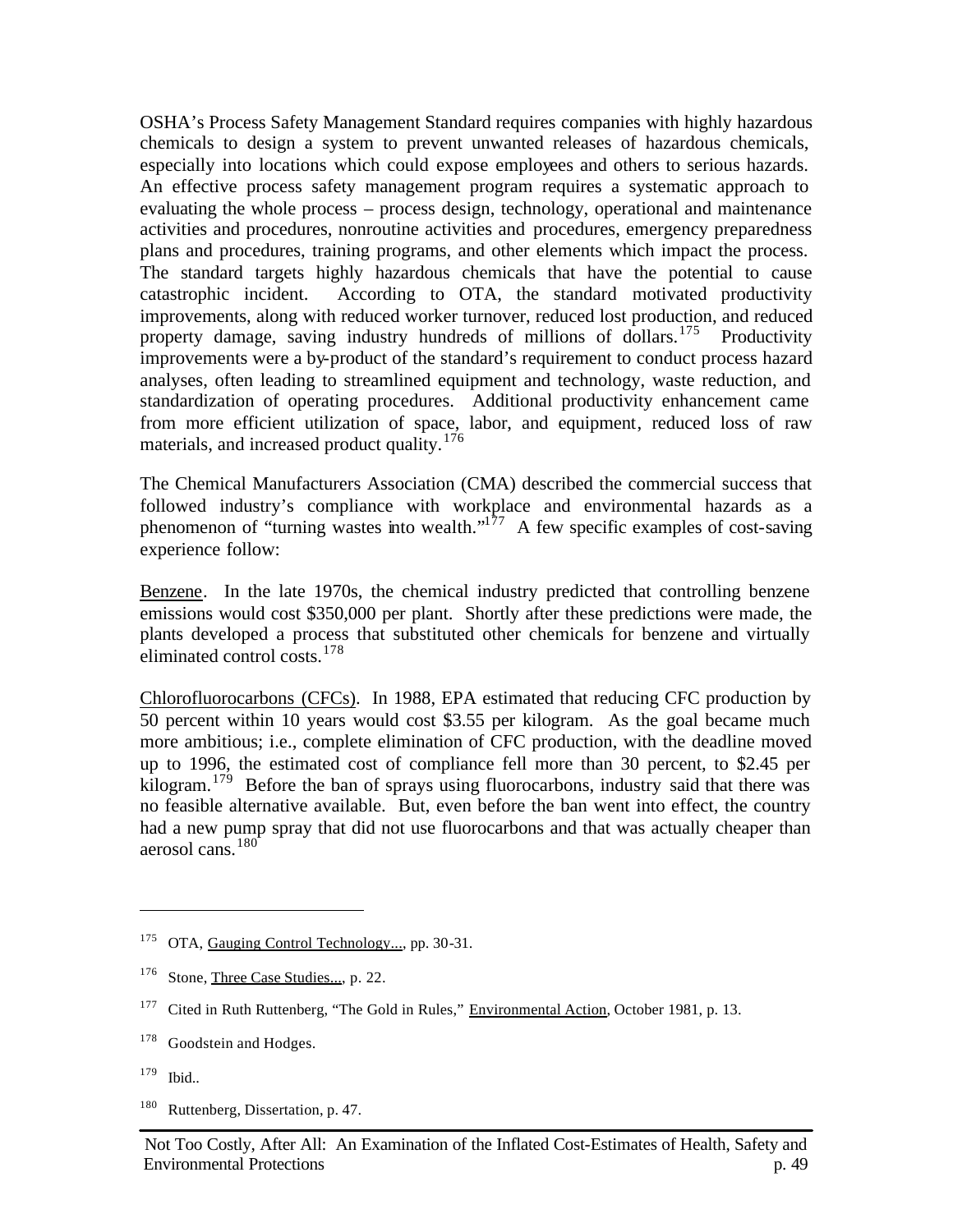OSHA's Process Safety Management Standard requires companies with highly hazardous chemicals to design a system to prevent unwanted releases of hazardous chemicals, especially into locations which could expose employees and others to serious hazards. An effective process safety management program requires a systematic approach to evaluating the whole process – process design, technology, operational and maintenance activities and procedures, nonroutine activities and procedures, emergency preparedness plans and procedures, training programs, and other elements which impact the process. The standard targets highly hazardous chemicals that have the potential to cause catastrophic incident. According to OTA, the standard motivated productivity improvements, along with reduced worker turnover, reduced lost production, and reduced property damage, saving industry hundreds of millions of dollars.[175] Productivity improvements were a by-product of the standard's requirement to conduct process hazard analyses, often leading to streamlined equipment and technology, waste reduction, and standardization of operating procedures. Additional productivity enhancement came from more efficient utilization of space, labor, and equipment, reduced loss of raw materials, and increased product quality.[176]

The Chemical Manufacturers Association (CMA) described the commercial success that followed industry's compliance with workplace and environmental hazards as a phenomenon of "turning wastes into wealth."[177] A few specific examples of cost-saving experience follow:

Benzene. In the late 1970s, the chemical industry predicted that controlling benzene emissions would cost $350,000 per plant. Shortly after these predictions were made, the plants developed a process that substituted other chemicals for benzene and virtually eliminated control costs.[178]

Chlorofluorocarbons (CFCs). In 1988, EPA estimated that reducing CFC production by 50 percent within 10 years would cost $3.55 per kilogram. As the goal became much more ambitious; i.e., complete elimination of CFC production, with the deadline moved up to 1996, the estimated cost of compliance fell more than 30 percent, to $2.45 per kilogram.[179] Before the ban of sprays using fluorocarbons, industry said that there was no feasible alternative available. But, even before the ban went into effect, the country had a new pump spray that did not use fluorocarbons and that was actually cheaper than aerosol cans.[180]

---

[175] OTA, Gauging Control Technology..., pp. 30-31.

[176] Stone, Three Case Studies..., p. 22.

[177] Cited in Ruth Ruttenberg, "The Gold in Rules," Environmental Action, October 1981, p. 13.

[178] Goodstein and Hodges.

[179] Ibid..

[180] Ruttenberg, Dissertation, p. 47.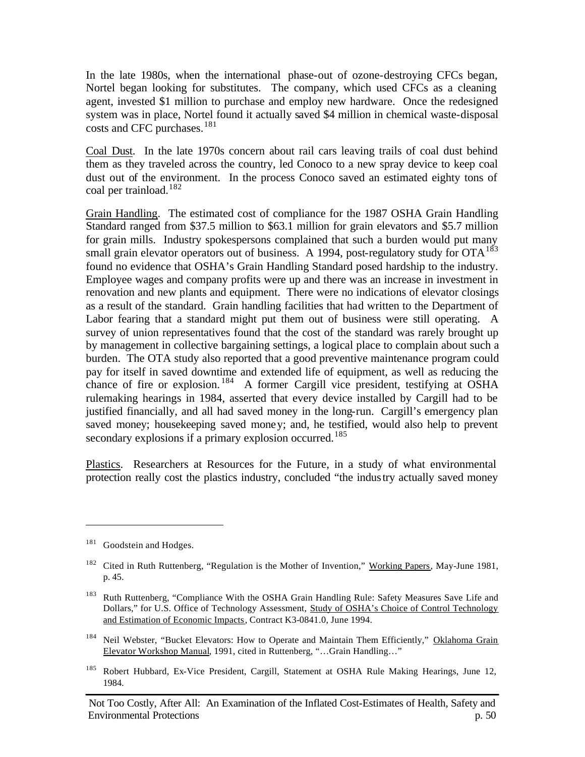In the late 1980s, when the international phase-out of ozone-destroying CFCs began, Nortel began looking for substitutes. The company, which used CFCs as a cleaning agent, invested $1 million to purchase and employ new hardware. Once the redesigned system was in place, Nortel found it actually saved $4 million in chemical waste-disposal costs and CFC purchases.[181]

Coal Dust. In the late 1970s concern about rail cars leaving trails of coal dust behind them as they traveled across the country, led Conoco to a new spray device to keep coal dust out of the environment. In the process Conoco saved an estimated eighty tons of coal per trainload.[182]

Grain Handling. The estimated cost of compliance for the 1987 OSHA Grain Handling Standard ranged from $37.5 million to $63.1 million for grain elevators and $5.7 million for grain mills. Industry spokespersons complained that such a burden would put many small grain elevator operators out of business. A 1994, post-regulatory study for OTA[183] found no evidence that OSHA's Grain Handling Standard posed hardship to the industry. Employee wages and company profits were up and there was an increase in investment in renovation and new plants and equipment. There were no indications of elevator closings as a result of the standard. Grain handling facilities that had written to the Department of Labor fearing that a standard might put them out of business were still operating. A survey of union representatives found that the cost of the standard was rarely brought up by management in collective bargaining settings, a logical place to complain about such a burden. The OTA study also reported that a good preventive maintenance program could pay for itself in saved downtime and extended life of equipment, as well as reducing the chance of fire or explosion.[184] A former Cargill vice president, testifying at OSHA rulemaking hearings in 1984, asserted that every device installed by Cargill had to be justified financially, and all had saved money in the long-run. Cargill's emergency plan saved money; housekeeping saved money; and, he testified, would also help to prevent secondary explosions if a primary explosion occurred.[185]

Plastics. Researchers at Resources for the Future, in a study of what environmental protection really cost the plastics industry, concluded "the industry actually saved money

---

[181] Goodstein and Hodges.

[182] Cited in Ruth Ruttenberg, "Regulation is the Mother of Invention," Working Papers, May-June 1981, p. 45.

[183] Ruth Ruttenberg, "Compliance With the OSHA Grain Handling Rule: Safety Measures Save Life and Dollars," for U.S. Office of Technology Assessment, Study of OSHA's Choice of Control Technology and Estimation of Economic Impacts, Contract K3-0841.0, June 1994.

[184] Neil Webster, "Bucket Elevators: How to Operate and Maintain Them Efficiently," Oklahoma Grain Elevator Workshop Manual, 1991, cited in Ruttenberg, "…Grain Handling…"

[185] Robert Hubbard, Ex-Vice President, Cargill, Statement at OSHA Rule Making Hearings, June 12, 1984.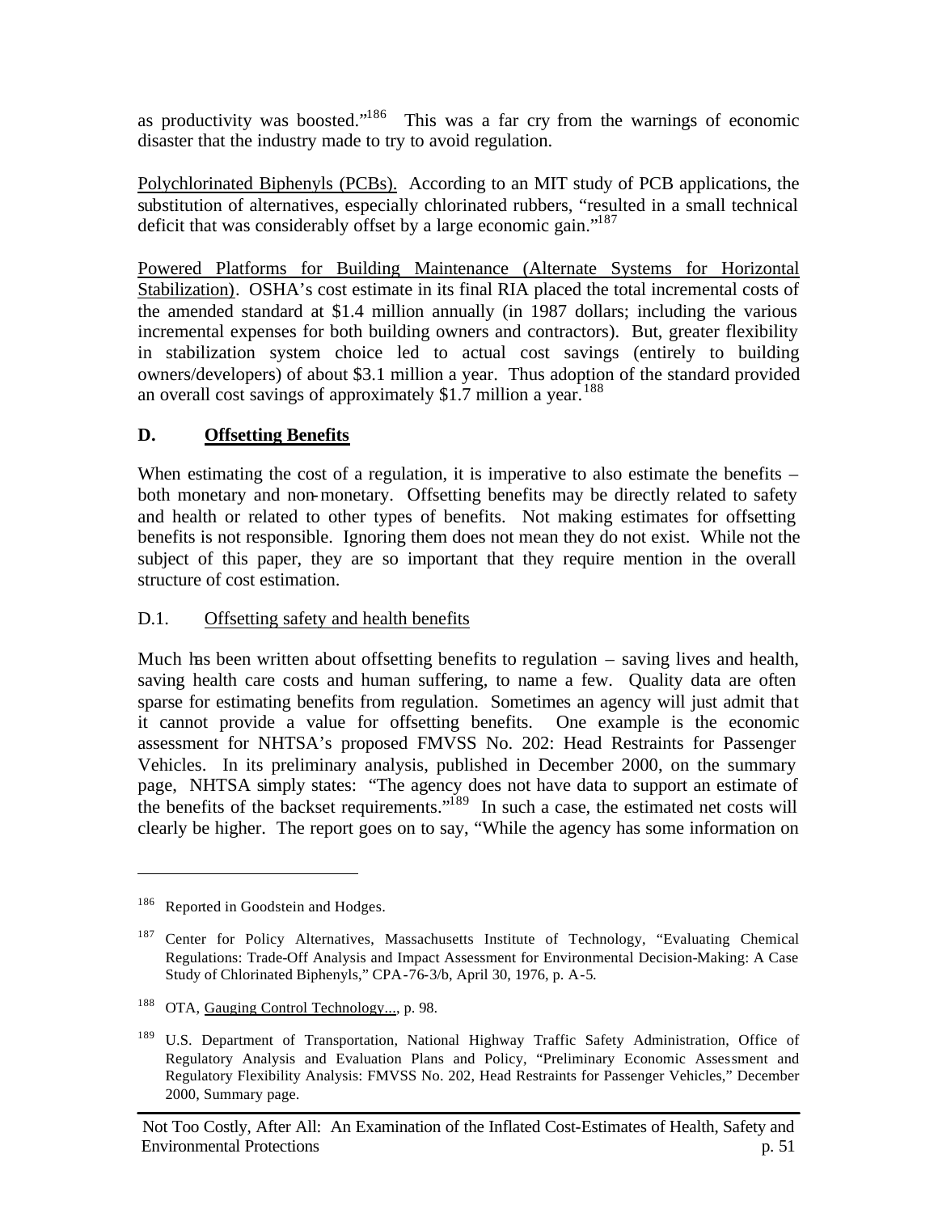as productivity was boosted."[186] This was a far cry from the warnings of economic disaster that the industry made to try to avoid regulation.

Polychlorinated Biphenyls (PCBs). According to an MIT study of PCB applications, the substitution of alternatives, especially chlorinated rubbers, "resulted in a small technical deficit that was considerably offset by a large economic gain."[187]

Powered Platforms for Building Maintenance (Alternate Systems for Horizontal Stabilization). OSHA's cost estimate in its final RIA placed the total incremental costs of the amended standard at $1.4 million annually (in 1987 dollars; including the various incremental expenses for both building owners and contractors). But, greater flexibility in stabilization system choice led to actual cost savings (entirely to building owners/developers) of about $3.1 million a year. Thus adoption of the standard provided an overall cost savings of approximately $1.7 million a year.[188]

## D. Offsetting Benefits

When estimating the cost of a regulation, it is imperative to also estimate the benefits – both monetary and non-monetary. Offsetting benefits may be directly related to safety and health or related to other types of benefits. Not making estimates for offsetting benefits is not responsible. Ignoring them does not mean they do not exist. While not the subject of this paper, they are so important that they require mention in the overall structure of cost estimation.

### D.1. Offsetting safety and health benefits

Much has been written about offsetting benefits to regulation – saving lives and health, saving health care costs and human suffering, to name a few. Quality data are often sparse for estimating benefits from regulation. Sometimes an agency will just admit that it cannot provide a value for offsetting benefits. One example is the economic assessment for NHTSA's proposed FMVSS No. 202: Head Restraints for Passenger Vehicles. In its preliminary analysis, published in December 2000, on the summary page, NHTSA simply states: "The agency does not have data to support an estimate of the benefits of the backset requirements."[189] In such a case, the estimated net costs will clearly be higher. The report goes on to say, "While the agency has some information on

---

[186] Reported in Goodstein and Hodges.

[187] Center for Policy Alternatives, Massachusetts Institute of Technology, "Evaluating Chemical Regulations: Trade-Off Analysis and Impact Assessment for Environmental Decision-Making: A Case Study of Chlorinated Biphenyls," CPA-76-3/b, April 30, 1976, p. A-5.

[188] OTA, Gauging Control Technology..., p. 98.

[189] U.S. Department of Transportation, National Highway Traffic Safety Administration, Office of Regulatory Analysis and Evaluation Plans and Policy, "Preliminary Economic Assessment and Regulatory Flexibility Analysis: FMVSS No. 202, Head Restraints for Passenger Vehicles," December 2000, Summary page.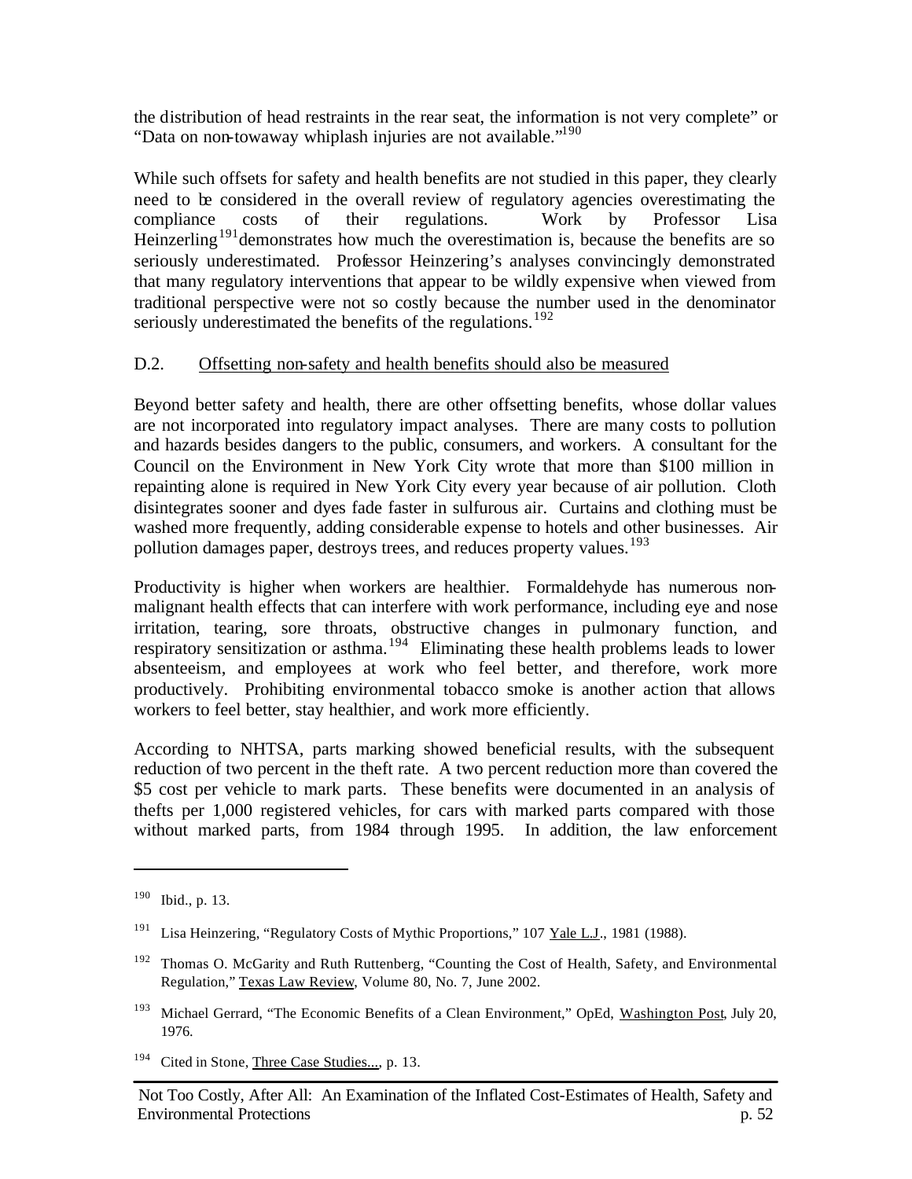the distribution of head restraints in the rear seat, the information is not very complete" or "Data on non-towaway whiplash injuries are not available."[190]

While such offsets for safety and health benefits are not studied in this paper, they clearly need to be considered in the overall review of regulatory agencies overestimating the compliance costs of their regulations. Work by Professor Lisa Heinzerling[191] demonstrates how much the overestimation is, because the benefits are so seriously underestimated. Professor Heinzering's analyses convincingly demonstrated that many regulatory interventions that appear to be wildly expensive when viewed from traditional perspective were not so costly because the number used in the denominator seriously underestimated the benefits of the regulations.[192]

D.2. Offsetting non-safety and health benefits should also be measured

Beyond better safety and health, there are other offsetting benefits, whose dollar values are not incorporated into regulatory impact analyses. There are many costs to pollution and hazards besides dangers to the public, consumers, and workers. A consultant for the Council on the Environment in New York City wrote that more than $100 million in repainting alone is required in New York City every year because of air pollution. Cloth disintegrates sooner and dyes fade faster in sulfurous air. Curtains and clothing must be washed more frequently, adding considerable expense to hotels and other businesses. Air pollution damages paper, destroys trees, and reduces property values.[193]

Productivity is higher when workers are healthier. Formaldehyde has numerous non-malignant health effects that can interfere with work performance, including eye and nose irritation, tearing, sore throats, obstructive changes in pulmonary function, and respiratory sensitization or asthma.[194] Eliminating these health problems leads to lower absenteeism, and employees at work who feel better, and therefore, work more productively. Prohibiting environmental tobacco smoke is another action that allows workers to feel better, stay healthier, and work more efficiently.

According to NHTSA, parts marking showed beneficial results, with the subsequent reduction of two percent in the theft rate. A two percent reduction more than covered the $5 cost per vehicle to mark parts. These benefits were documented in an analysis of thefts per 1,000 registered vehicles, for cars with marked parts compared with those without marked parts, from 1984 through 1995. In addition, the law enforcement

---

[190] Ibid., p. 13.

[191] Lisa Heinzering, "Regulatory Costs of Mythic Proportions," 107 Yale L.J., 1981 (1988).

[192] Thomas O. McGarity and Ruth Ruttenberg, "Counting the Cost of Health, Safety, and Environmental Regulation," Texas Law Review, Volume 80, No. 7, June 2002.

[193] Michael Gerrard, "The Economic Benefits of a Clean Environment," OpEd, Washington Post, July 20, 1976.

[194] Cited in Stone, Three Case Studies..., p. 13.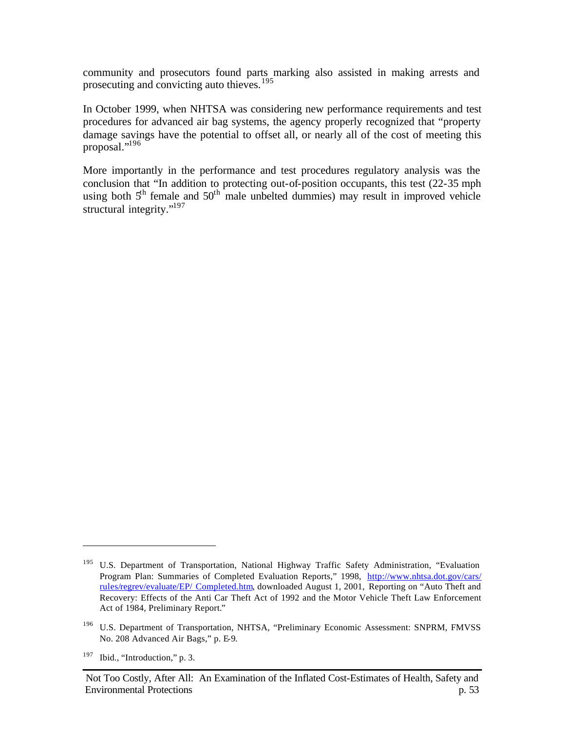community and prosecutors found parts marking also assisted in making arrests and prosecuting and convicting auto thieves.[195]

In October 1999, when NHTSA was considering new performance requirements and test procedures for advanced air bag systems, the agency properly recognized that "property damage savings have the potential to offset all, or nearly all of the cost of meeting this proposal."[196]

More importantly in the performance and test procedures regulatory analysis was the conclusion that "In addition to protecting out-of-position occupants, this test (22-35 mph using both 5th female and 50th male unbelted dummies) may result in improved vehicle structural integrity."[197]

---

[195] U.S. Department of Transportation, National Highway Traffic Safety Administration, "Evaluation Program Plan: Summaries of Completed Evaluation Reports," 1998, http://www.nhtsa.dot.gov/cars/rules/regrev/evaluate/EP/ Completed.htm, downloaded August 1, 2001, Reporting on "Auto Theft and Recovery: Effects of the Anti Car Theft Act of 1992 and the Motor Vehicle Theft Law Enforcement Act of 1984, Preliminary Report."

[196] U.S. Department of Transportation, NHTSA, "Preliminary Economic Assessment: SNPRM, FMVSS No. 208 Advanced Air Bags," p. E-9.

[197] Ibid., "Introduction," p. 3.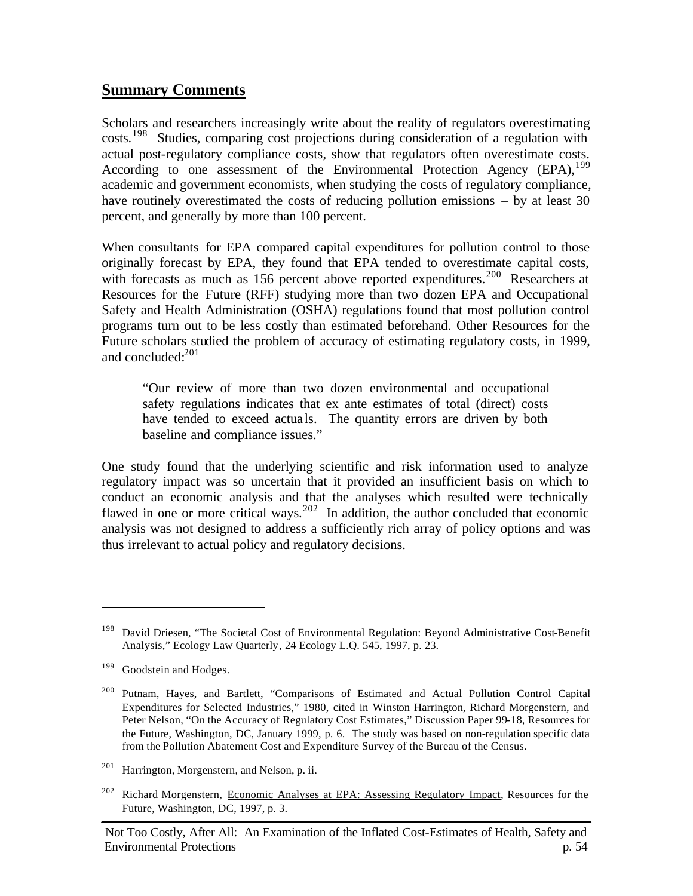## **Summary Comments**

Scholars and researchers increasingly write about the reality of regulators overestimating costs.[198] Studies, comparing cost projections during consideration of a regulation with actual post-regulatory compliance costs, show that regulators often overestimate costs. According to one assessment of the Environmental Protection Agency (EPA),[199] academic and government economists, when studying the costs of regulatory compliance, have routinely overestimated the costs of reducing pollution emissions – by at least 30 percent, and generally by more than 100 percent.

When consultants for EPA compared capital expenditures for pollution control to those originally forecast by EPA, they found that EPA tended to overestimate capital costs, with forecasts as much as 156 percent above reported expenditures.[200] Researchers at Resources for the Future (RFF) studying more than two dozen EPA and Occupational Safety and Health Administration (OSHA) regulations found that most pollution control programs turn out to be less costly than estimated beforehand. Other Resources for the Future scholars studied the problem of accuracy of estimating regulatory costs, in 1999, and concluded:[201]

> "Our review of more than two dozen environmental and occupational safety regulations indicates that ex ante estimates of total (direct) costs have tended to exceed actuals. The quantity errors are driven by both baseline and compliance issues."

One study found that the underlying scientific and risk information used to analyze regulatory impact was so uncertain that it provided an insufficient basis on which to conduct an economic analysis and that the analyses which resulted were technically flawed in one or more critical ways.[202] In addition, the author concluded that economic analysis was not designed to address a sufficiently rich array of policy options and was thus irrelevant to actual policy and regulatory decisions.

---

[198] David Driesen, "The Societal Cost of Environmental Regulation: Beyond Administrative Cost-Benefit Analysis," Ecology Law Quarterly, 24 Ecology L.Q. 545, 1997, p. 23.

[199] Goodstein and Hodges.

[200] Putnam, Hayes, and Bartlett, "Comparisons of Estimated and Actual Pollution Control Capital Expenditures for Selected Industries," 1980, cited in Winston Harrington, Richard Morgenstern, and Peter Nelson, "On the Accuracy of Regulatory Cost Estimates," Discussion Paper 99-18, Resources for the Future, Washington, DC, January 1999, p. 6. The study was based on non-regulation specific data from the Pollution Abatement Cost and Expenditure Survey of the Bureau of the Census.

[201] Harrington, Morgenstern, and Nelson, p. ii.

[202] Richard Morgenstern, Economic Analyses at EPA: Assessing Regulatory Impact, Resources for the Future, Washington, DC, 1997, p. 3.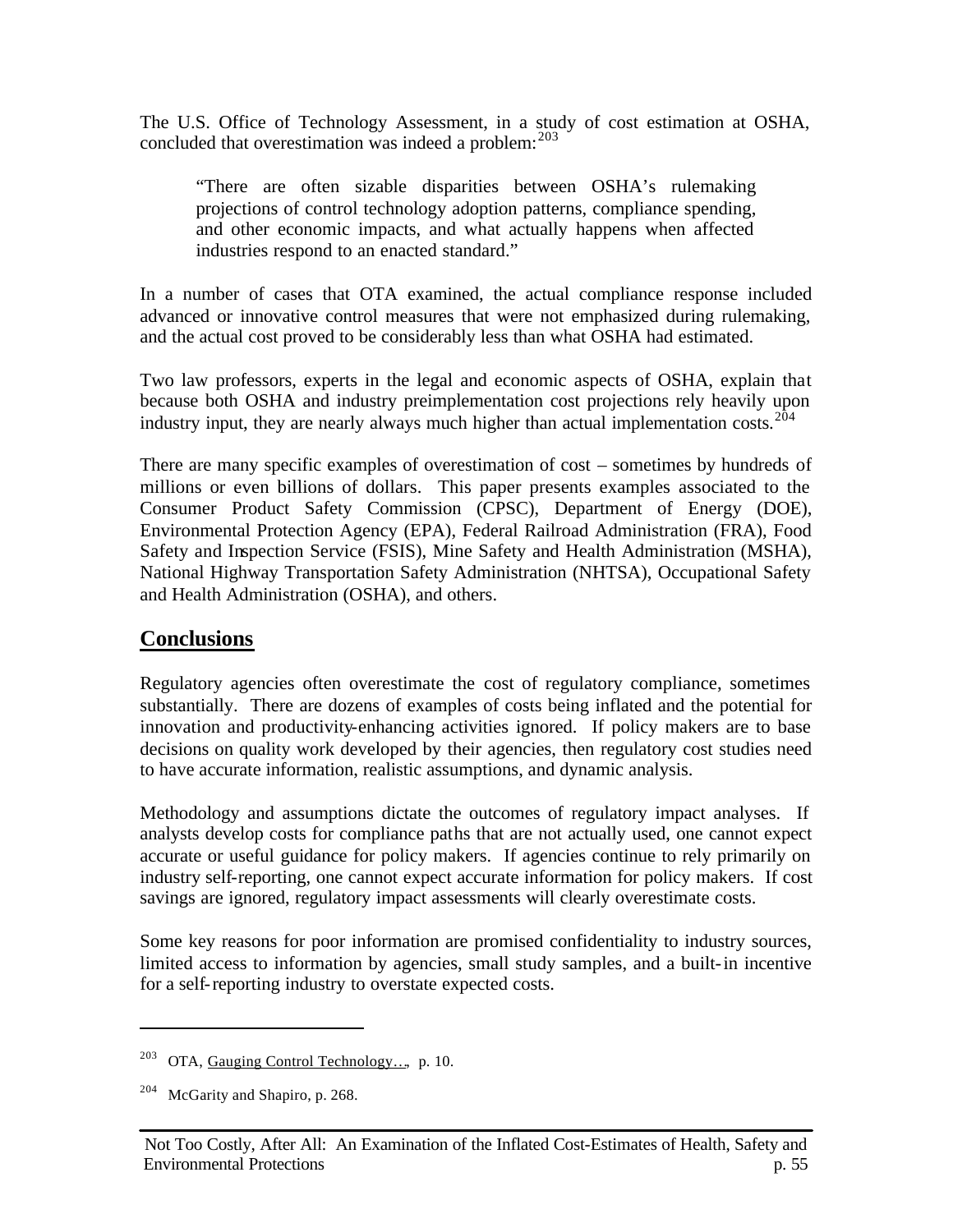The U.S. Office of Technology Assessment, in a study of cost estimation at OSHA, concluded that overestimation was indeed a problem:[203]

> "There are often sizable disparities between OSHA's rulemaking projections of control technology adoption patterns, compliance spending, and other economic impacts, and what actually happens when affected industries respond to an enacted standard."

In a number of cases that OTA examined, the actual compliance response included advanced or innovative control measures that were not emphasized during rulemaking, and the actual cost proved to be considerably less than what OSHA had estimated.

Two law professors, experts in the legal and economic aspects of OSHA, explain that because both OSHA and industry preimplementation cost projections rely heavily upon industry input, they are nearly always much higher than actual implementation costs.[204]

There are many specific examples of overestimation of cost – sometimes by hundreds of millions or even billions of dollars. This paper presents examples associated to the Consumer Product Safety Commission (CPSC), Department of Energy (DOE), Environmental Protection Agency (EPA), Federal Railroad Administration (FRA), Food Safety and Inspection Service (FSIS), Mine Safety and Health Administration (MSHA), National Highway Transportation Safety Administration (NHTSA), Occupational Safety and Health Administration (OSHA), and others.

## Conclusions

Regulatory agencies often overestimate the cost of regulatory compliance, sometimes substantially. There are dozens of examples of costs being inflated and the potential for innovation and productivity-enhancing activities ignored. If policy makers are to base decisions on quality work developed by their agencies, then regulatory cost studies need to have accurate information, realistic assumptions, and dynamic analysis.

Methodology and assumptions dictate the outcomes of regulatory impact analyses. If analysts develop costs for compliance paths that are not actually used, one cannot expect accurate or useful guidance for policy makers. If agencies continue to rely primarily on industry self-reporting, one cannot expect accurate information for policy makers. If cost savings are ignored, regulatory impact assessments will clearly overestimate costs.

Some key reasons for poor information are promised confidentiality to industry sources, limited access to information by agencies, small study samples, and a built-in incentive for a self-reporting industry to overstate expected costs.

---

[203] OTA, Gauging Control Technology…, p. 10.

[204] McGarity and Shapiro, p. 268.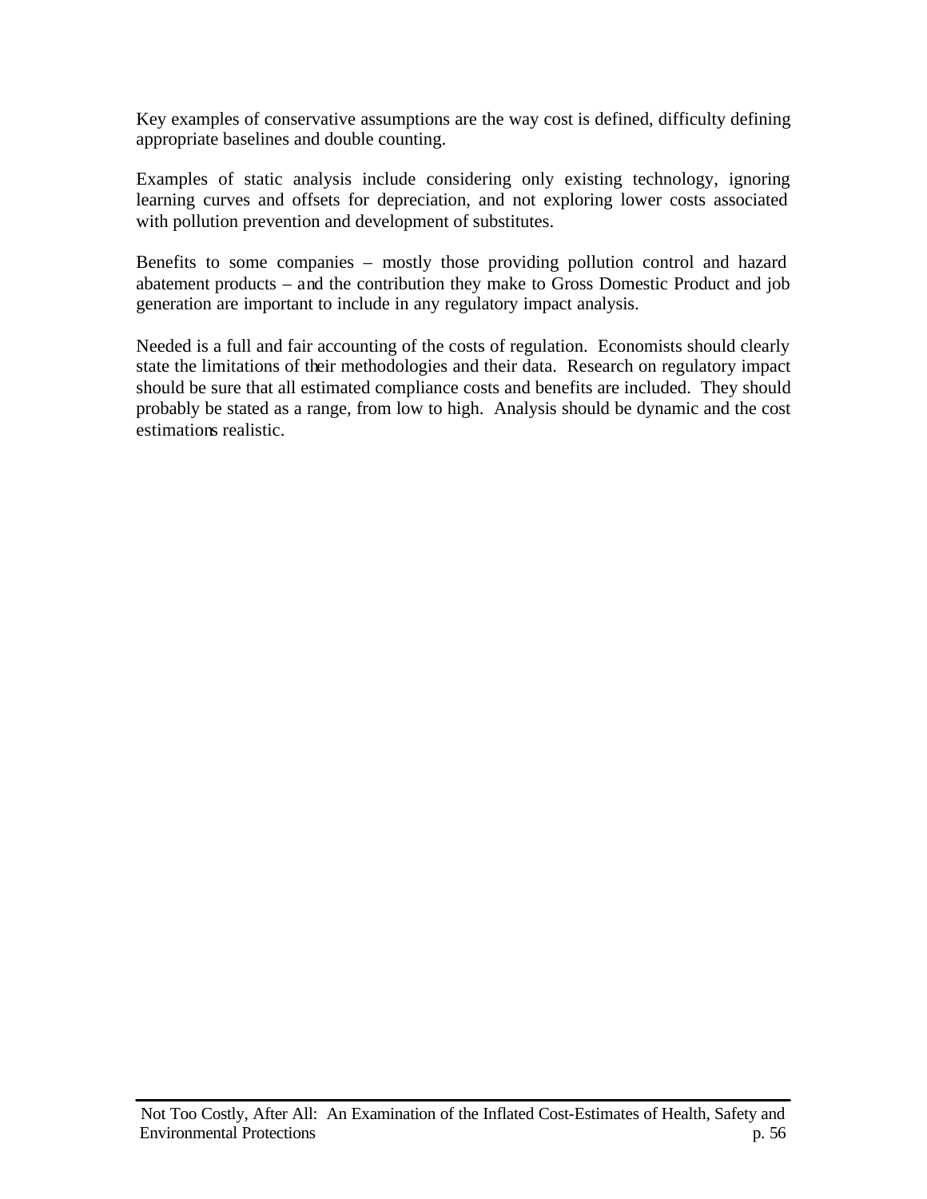Key examples of conservative assumptions are the way cost is defined, difficulty defining appropriate baselines and double counting.

Examples of static analysis include considering only existing technology, ignoring learning curves and offsets for depreciation, and not exploring lower costs associated with pollution prevention and development of substitutes.

Benefits to some companies – mostly those providing pollution control and hazard abatement products – and the contribution they make to Gross Domestic Product and job generation are important to include in any regulatory impact analysis.

Needed is a full and fair accounting of the costs of regulation. Economists should clearly state the limitations of their methodologies and their data. Research on regulatory impact should be sure that all estimated compliance costs and benefits are included. They should probably be stated as a range, from low to high. Analysis should be dynamic and the cost estimations realistic.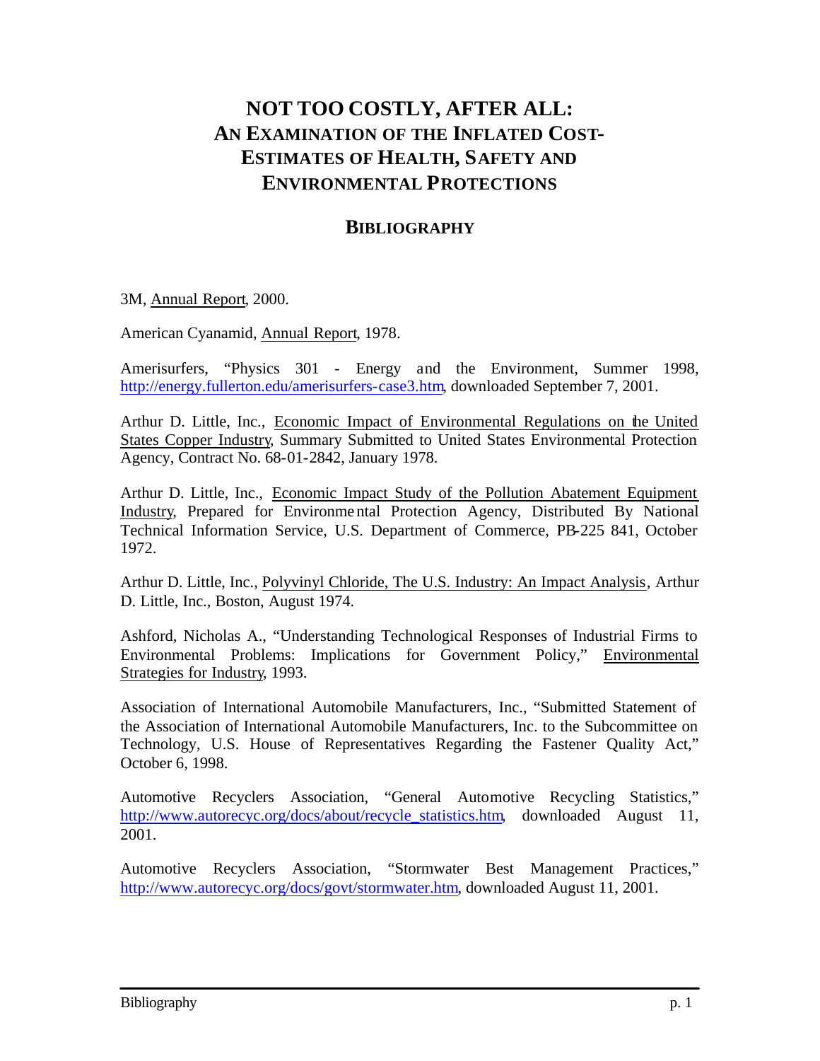# NOT TOO COSTLY, AFTER ALL: AN EXAMINATION OF THE INFLATED COST-ESTIMATES OF HEALTH, SAFETY AND ENVIRONMENTAL PROTECTIONS

## BIBLIOGRAPHY

3M, Annual Report, 2000.

American Cyanamid, Annual Report, 1978.

Amerisurfers, "Physics 301 - Energy and the Environment, Summer 1998, http://energy.fullerton.edu/amerisurfers-case3.htm, downloaded September 7, 2001.

Arthur D. Little, Inc., Economic Impact of Environmental Regulations on the United States Copper Industry, Summary Submitted to United States Environmental Protection Agency, Contract No. 68-01-2842, January 1978.

Arthur D. Little, Inc., Economic Impact Study of the Pollution Abatement Equipment Industry, Prepared for Environmental Protection Agency, Distributed By National Technical Information Service, U.S. Department of Commerce, PB-225 841, October 1972.

Arthur D. Little, Inc., Polyvinyl Chloride, The U.S. Industry: An Impact Analysis, Arthur D. Little, Inc., Boston, August 1974.

Ashford, Nicholas A., "Understanding Technological Responses of Industrial Firms to Environmental Problems: Implications for Government Policy," Environmental Strategies for Industry, 1993.

Association of International Automobile Manufacturers, Inc., "Submitted Statement of the Association of International Automobile Manufacturers, Inc. to the Subcommittee on Technology, U.S. House of Representatives Regarding the Fastener Quality Act," October 6, 1998.

Automotive Recyclers Association, "General Automotive Recycling Statistics," http://www.autorecyc.org/docs/about/recycle_statistics.htm, downloaded August 11, 2001.

Automotive Recyclers Association, "Stormwater Best Management Practices," http://www.autorecyc.org/docs/govt/stormwater.htm, downloaded August 11, 2001.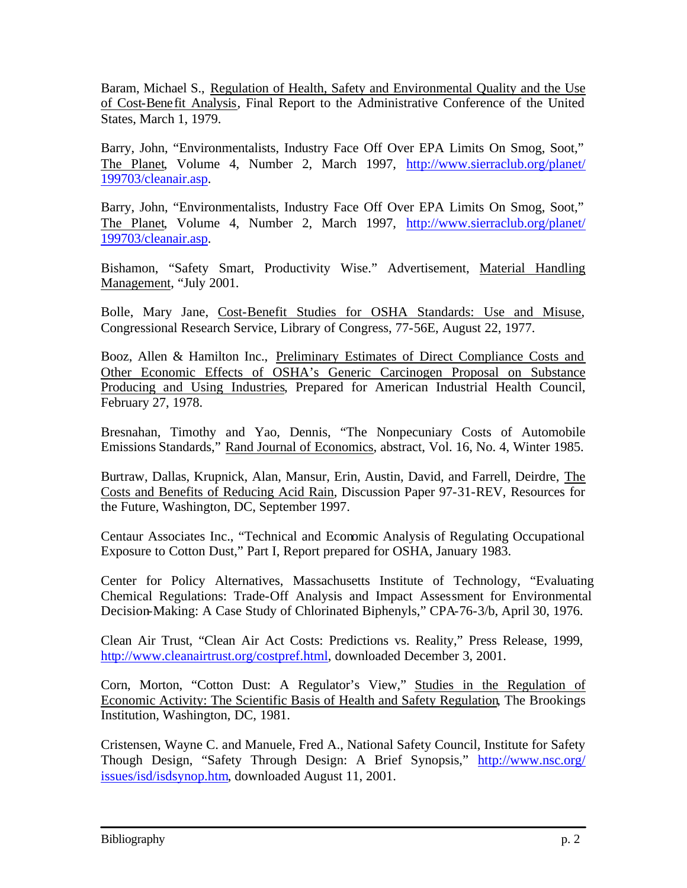Baram, Michael S., Regulation of Health, Safety and Environmental Quality and the Use of Cost-Benefit Analysis, Final Report to the Administrative Conference of the United States, March 1, 1979.

Barry, John, "Environmentalists, Industry Face Off Over EPA Limits On Smog, Soot," The Planet, Volume 4, Number 2, March 1997, http://www.sierraclub.org/planet/199703/cleanair.asp.

Barry, John, "Environmentalists, Industry Face Off Over EPA Limits On Smog, Soot," The Planet, Volume 4, Number 2, March 1997, http://www.sierraclub.org/planet/199703/cleanair.asp.

Bishamon, "Safety Smart, Productivity Wise." Advertisement, Material Handling Management, "July 2001.

Bolle, Mary Jane, Cost-Benefit Studies for OSHA Standards: Use and Misuse, Congressional Research Service, Library of Congress, 77-56E, August 22, 1977.

Booz, Allen & Hamilton Inc., Preliminary Estimates of Direct Compliance Costs and Other Economic Effects of OSHA's Generic Carcinogen Proposal on Substance Producing and Using Industries, Prepared for American Industrial Health Council, February 27, 1978.

Bresnahan, Timothy and Yao, Dennis, "The Nonpecuniary Costs of Automobile Emissions Standards," Rand Journal of Economics, abstract, Vol. 16, No. 4, Winter 1985.

Burtraw, Dallas, Krupnick, Alan, Mansur, Erin, Austin, David, and Farrell, Deirdre, The Costs and Benefits of Reducing Acid Rain, Discussion Paper 97-31-REV, Resources for the Future, Washington, DC, September 1997.

Centaur Associates Inc., "Technical and Economic Analysis of Regulating Occupational Exposure to Cotton Dust," Part I, Report prepared for OSHA, January 1983.

Center for Policy Alternatives, Massachusetts Institute of Technology, "Evaluating Chemical Regulations: Trade-Off Analysis and Impact Assessment for Environmental Decision-Making: A Case Study of Chlorinated Biphenyls," CPA-76-3/b, April 30, 1976.

Clean Air Trust, "Clean Air Act Costs: Predictions vs. Reality," Press Release, 1999, http://www.cleanairtrust.org/costpref.html, downloaded December 3, 2001.

Corn, Morton, "Cotton Dust: A Regulator's View," Studies in the Regulation of Economic Activity: The Scientific Basis of Health and Safety Regulation, The Brookings Institution, Washington, DC, 1981.

Cristensen, Wayne C. and Manuele, Fred A., National Safety Council, Institute for Safety Though Design, "Safety Through Design: A Brief Synopsis," http://www.nsc.org/issues/isd/isdsynop.htm, downloaded August 11, 2001.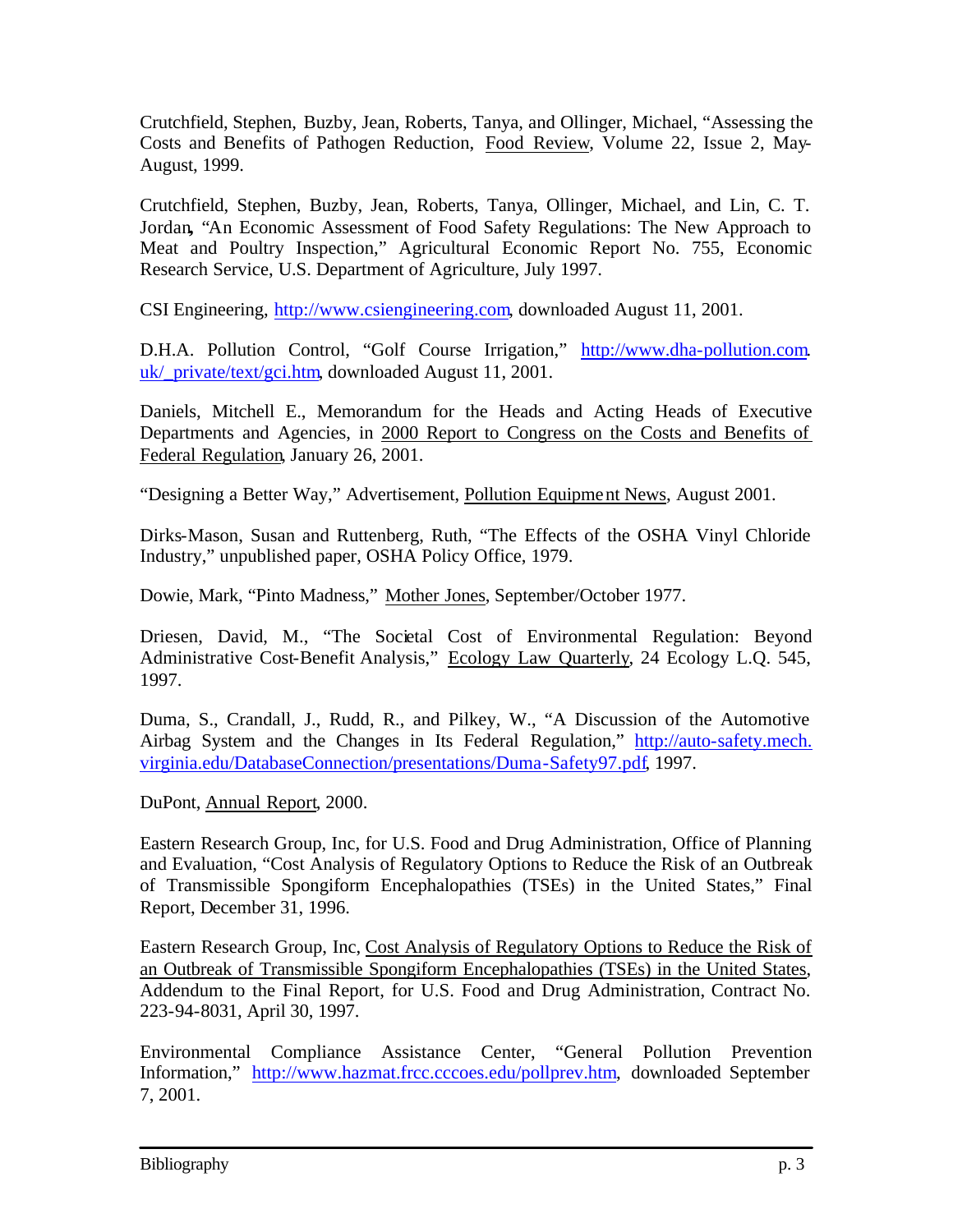Crutchfield, Stephen, Buzby, Jean, Roberts, Tanya, and Ollinger, Michael, "Assessing the Costs and Benefits of Pathogen Reduction, Food Review, Volume 22, Issue 2, May-August, 1999.

Crutchfield, Stephen, Buzby, Jean, Roberts, Tanya, Ollinger, Michael, and Lin, C. T. Jordan, "An Economic Assessment of Food Safety Regulations: The New Approach to Meat and Poultry Inspection," Agricultural Economic Report No. 755, Economic Research Service, U.S. Department of Agriculture, July 1997.

CSI Engineering, http://www.csiengineering.com, downloaded August 11, 2001.

D.H.A. Pollution Control, "Golf Course Irrigation," http://www.dha-pollution.com.uk/_private/text/gci.htm, downloaded August 11, 2001.

Daniels, Mitchell E., Memorandum for the Heads and Acting Heads of Executive Departments and Agencies, in 2000 Report to Congress on the Costs and Benefits of Federal Regulation, January 26, 2001.

"Designing a Better Way," Advertisement, Pollution Equipment News, August 2001.

Dirks-Mason, Susan and Ruttenberg, Ruth, "The Effects of the OSHA Vinyl Chloride Industry," unpublished paper, OSHA Policy Office, 1979.

Dowie, Mark, "Pinto Madness," Mother Jones, September/October 1977.

Driesen, David, M., "The Societal Cost of Environmental Regulation: Beyond Administrative Cost-Benefit Analysis," Ecology Law Quarterly, 24 Ecology L.Q. 545, 1997.

Duma, S., Crandall, J., Rudd, R., and Pilkey, W., "A Discussion of the Automotive Airbag System and the Changes in Its Federal Regulation," http://auto-safety.mech.virginia.edu/DatabaseConnection/presentations/Duma-Safety97.pdf, 1997.

DuPont, Annual Report, 2000.

Eastern Research Group, Inc, for U.S. Food and Drug Administration, Office of Planning and Evaluation, "Cost Analysis of Regulatory Options to Reduce the Risk of an Outbreak of Transmissible Spongiform Encephalopathies (TSEs) in the United States," Final Report, December 31, 1996.

Eastern Research Group, Inc, Cost Analysis of Regulatory Options to Reduce the Risk of an Outbreak of Transmissible Spongiform Encephalopathies (TSEs) in the United States, Addendum to the Final Report, for U.S. Food and Drug Administration, Contract No. 223-94-8031, April 30, 1997.

Environmental Compliance Assistance Center, "General Pollution Prevention Information," http://www.hazmat.frcc.cccoes.edu/pollprev.htm, downloaded September 7, 2001.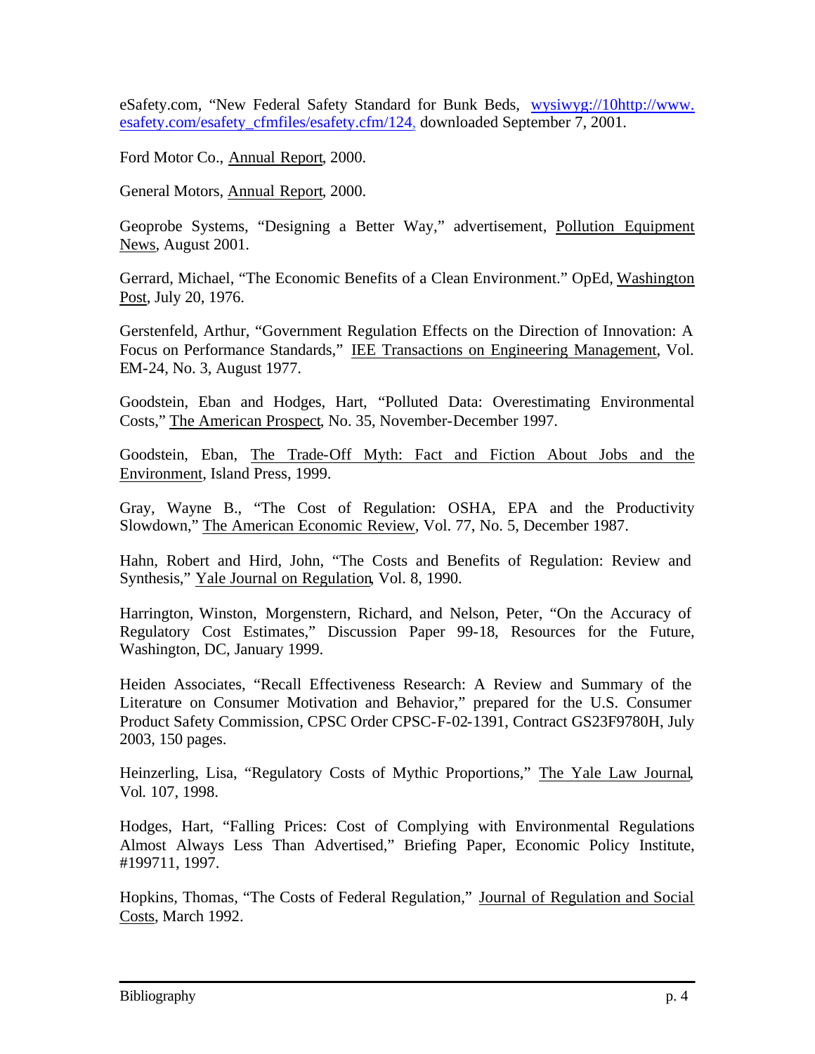eSafety.com, "New Federal Safety Standard for Bunk Beds, wysiwyg://10http://www.esafety.com/esafety_cfmfiles/esafety.cfm/124, downloaded September 7, 2001.

Ford Motor Co., Annual Report, 2000.

General Motors, Annual Report, 2000.

Geoprobe Systems, "Designing a Better Way," advertisement, Pollution Equipment News, August 2001.

Gerrard, Michael, "The Economic Benefits of a Clean Environment." OpEd, Washington Post, July 20, 1976.

Gerstenfeld, Arthur, "Government Regulation Effects on the Direction of Innovation: A Focus on Performance Standards," IEE Transactions on Engineering Management, Vol. EM-24, No. 3, August 1977.

Goodstein, Eban and Hodges, Hart, "Polluted Data: Overestimating Environmental Costs," The American Prospect, No. 35, November-December 1997.

Goodstein, Eban, The Trade-Off Myth: Fact and Fiction About Jobs and the Environment, Island Press, 1999.

Gray, Wayne B., "The Cost of Regulation: OSHA, EPA and the Productivity Slowdown," The American Economic Review, Vol. 77, No. 5, December 1987.

Hahn, Robert and Hird, John, "The Costs and Benefits of Regulation: Review and Synthesis," Yale Journal on Regulation, Vol. 8, 1990.

Harrington, Winston, Morgenstern, Richard, and Nelson, Peter, "On the Accuracy of Regulatory Cost Estimates," Discussion Paper 99-18, Resources for the Future, Washington, DC, January 1999.

Heiden Associates, "Recall Effectiveness Research: A Review and Summary of the Literature on Consumer Motivation and Behavior," prepared for the U.S. Consumer Product Safety Commission, CPSC Order CPSC-F-02-1391, Contract GS23F9780H, July 2003, 150 pages.

Heinzerling, Lisa, "Regulatory Costs of Mythic Proportions," The Yale Law Journal, Vol. 107, 1998.

Hodges, Hart, "Falling Prices: Cost of Complying with Environmental Regulations Almost Always Less Than Advertised," Briefing Paper, Economic Policy Institute, #199711, 1997.

Hopkins, Thomas, "The Costs of Federal Regulation," Journal of Regulation and Social Costs, March 1992.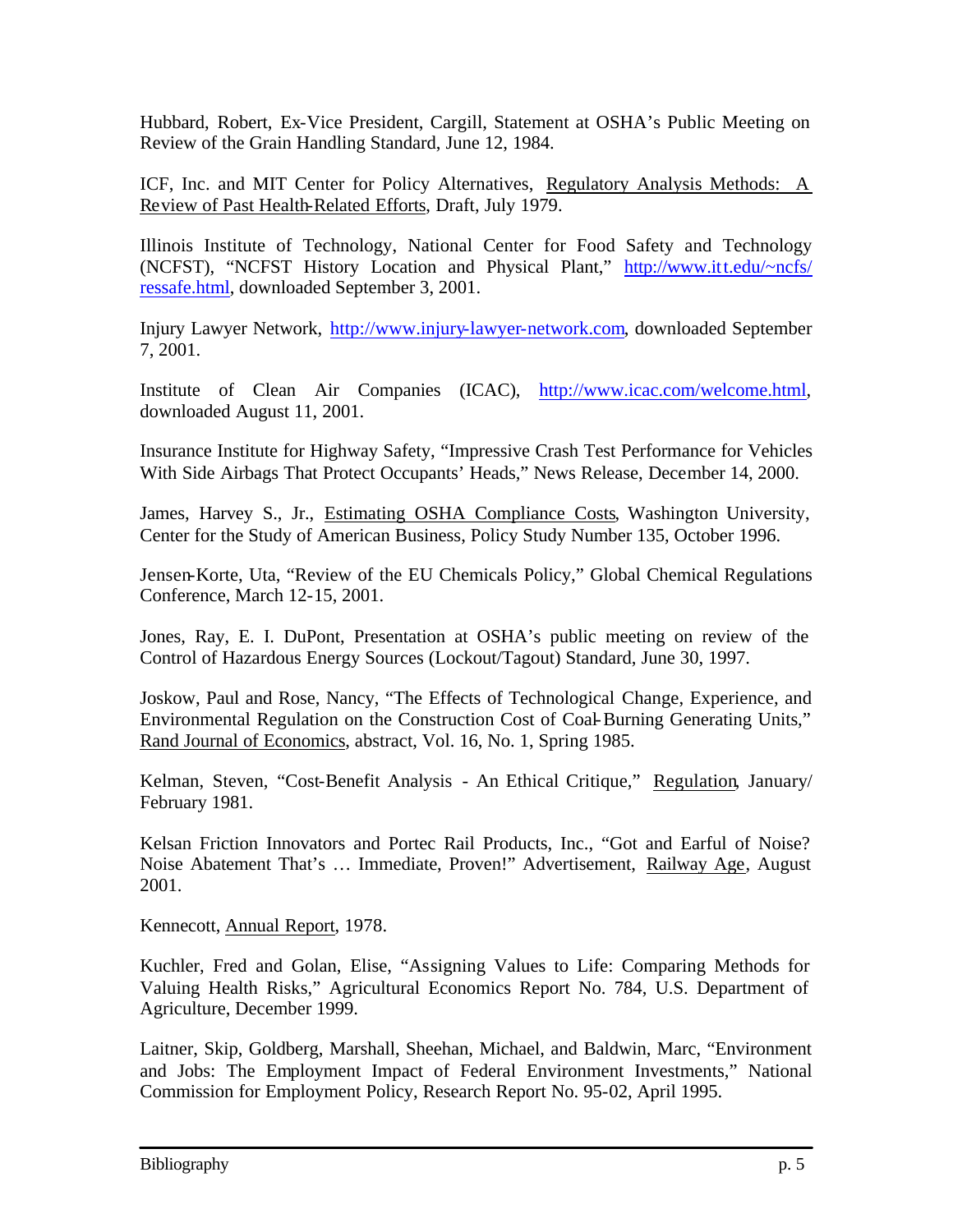Hubbard, Robert, Ex-Vice President, Cargill, Statement at OSHA's Public Meeting on Review of the Grain Handling Standard, June 12, 1984.

ICF, Inc. and MIT Center for Policy Alternatives, Regulatory Analysis Methods: A Review of Past Health-Related Efforts, Draft, July 1979.

Illinois Institute of Technology, National Center for Food Safety and Technology (NCFST), "NCFST History Location and Physical Plant," http://www.itt.edu/~ncfs/ressafe.html, downloaded September 3, 2001.

Injury Lawyer Network, http://www.injury-lawyer-network.com, downloaded September 7, 2001.

Institute of Clean Air Companies (ICAC), http://www.icac.com/welcome.html, downloaded August 11, 2001.

Insurance Institute for Highway Safety, "Impressive Crash Test Performance for Vehicles With Side Airbags That Protect Occupants' Heads," News Release, December 14, 2000.

James, Harvey S., Jr., Estimating OSHA Compliance Costs, Washington University, Center for the Study of American Business, Policy Study Number 135, October 1996.

Jensen-Korte, Uta, "Review of the EU Chemicals Policy," Global Chemical Regulations Conference, March 12-15, 2001.

Jones, Ray, E. I. DuPont, Presentation at OSHA's public meeting on review of the Control of Hazardous Energy Sources (Lockout/Tagout) Standard, June 30, 1997.

Joskow, Paul and Rose, Nancy, "The Effects of Technological Change, Experience, and Environmental Regulation on the Construction Cost of Coal-Burning Generating Units," Rand Journal of Economics, abstract, Vol. 16, No. 1, Spring 1985.

Kelman, Steven, "Cost-Benefit Analysis - An Ethical Critique," Regulation, January/February 1981.

Kelsan Friction Innovators and Portec Rail Products, Inc., "Got and Earful of Noise? Noise Abatement That's … Immediate, Proven!" Advertisement, Railway Age, August 2001.

Kennecott, Annual Report, 1978.

Kuchler, Fred and Golan, Elise, "Assigning Values to Life: Comparing Methods for Valuing Health Risks," Agricultural Economics Report No. 784, U.S. Department of Agriculture, December 1999.

Laitner, Skip, Goldberg, Marshall, Sheehan, Michael, and Baldwin, Marc, "Environment and Jobs: The Employment Impact of Federal Environment Investments," National Commission for Employment Policy, Research Report No. 95-02, April 1995.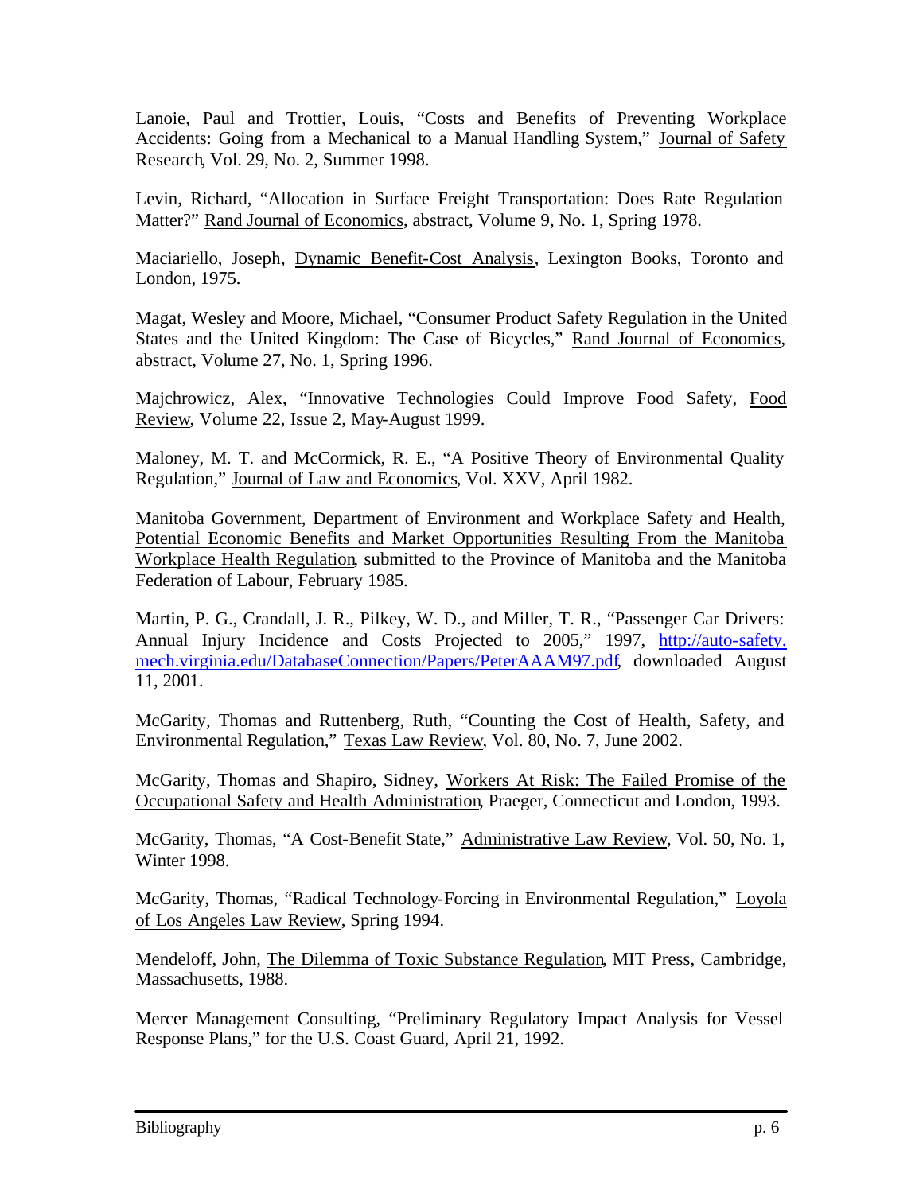Lanoie, Paul and Trottier, Louis, "Costs and Benefits of Preventing Workplace Accidents: Going from a Mechanical to a Manual Handling System," Journal of Safety Research, Vol. 29, No. 2, Summer 1998.

Levin, Richard, "Allocation in Surface Freight Transportation: Does Rate Regulation Matter?" Rand Journal of Economics, abstract, Volume 9, No. 1, Spring 1978.

Maciariello, Joseph, Dynamic Benefit-Cost Analysis, Lexington Books, Toronto and London, 1975.

Magat, Wesley and Moore, Michael, "Consumer Product Safety Regulation in the United States and the United Kingdom: The Case of Bicycles," Rand Journal of Economics, abstract, Volume 27, No. 1, Spring 1996.

Majchrowicz, Alex, "Innovative Technologies Could Improve Food Safety, Food Review, Volume 22, Issue 2, May-August 1999.

Maloney, M. T. and McCormick, R. E., "A Positive Theory of Environmental Quality Regulation," Journal of Law and Economics, Vol. XXV, April 1982.

Manitoba Government, Department of Environment and Workplace Safety and Health, Potential Economic Benefits and Market Opportunities Resulting From the Manitoba Workplace Health Regulation, submitted to the Province of Manitoba and the Manitoba Federation of Labour, February 1985.

Martin, P. G., Crandall, J. R., Pilkey, W. D., and Miller, T. R., "Passenger Car Drivers: Annual Injury Incidence and Costs Projected to 2005," 1997, http://auto-safety.mech.virginia.edu/DatabaseConnection/Papers/PeterAAAM97.pdf, downloaded August 11, 2001.

McGarity, Thomas and Ruttenberg, Ruth, "Counting the Cost of Health, Safety, and Environmental Regulation," Texas Law Review, Vol. 80, No. 7, June 2002.

McGarity, Thomas and Shapiro, Sidney, Workers At Risk: The Failed Promise of the Occupational Safety and Health Administration, Praeger, Connecticut and London, 1993.

McGarity, Thomas, "A Cost-Benefit State," Administrative Law Review, Vol. 50, No. 1, Winter 1998.

McGarity, Thomas, "Radical Technology-Forcing in Environmental Regulation," Loyola of Los Angeles Law Review, Spring 1994.

Mendeloff, John, The Dilemma of Toxic Substance Regulation, MIT Press, Cambridge, Massachusetts, 1988.

Mercer Management Consulting, "Preliminary Regulatory Impact Analysis for Vessel Response Plans," for the U.S. Coast Guard, April 21, 1992.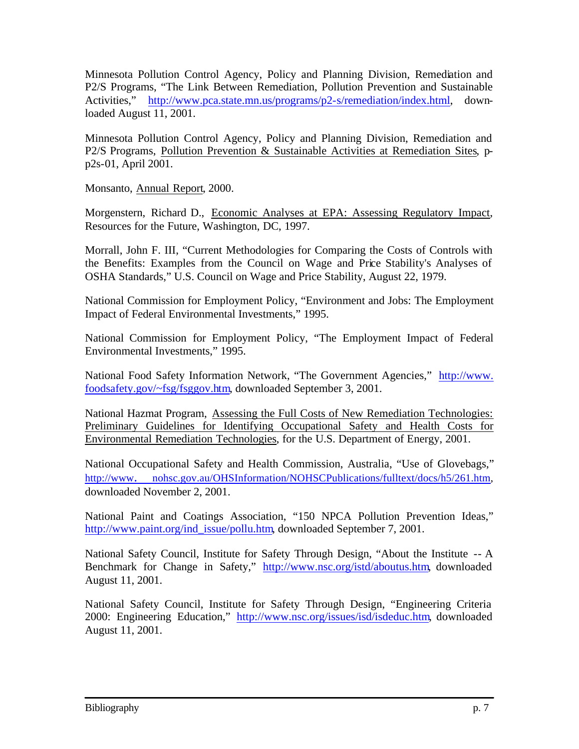Minnesota Pollution Control Agency, Policy and Planning Division, Remediation and P2/S Programs, "The Link Between Remediation, Pollution Prevention and Sustainable Activities," http://www.pca.state.mn.us/programs/p2-s/remediation/index.html, downloaded August 11, 2001.

Minnesota Pollution Control Agency, Policy and Planning Division, Remediation and P2/S Programs, Pollution Prevention & Sustainable Activities at Remediation Sites, p-p2s-01, April 2001.

Monsanto, Annual Report, 2000.

Morgenstern, Richard D., Economic Analyses at EPA: Assessing Regulatory Impact, Resources for the Future, Washington, DC, 1997.

Morrall, John F. III, "Current Methodologies for Comparing the Costs of Controls with the Benefits: Examples from the Council on Wage and Price Stability's Analyses of OSHA Standards," U.S. Council on Wage and Price Stability, August 22, 1979.

National Commission for Employment Policy, "Environment and Jobs: The Employment Impact of Federal Environmental Investments," 1995.

National Commission for Employment Policy, "The Employment Impact of Federal Environmental Investments," 1995.

National Food Safety Information Network, "The Government Agencies," http://www.foodsafety.gov/~fsg/fsggov.htm, downloaded September 3, 2001.

National Hazmat Program, Assessing the Full Costs of New Remediation Technologies: Preliminary Guidelines for Identifying Occupational Safety and Health Costs for Environmental Remediation Technologies, for the U.S. Department of Energy, 2001.

National Occupational Safety and Health Commission, Australia, "Use of Glovebags," http://www.nohsc.gov.au/OHSInformation/NOHSCPublications/fulltext/docs/h5/261.htm, downloaded November 2, 2001.

National Paint and Coatings Association, "150 NPCA Pollution Prevention Ideas," http://www.paint.org/ind_issue/pollu.htm, downloaded September 7, 2001.

National Safety Council, Institute for Safety Through Design, "About the Institute -- A Benchmark for Change in Safety," http://www.nsc.org/istd/aboutus.htm, downloaded August 11, 2001.

National Safety Council, Institute for Safety Through Design, "Engineering Criteria 2000: Engineering Education," http://www.nsc.org/issues/isd/isdeduc.htm, downloaded August 11, 2001.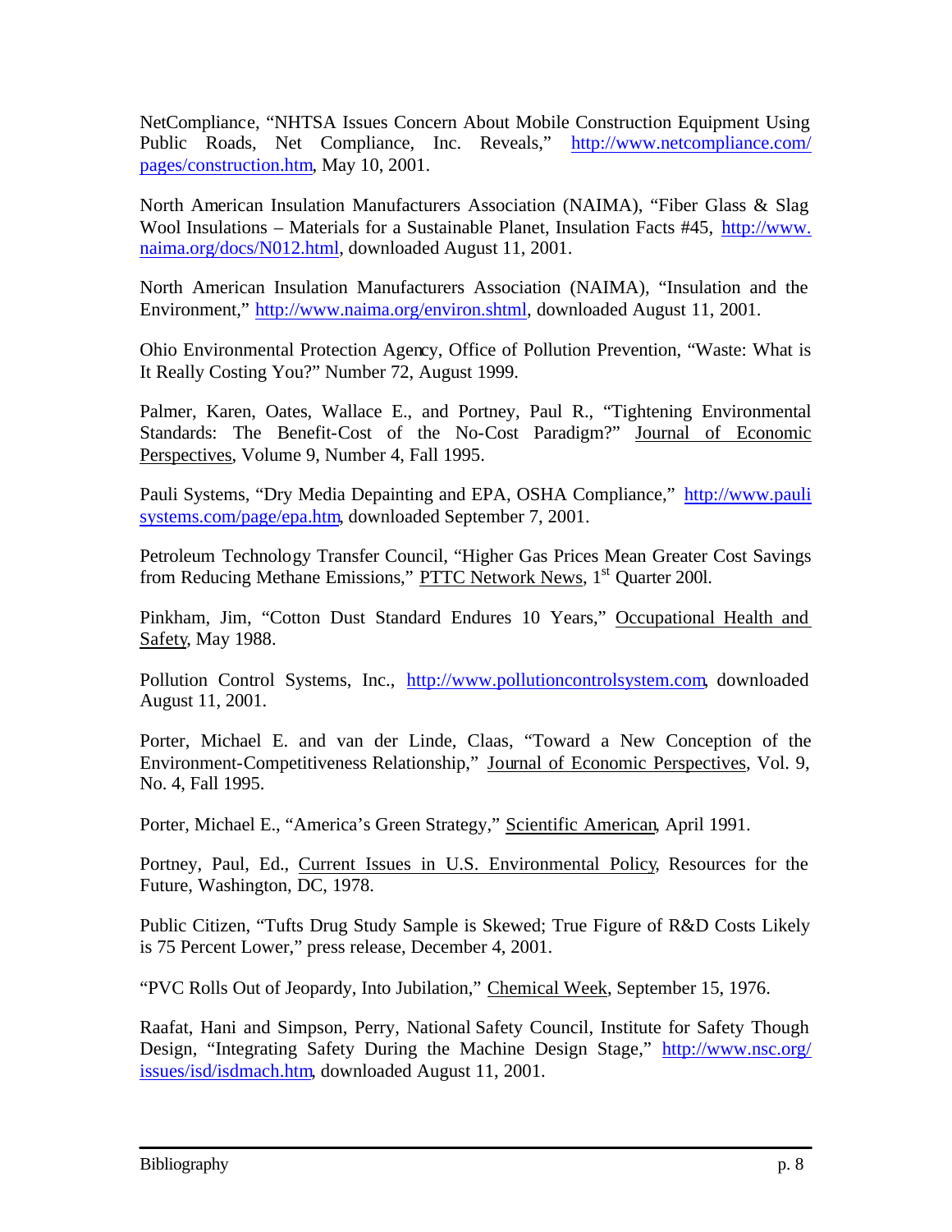NetCompliance, "NHTSA Issues Concern About Mobile Construction Equipment Using Public Roads, Net Compliance, Inc. Reveals," http://www.netcompliance.com/pages/construction.htm, May 10, 2001.

North American Insulation Manufacturers Association (NAIMA), "Fiber Glass & Slag Wool Insulations – Materials for a Sustainable Planet, Insulation Facts #45, http://www.naima.org/docs/N012.html, downloaded August 11, 2001.

North American Insulation Manufacturers Association (NAIMA), "Insulation and the Environment," http://www.naima.org/environ.shtml, downloaded August 11, 2001.

Ohio Environmental Protection Agency, Office of Pollution Prevention, "Waste: What is It Really Costing You?" Number 72, August 1999.

Palmer, Karen, Oates, Wallace E., and Portney, Paul R., "Tightening Environmental Standards: The Benefit-Cost of the No-Cost Paradigm?" Journal of Economic Perspectives, Volume 9, Number 4, Fall 1995.

Pauli Systems, "Dry Media Depainting and EPA, OSHA Compliance," http://www.paulisystems.com/page/epa.htm, downloaded September 7, 2001.

Petroleum Technology Transfer Council, "Higher Gas Prices Mean Greater Cost Savings from Reducing Methane Emissions," PTTC Network News, 1st Quarter 200l.

Pinkham, Jim, "Cotton Dust Standard Endures 10 Years," Occupational Health and Safety, May 1988.

Pollution Control Systems, Inc., http://www.pollutioncontrolsystem.com, downloaded August 11, 2001.

Porter, Michael E. and van der Linde, Claas, "Toward a New Conception of the Environment-Competitiveness Relationship," Journal of Economic Perspectives, Vol. 9, No. 4, Fall 1995.

Porter, Michael E., "America's Green Strategy," Scientific American, April 1991.

Portney, Paul, Ed., Current Issues in U.S. Environmental Policy, Resources for the Future, Washington, DC, 1978.

Public Citizen, "Tufts Drug Study Sample is Skewed; True Figure of R&D Costs Likely is 75 Percent Lower," press release, December 4, 2001.

"PVC Rolls Out of Jeopardy, Into Jubilation," Chemical Week, September 15, 1976.

Raafat, Hani and Simpson, Perry, National Safety Council, Institute for Safety Though Design, "Integrating Safety During the Machine Design Stage," http://www.nsc.org/issues/isd/isdmach.htm, downloaded August 11, 2001.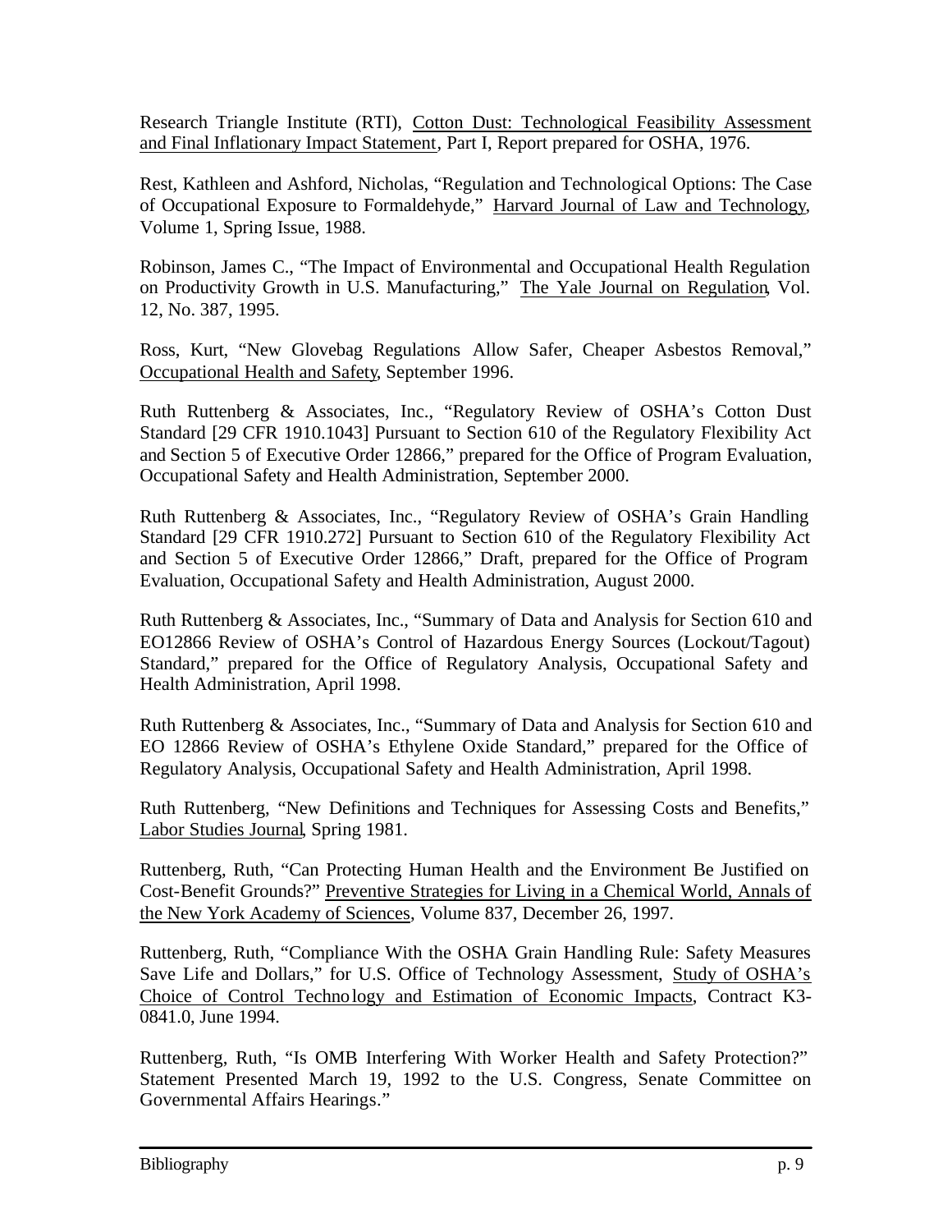Research Triangle Institute (RTI), Cotton Dust: Technological Feasibility Assessment and Final Inflationary Impact Statement, Part I, Report prepared for OSHA, 1976.

Rest, Kathleen and Ashford, Nicholas, "Regulation and Technological Options: The Case of Occupational Exposure to Formaldehyde," Harvard Journal of Law and Technology, Volume 1, Spring Issue, 1988.

Robinson, James C., "The Impact of Environmental and Occupational Health Regulation on Productivity Growth in U.S. Manufacturing," The Yale Journal on Regulation, Vol. 12, No. 387, 1995.

Ross, Kurt, "New Glovebag Regulations Allow Safer, Cheaper Asbestos Removal," Occupational Health and Safety, September 1996.

Ruth Ruttenberg & Associates, Inc., "Regulatory Review of OSHA's Cotton Dust Standard [29 CFR 1910.1043] Pursuant to Section 610 of the Regulatory Flexibility Act and Section 5 of Executive Order 12866," prepared for the Office of Program Evaluation, Occupational Safety and Health Administration, September 2000.

Ruth Ruttenberg & Associates, Inc., "Regulatory Review of OSHA's Grain Handling Standard [29 CFR 1910.272] Pursuant to Section 610 of the Regulatory Flexibility Act and Section 5 of Executive Order 12866," Draft, prepared for the Office of Program Evaluation, Occupational Safety and Health Administration, August 2000.

Ruth Ruttenberg & Associates, Inc., "Summary of Data and Analysis for Section 610 and EO12866 Review of OSHA's Control of Hazardous Energy Sources (Lockout/Tagout) Standard," prepared for the Office of Regulatory Analysis, Occupational Safety and Health Administration, April 1998.

Ruth Ruttenberg & Associates, Inc., "Summary of Data and Analysis for Section 610 and EO 12866 Review of OSHA's Ethylene Oxide Standard," prepared for the Office of Regulatory Analysis, Occupational Safety and Health Administration, April 1998.

Ruth Ruttenberg, "New Definitions and Techniques for Assessing Costs and Benefits," Labor Studies Journal, Spring 1981.

Ruttenberg, Ruth, "Can Protecting Human Health and the Environment Be Justified on Cost-Benefit Grounds?" Preventive Strategies for Living in a Chemical World, Annals of the New York Academy of Sciences, Volume 837, December 26, 1997.

Ruttenberg, Ruth, "Compliance With the OSHA Grain Handling Rule: Safety Measures Save Life and Dollars," for U.S. Office of Technology Assessment, Study of OSHA's Choice of Control Technology and Estimation of Economic Impacts, Contract K3-0841.0, June 1994.

Ruttenberg, Ruth, "Is OMB Interfering With Worker Health and Safety Protection?" Statement Presented March 19, 1992 to the U.S. Congress, Senate Committee on Governmental Affairs Hearings."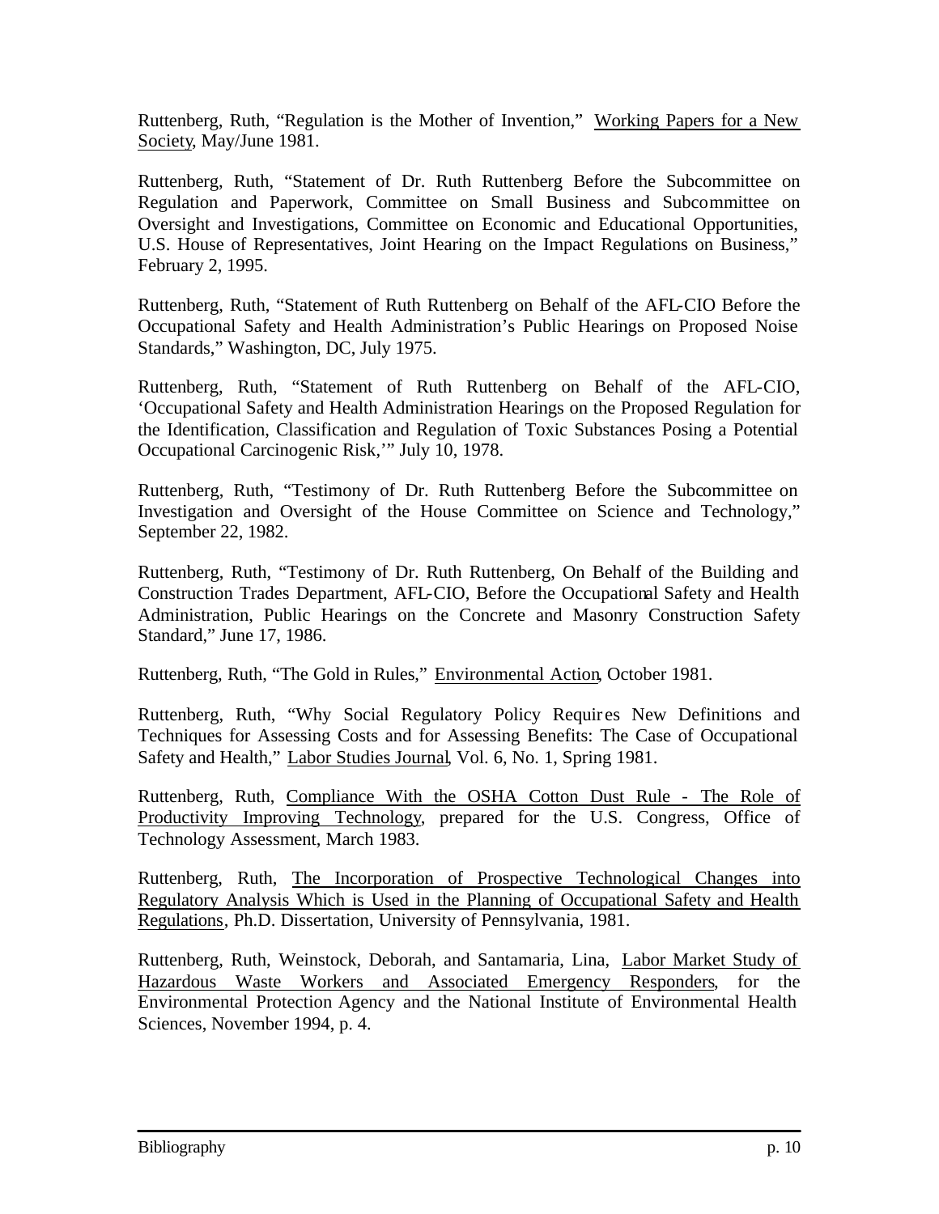Ruttenberg, Ruth, "Regulation is the Mother of Invention," Working Papers for a New Society, May/June 1981.

Ruttenberg, Ruth, "Statement of Dr. Ruth Ruttenberg Before the Subcommittee on Regulation and Paperwork, Committee on Small Business and Subcommittee on Oversight and Investigations, Committee on Economic and Educational Opportunities, U.S. House of Representatives, Joint Hearing on the Impact Regulations on Business," February 2, 1995.

Ruttenberg, Ruth, "Statement of Ruth Ruttenberg on Behalf of the AFL-CIO Before the Occupational Safety and Health Administration's Public Hearings on Proposed Noise Standards," Washington, DC, July 1975.

Ruttenberg, Ruth, "Statement of Ruth Ruttenberg on Behalf of the AFL-CIO, 'Occupational Safety and Health Administration Hearings on the Proposed Regulation for the Identification, Classification and Regulation of Toxic Substances Posing a Potential Occupational Carcinogenic Risk,'" July 10, 1978.

Ruttenberg, Ruth, "Testimony of Dr. Ruth Ruttenberg Before the Subcommittee on Investigation and Oversight of the House Committee on Science and Technology," September 22, 1982.

Ruttenberg, Ruth, "Testimony of Dr. Ruth Ruttenberg, On Behalf of the Building and Construction Trades Department, AFL-CIO, Before the Occupational Safety and Health Administration, Public Hearings on the Concrete and Masonry Construction Safety Standard," June 17, 1986.

Ruttenberg, Ruth, "The Gold in Rules," Environmental Action, October 1981.

Ruttenberg, Ruth, "Why Social Regulatory Policy Requires New Definitions and Techniques for Assessing Costs and for Assessing Benefits: The Case of Occupational Safety and Health," Labor Studies Journal, Vol. 6, No. 1, Spring 1981.

Ruttenberg, Ruth, Compliance With the OSHA Cotton Dust Rule - The Role of Productivity Improving Technology, prepared for the U.S. Congress, Office of Technology Assessment, March 1983.

Ruttenberg, Ruth, The Incorporation of Prospective Technological Changes into Regulatory Analysis Which is Used in the Planning of Occupational Safety and Health Regulations, Ph.D. Dissertation, University of Pennsylvania, 1981.

Ruttenberg, Ruth, Weinstock, Deborah, and Santamaria, Lina, Labor Market Study of Hazardous Waste Workers and Associated Emergency Responders, for the Environmental Protection Agency and the National Institute of Environmental Health Sciences, November 1994, p. 4.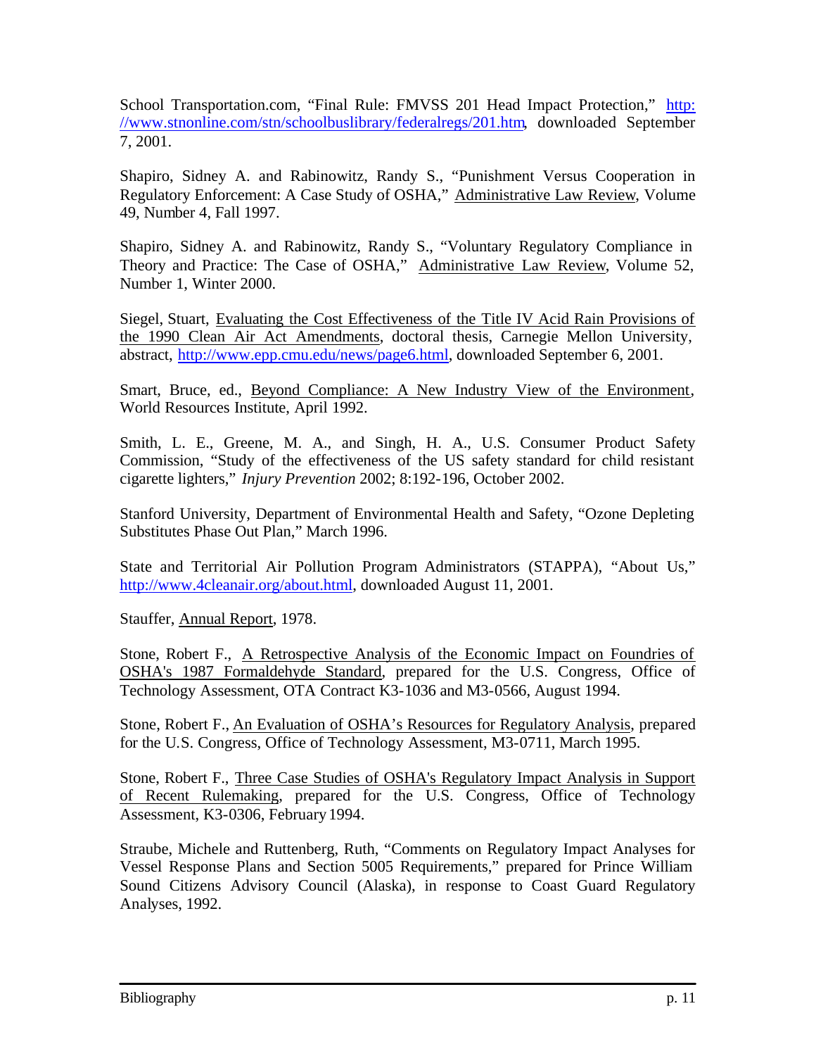School Transportation.com, "Final Rule: FMVSS 201 Head Impact Protection," http://www.stnonline.com/stn/schoolbuslibrary/federalregs/201.htm, downloaded September 7, 2001.

Shapiro, Sidney A. and Rabinowitz, Randy S., "Punishment Versus Cooperation in Regulatory Enforcement: A Case Study of OSHA," Administrative Law Review, Volume 49, Number 4, Fall 1997.

Shapiro, Sidney A. and Rabinowitz, Randy S., "Voluntary Regulatory Compliance in Theory and Practice: The Case of OSHA," Administrative Law Review, Volume 52, Number 1, Winter 2000.

Siegel, Stuart, Evaluating the Cost Effectiveness of the Title IV Acid Rain Provisions of the 1990 Clean Air Act Amendments, doctoral thesis, Carnegie Mellon University, abstract, http://www.epp.cmu.edu/news/page6.html, downloaded September 6, 2001.

Smart, Bruce, ed., Beyond Compliance: A New Industry View of the Environment, World Resources Institute, April 1992.

Smith, L. E., Greene, M. A., and Singh, H. A., U.S. Consumer Product Safety Commission, "Study of the effectiveness of the US safety standard for child resistant cigarette lighters," *Injury Prevention* 2002; 8:192-196, October 2002.

Stanford University, Department of Environmental Health and Safety, "Ozone Depleting Substitutes Phase Out Plan," March 1996.

State and Territorial Air Pollution Program Administrators (STAPPA), "About Us," http://www.4cleanair.org/about.html, downloaded August 11, 2001.

Stauffer, Annual Report, 1978.

Stone, Robert F., A Retrospective Analysis of the Economic Impact on Foundries of OSHA's 1987 Formaldehyde Standard, prepared for the U.S. Congress, Office of Technology Assessment, OTA Contract K3-1036 and M3-0566, August 1994.

Stone, Robert F., An Evaluation of OSHA's Resources for Regulatory Analysis, prepared for the U.S. Congress, Office of Technology Assessment, M3-0711, March 1995.

Stone, Robert F., Three Case Studies of OSHA's Regulatory Impact Analysis in Support of Recent Rulemaking, prepared for the U.S. Congress, Office of Technology Assessment, K3-0306, February 1994.

Straube, Michele and Ruttenberg, Ruth, "Comments on Regulatory Impact Analyses for Vessel Response Plans and Section 5005 Requirements," prepared for Prince William Sound Citizens Advisory Council (Alaska), in response to Coast Guard Regulatory Analyses, 1992.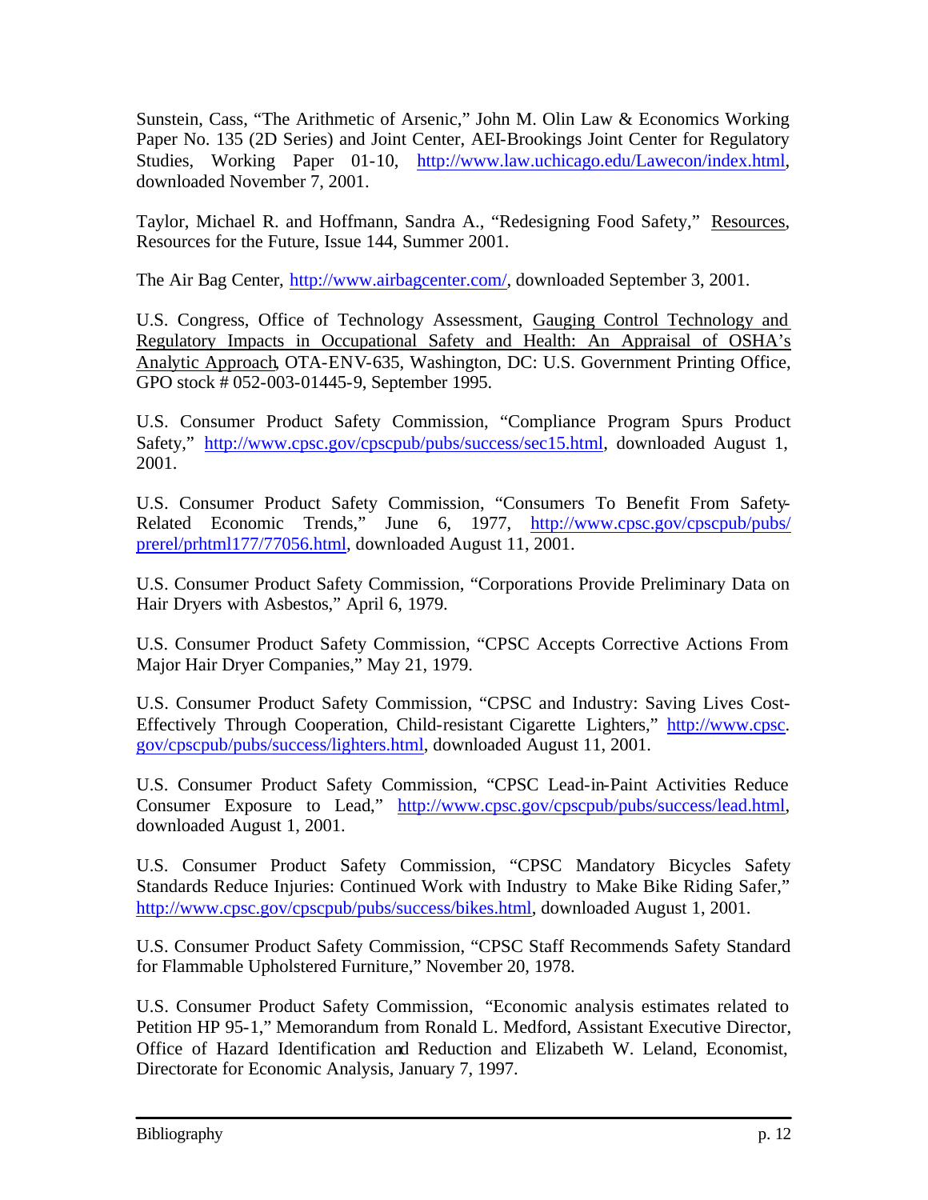Sunstein, Cass, "The Arithmetic of Arsenic," John M. Olin Law & Economics Working Paper No. 135 (2D Series) and Joint Center, AEI-Brookings Joint Center for Regulatory Studies, Working Paper 01-10, http://www.law.uchicago.edu/Lawecon/index.html, downloaded November 7, 2001.

Taylor, Michael R. and Hoffmann, Sandra A., "Redesigning Food Safety," Resources, Resources for the Future, Issue 144, Summer 2001.

The Air Bag Center, http://www.airbagcenter.com/, downloaded September 3, 2001.

U.S. Congress, Office of Technology Assessment, Gauging Control Technology and Regulatory Impacts in Occupational Safety and Health: An Appraisal of OSHA's Analytic Approach, OTA-ENV-635, Washington, DC: U.S. Government Printing Office, GPO stock # 052-003-01445-9, September 1995.

U.S. Consumer Product Safety Commission, "Compliance Program Spurs Product Safety," http://www.cpsc.gov/cpscpub/pubs/success/sec15.html, downloaded August 1, 2001.

U.S. Consumer Product Safety Commission, "Consumers To Benefit From Safety-Related Economic Trends," June 6, 1977, http://www.cpsc.gov/cpscpub/pubs/prerel/prhtml177/77056.html, downloaded August 11, 2001.

U.S. Consumer Product Safety Commission, "Corporations Provide Preliminary Data on Hair Dryers with Asbestos," April 6, 1979.

U.S. Consumer Product Safety Commission, "CPSC Accepts Corrective Actions From Major Hair Dryer Companies," May 21, 1979.

U.S. Consumer Product Safety Commission, "CPSC and Industry: Saving Lives Cost-Effectively Through Cooperation, Child-resistant Cigarette Lighters," http://www.cpsc.gov/cpscpub/pubs/success/lighters.html, downloaded August 11, 2001.

U.S. Consumer Product Safety Commission, "CPSC Lead-in-Paint Activities Reduce Consumer Exposure to Lead," http://www.cpsc.gov/cpscpub/pubs/success/lead.html, downloaded August 1, 2001.

U.S. Consumer Product Safety Commission, "CPSC Mandatory Bicycles Safety Standards Reduce Injuries: Continued Work with Industry to Make Bike Riding Safer," http://www.cpsc.gov/cpscpub/pubs/success/bikes.html, downloaded August 1, 2001.

U.S. Consumer Product Safety Commission, "CPSC Staff Recommends Safety Standard for Flammable Upholstered Furniture," November 20, 1978.

U.S. Consumer Product Safety Commission, "Economic analysis estimates related to Petition HP 95-1," Memorandum from Ronald L. Medford, Assistant Executive Director, Office of Hazard Identification and Reduction and Elizabeth W. Leland, Economist, Directorate for Economic Analysis, January 7, 1997.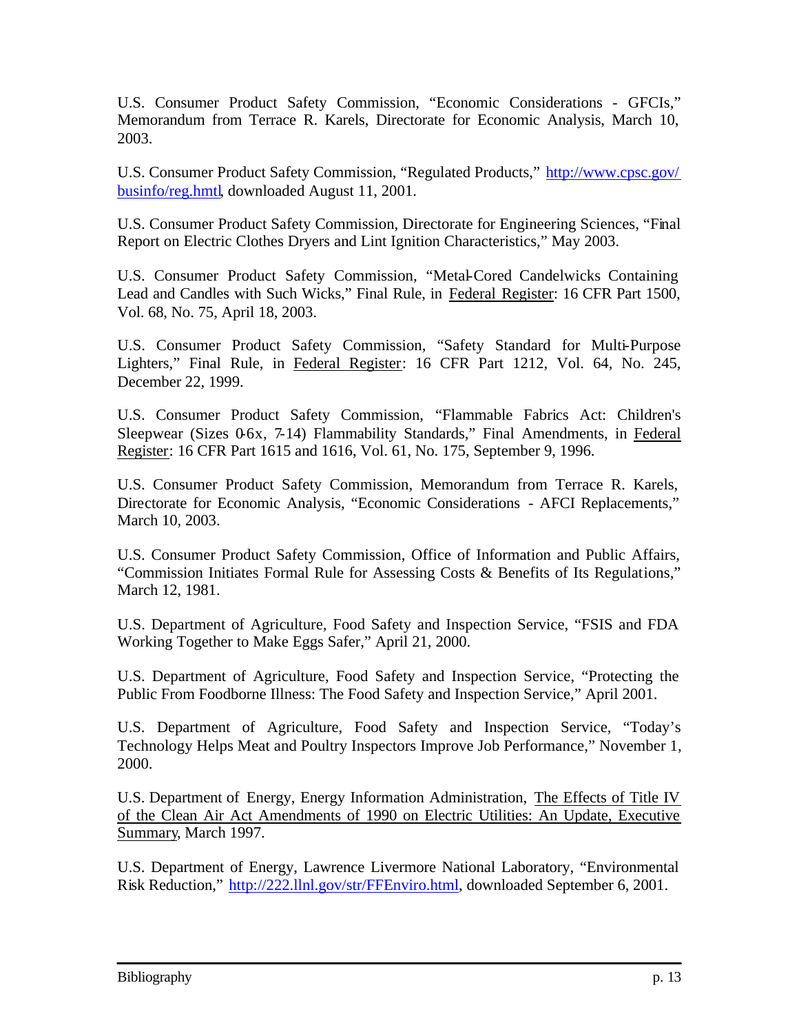U.S. Consumer Product Safety Commission, "Economic Considerations - GFCIs," Memorandum from Terrace R. Karels, Directorate for Economic Analysis, March 10, 2003.

U.S. Consumer Product Safety Commission, "Regulated Products," http://www.cpsc.gov/busînfo/reg.hmtl, downloaded August 11, 2001.

U.S. Consumer Product Safety Commission, Directorate for Engineering Sciences, "Final Report on Electric Clothes Dryers and Lint Ignition Characteristics," May 2003.

U.S. Consumer Product Safety Commission, "Metal-Cored Candelwicks Containing Lead and Candles with Such Wicks," Final Rule, in Federal Register: 16 CFR Part 1500, Vol. 68, No. 75, April 18, 2003.

U.S. Consumer Product Safety Commission, "Safety Standard for Multi-Purpose Lighters," Final Rule, in Federal Register: 16 CFR Part 1212, Vol. 64, No. 245, December 22, 1999.

U.S. Consumer Product Safety Commission, "Flammable Fabrics Act: Children's Sleepwear (Sizes 0-6x, 7-14) Flammability Standards," Final Amendments, in Federal Register: 16 CFR Part 1615 and 1616, Vol. 61, No. 175, September 9, 1996.

U.S. Consumer Product Safety Commission, Memorandum from Terrace R. Karels, Directorate for Economic Analysis, "Economic Considerations - AFCI Replacements," March 10, 2003.

U.S. Consumer Product Safety Commission, Office of Information and Public Affairs, "Commission Initiates Formal Rule for Assessing Costs & Benefits of Its Regulations," March 12, 1981.

U.S. Department of Agriculture, Food Safety and Inspection Service, "FSIS and FDA Working Together to Make Eggs Safer," April 21, 2000.

U.S. Department of Agriculture, Food Safety and Inspection Service, "Protecting the Public From Foodborne Illness: The Food Safety and Inspection Service," April 2001.

U.S. Department of Agriculture, Food Safety and Inspection Service, "Today's Technology Helps Meat and Poultry Inspectors Improve Job Performance," November 1, 2000.

U.S. Department of Energy, Energy Information Administration, The Effects of Title IV of the Clean Air Act Amendments of 1990 on Electric Utilities: An Update, Executive Summary, March 1997.

U.S. Department of Energy, Lawrence Livermore National Laboratory, "Environmental Risk Reduction," http://222.llnl.gov/str/FFEnviro.html, downloaded September 6, 2001.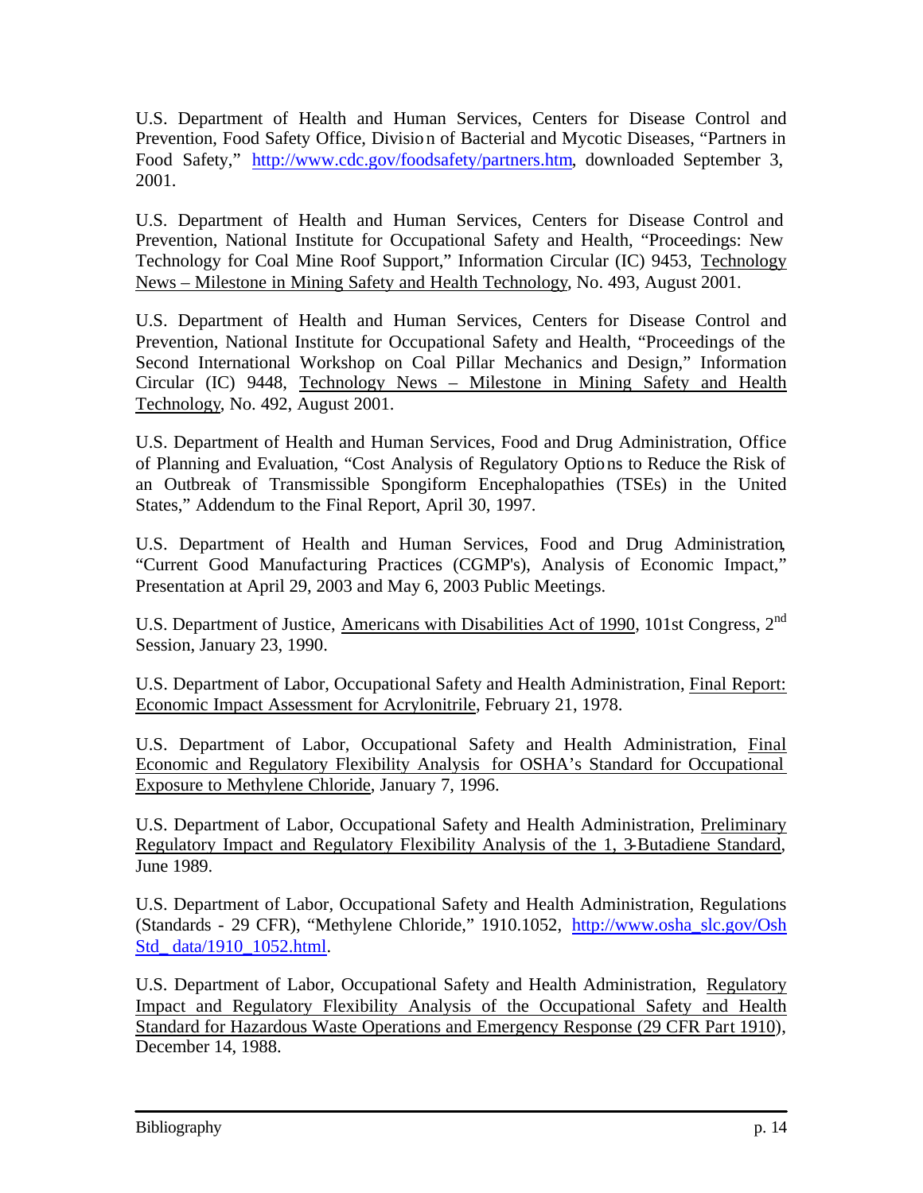U.S. Department of Health and Human Services, Centers for Disease Control and Prevention, Food Safety Office, Division of Bacterial and Mycotic Diseases, "Partners in Food Safety," http://www.cdc.gov/foodsafety/partners.htm, downloaded September 3, 2001.

U.S. Department of Health and Human Services, Centers for Disease Control and Prevention, National Institute for Occupational Safety and Health, "Proceedings: New Technology for Coal Mine Roof Support," Information Circular (IC) 9453, Technology News – Milestone in Mining Safety and Health Technology, No. 493, August 2001.

U.S. Department of Health and Human Services, Centers for Disease Control and Prevention, National Institute for Occupational Safety and Health, "Proceedings of the Second International Workshop on Coal Pillar Mechanics and Design," Information Circular (IC) 9448, Technology News – Milestone in Mining Safety and Health Technology, No. 492, August 2001.

U.S. Department of Health and Human Services, Food and Drug Administration, Office of Planning and Evaluation, "Cost Analysis of Regulatory Options to Reduce the Risk of an Outbreak of Transmissible Spongiform Encephalopathies (TSEs) in the United States," Addendum to the Final Report, April 30, 1997.

U.S. Department of Health and Human Services, Food and Drug Administration, "Current Good Manufacturing Practices (CGMP's), Analysis of Economic Impact," Presentation at April 29, 2003 and May 6, 2003 Public Meetings.

U.S. Department of Justice, Americans with Disabilities Act of 1990, 101st Congress, 2nd Session, January 23, 1990.

U.S. Department of Labor, Occupational Safety and Health Administration, Final Report: Economic Impact Assessment for Acrylonitrile, February 21, 1978.

U.S. Department of Labor, Occupational Safety and Health Administration, Final Economic and Regulatory Flexibility Analysis for OSHA's Standard for Occupational Exposure to Methylene Chloride, January 7, 1996.

U.S. Department of Labor, Occupational Safety and Health Administration, Preliminary Regulatory Impact and Regulatory Flexibility Analysis of the 1, 3-Butadiene Standard, June 1989.

U.S. Department of Labor, Occupational Safety and Health Administration, Regulations (Standards - 29 CFR), "Methylene Chloride," 1910.1052, http://www.osha_slc.gov/OshStd_data/1910_1052.html.

U.S. Department of Labor, Occupational Safety and Health Administration, Regulatory Impact and Regulatory Flexibility Analysis of the Occupational Safety and Health Standard for Hazardous Waste Operations and Emergency Response (29 CFR Part 1910), December 14, 1988.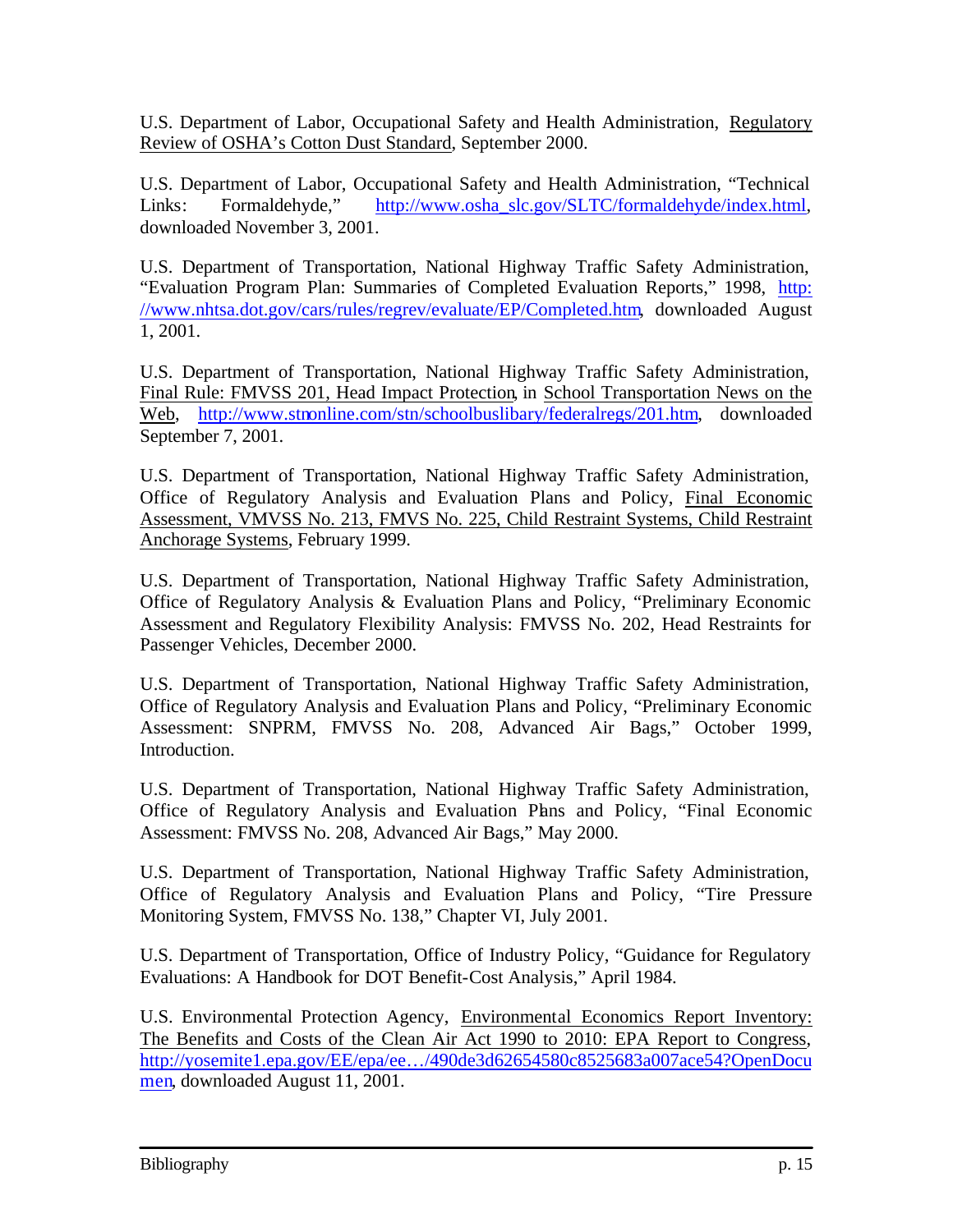U.S. Department of Labor, Occupational Safety and Health Administration, Regulatory Review of OSHA's Cotton Dust Standard, September 2000.

U.S. Department of Labor, Occupational Safety and Health Administration, "Technical Links: Formaldehyde," http://www.osha_slc.gov/SLTC/formaldehyde/index.html, downloaded November 3, 2001.

U.S. Department of Transportation, National Highway Traffic Safety Administration, "Evaluation Program Plan: Summaries of Completed Evaluation Reports," 1998, http://www.nhtsa.dot.gov/cars/rules/regrev/evaluate/EP/Completed.htm, downloaded August 1, 2001.

U.S. Department of Transportation, National Highway Traffic Safety Administration, Final Rule: FMVSS 201, Head Impact Protection, in School Transportation News on the Web, http://www.stnonline.com/stn/schoolbuslibary/federalregs/201.htm, downloaded September 7, 2001.

U.S. Department of Transportation, National Highway Traffic Safety Administration, Office of Regulatory Analysis and Evaluation Plans and Policy, Final Economic Assessment, VMVSS No. 213, FMVS No. 225, Child Restraint Systems, Child Restraint Anchorage Systems, February 1999.

U.S. Department of Transportation, National Highway Traffic Safety Administration, Office of Regulatory Analysis & Evaluation Plans and Policy, "Preliminary Economic Assessment and Regulatory Flexibility Analysis: FMVSS No. 202, Head Restraints for Passenger Vehicles, December 2000.

U.S. Department of Transportation, National Highway Traffic Safety Administration, Office of Regulatory Analysis and Evaluation Plans and Policy, "Preliminary Economic Assessment: SNPRM, FMVSS No. 208, Advanced Air Bags," October 1999, Introduction.

U.S. Department of Transportation, National Highway Traffic Safety Administration, Office of Regulatory Analysis and Evaluation Plans and Policy, "Final Economic Assessment: FMVSS No. 208, Advanced Air Bags," May 2000.

U.S. Department of Transportation, National Highway Traffic Safety Administration, Office of Regulatory Analysis and Evaluation Plans and Policy, "Tire Pressure Monitoring System, FMVSS No. 138," Chapter VI, July 2001.

U.S. Department of Transportation, Office of Industry Policy, "Guidance for Regulatory Evaluations: A Handbook for DOT Benefit-Cost Analysis," April 1984.

U.S. Environmental Protection Agency, Environmental Economics Report Inventory: The Benefits and Costs of the Clean Air Act 1990 to 2010: EPA Report to Congress, http://yosemite1.epa.gov/EE/epa/ee…/490de3d62654580c8525683a007ace54?OpenDocumen, downloaded August 11, 2001.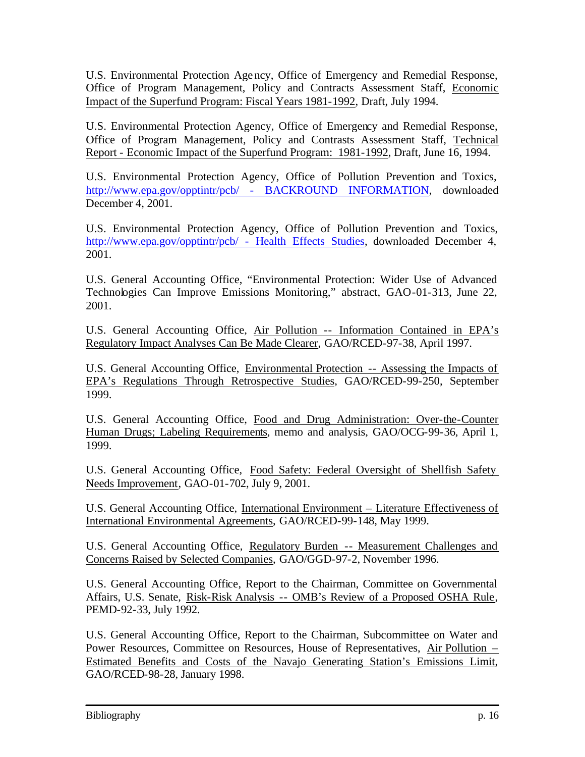U.S. Environmental Protection Agency, Office of Emergency and Remedial Response, Office of Program Management, Policy and Contracts Assessment Staff, Economic Impact of the Superfund Program: Fiscal Years 1981-1992, Draft, July 1994.

U.S. Environmental Protection Agency, Office of Emergency and Remedial Response, Office of Program Management, Policy and Contrasts Assessment Staff, Technical Report - Economic Impact of the Superfund Program: 1981-1992, Draft, June 16, 1994.

U.S. Environmental Protection Agency, Office of Pollution Prevention and Toxics, http://www.epa.gov/opptintr/pcb/ - BACKROUND INFORMATION, downloaded December 4, 2001.

U.S. Environmental Protection Agency, Office of Pollution Prevention and Toxics, http://www.epa.gov/opptintr/pcb/ - Health Effects Studies, downloaded December 4, 2001.

U.S. General Accounting Office, "Environmental Protection: Wider Use of Advanced Technologies Can Improve Emissions Monitoring," abstract, GAO-01-313, June 22, 2001.

U.S. General Accounting Office, Air Pollution -- Information Contained in EPA's Regulatory Impact Analyses Can Be Made Clearer, GAO/RCED-97-38, April 1997.

U.S. General Accounting Office, Environmental Protection -- Assessing the Impacts of EPA's Regulations Through Retrospective Studies, GAO/RCED-99-250, September 1999.

U.S. General Accounting Office, Food and Drug Administration: Over-the-Counter Human Drugs; Labeling Requirements, memo and analysis, GAO/OCG-99-36, April 1, 1999.

U.S. General Accounting Office, Food Safety: Federal Oversight of Shellfish Safety Needs Improvement, GAO-01-702, July 9, 2001.

U.S. General Accounting Office, International Environment – Literature Effectiveness of International Environmental Agreements, GAO/RCED-99-148, May 1999.

U.S. General Accounting Office, Regulatory Burden -- Measurement Challenges and Concerns Raised by Selected Companies, GAO/GGD-97-2, November 1996.

U.S. General Accounting Office, Report to the Chairman, Committee on Governmental Affairs, U.S. Senate, Risk-Risk Analysis -- OMB's Review of a Proposed OSHA Rule, PEMD-92-33, July 1992.

U.S. General Accounting Office, Report to the Chairman, Subcommittee on Water and Power Resources, Committee on Resources, House of Representatives, Air Pollution – Estimated Benefits and Costs of the Navajo Generating Station's Emissions Limit, GAO/RCED-98-28, January 1998.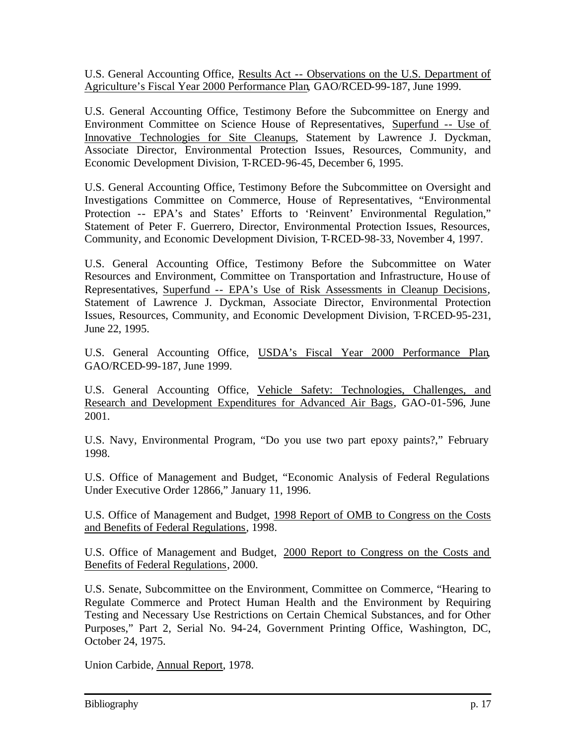U.S. General Accounting Office, Results Act -- Observations on the U.S. Department of Agriculture's Fiscal Year 2000 Performance Plan, GAO/RCED-99-187, June 1999.

U.S. General Accounting Office, Testimony Before the Subcommittee on Energy and Environment Committee on Science House of Representatives, Superfund -- Use of Innovative Technologies for Site Cleanups, Statement by Lawrence J. Dyckman, Associate Director, Environmental Protection Issues, Resources, Community, and Economic Development Division, T-RCED-96-45, December 6, 1995.

U.S. General Accounting Office, Testimony Before the Subcommittee on Oversight and Investigations Committee on Commerce, House of Representatives, "Environmental Protection -- EPA's and States' Efforts to 'Reinvent' Environmental Regulation," Statement of Peter F. Guerrero, Director, Environmental Protection Issues, Resources, Community, and Economic Development Division, T-RCED-98-33, November 4, 1997.

U.S. General Accounting Office, Testimony Before the Subcommittee on Water Resources and Environment, Committee on Transportation and Infrastructure, House of Representatives, Superfund -- EPA's Use of Risk Assessments in Cleanup Decisions, Statement of Lawrence J. Dyckman, Associate Director, Environmental Protection Issues, Resources, Community, and Economic Development Division, T-RCED-95-231, June 22, 1995.

U.S. General Accounting Office, USDA's Fiscal Year 2000 Performance Plan, GAO/RCED-99-187, June 1999.

U.S. General Accounting Office, Vehicle Safety: Technologies, Challenges, and Research and Development Expenditures for Advanced Air Bags, GAO-01-596, June 2001.

U.S. Navy, Environmental Program, "Do you use two part epoxy paints?," February 1998.

U.S. Office of Management and Budget, "Economic Analysis of Federal Regulations Under Executive Order 12866," January 11, 1996.

U.S. Office of Management and Budget, 1998 Report of OMB to Congress on the Costs and Benefits of Federal Regulations, 1998.

U.S. Office of Management and Budget, 2000 Report to Congress on the Costs and Benefits of Federal Regulations, 2000.

U.S. Senate, Subcommittee on the Environment, Committee on Commerce, "Hearing to Regulate Commerce and Protect Human Health and the Environment by Requiring Testing and Necessary Use Restrictions on Certain Chemical Substances, and for Other Purposes," Part 2, Serial No. 94-24, Government Printing Office, Washington, DC, October 24, 1975.

Union Carbide, Annual Report, 1978.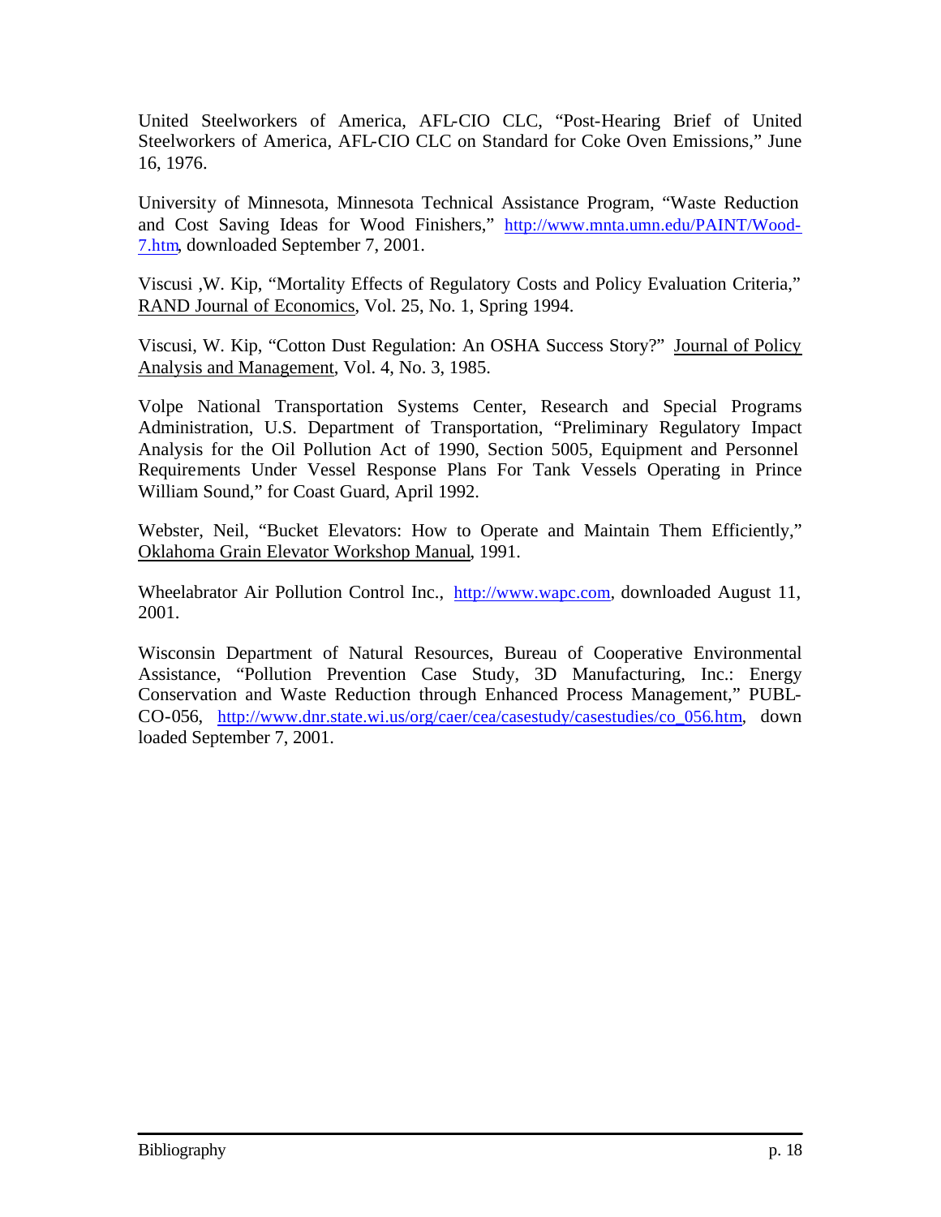United Steelworkers of America, AFL-CIO CLC, "Post-Hearing Brief of United Steelworkers of America, AFL-CIO CLC on Standard for Coke Oven Emissions," June 16, 1976.

University of Minnesota, Minnesota Technical Assistance Program, "Waste Reduction and Cost Saving Ideas for Wood Finishers," http://www.mnta.umn.edu/PAINT/Wood-7.htm, downloaded September 7, 2001.

Viscusi ,W. Kip, "Mortality Effects of Regulatory Costs and Policy Evaluation Criteria," RAND Journal of Economics, Vol. 25, No. 1, Spring 1994.

Viscusi, W. Kip, "Cotton Dust Regulation: An OSHA Success Story?" Journal of Policy Analysis and Management, Vol. 4, No. 3, 1985.

Volpe National Transportation Systems Center, Research and Special Programs Administration, U.S. Department of Transportation, "Preliminary Regulatory Impact Analysis for the Oil Pollution Act of 1990, Section 5005, Equipment and Personnel Requirements Under Vessel Response Plans For Tank Vessels Operating in Prince William Sound," for Coast Guard, April 1992.

Webster, Neil, "Bucket Elevators: How to Operate and Maintain Them Efficiently," Oklahoma Grain Elevator Workshop Manual, 1991.

Wheelabrator Air Pollution Control Inc., http://www.wapc.com, downloaded August 11, 2001.

Wisconsin Department of Natural Resources, Bureau of Cooperative Environmental Assistance, "Pollution Prevention Case Study, 3D Manufacturing, Inc.: Energy Conservation and Waste Reduction through Enhanced Process Management," PUBL-CO-056, http://www.dnr.state.wi.us/org/caer/cea/casestudy/casestudies/co_056.htm, down loaded September 7, 2001.